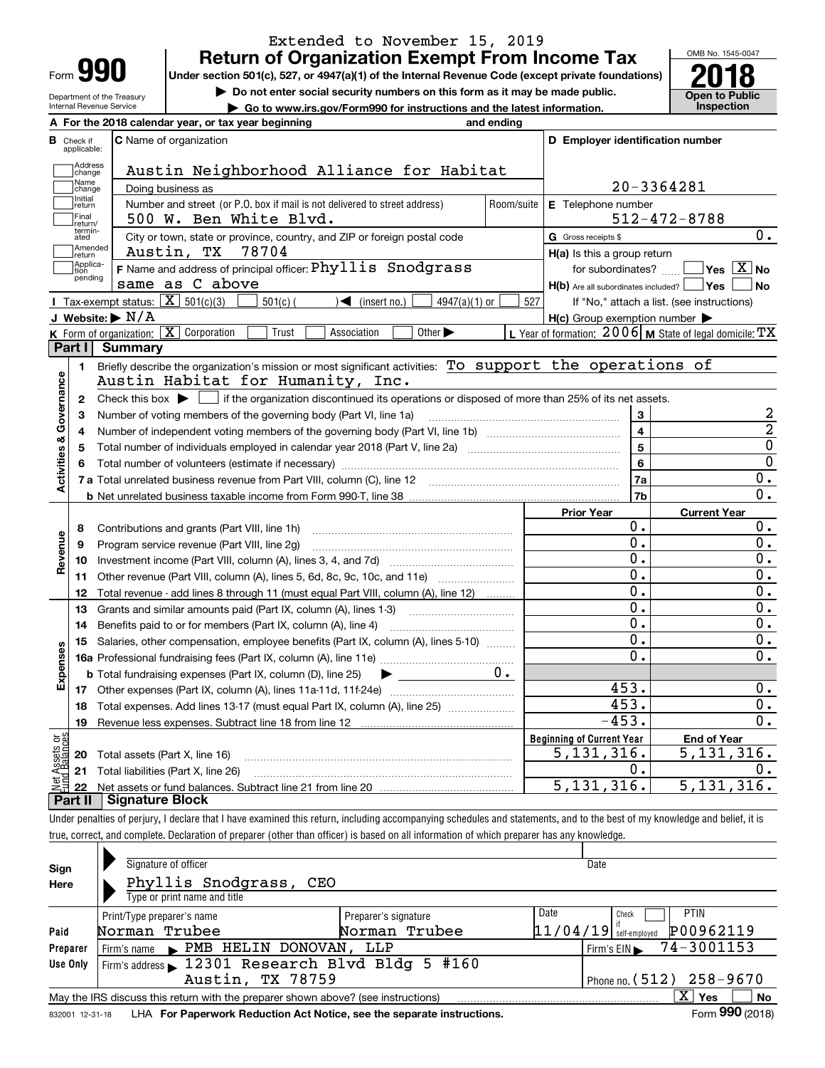Extended to November 15, 2019

# Form 990 — Return of Organization Exempt From Income Tax (2018)

Under section 501(c), 527, or 4947(a)(1) of the Internal Revenue Code (except private foundations)

▶ Do not enter social security numbers on this form as it may be made public.

▶ Go to www.irs.gov/Form990 for instructions and the latest information.

Department of the Treasury, Internal Revenue Service

OMB No. 1545-0047 — **Open to Public Inspection**

**A** For the 2018 calendar year, or tax year beginning and ending

**B** Check if applicable: Address change ☐ Name change ☐ Initial return ☐ Final return/terminated ☐ Amended return ☐ Application pending ☐

**C** Name of organization: Austin Neighborhood Alliance for Habitat

Doing business as

Number and street (or P.O. box if mail is not delivered to street address): 500 W. Ben White Blvd. Room/suite

City or town, state or province, country, and ZIP or foreign postal code: Austin, TX 78704

**D** Employer identification number: 20-3364281

**E** Telephone number: 512-472-8788

**G** Gross receipts $ 0.

**F** Name and address of principal officer: Phyllis Snodgrass, same as C above

**H(a)** Is this a group return for subordinates? ☐ Yes ☒ No

**H(b)** Are all subordinates included? ☐ Yes ☐ No — If "No," attach a list. (see instructions)

**H(c)** Group exemption number ▶

**I** Tax-exempt status: ☒ 501(c)(3) ☐ 501(c) ( ) ◀ (insert no.) ☐ 4947(a)(1) or ☐ 527

**J** Website: ▶ N/A

**K** Form of organization: ☒ Corporation ☐ Trust ☐ Association ☐ Other ▶

**L** Year of formation: 2006 **M** State of legal domicile: TX

## Part I Summary

**Activities & Governance**

1. Briefly describe the organization's mission or most significant activities: To support the operations of Austin Habitat for Humanity, Inc.
2. Check this box ▶ ☐ if the organization discontinued its operations or disposed of more than 25% of its net assets.

| Line | Description | | Value |
|---|---|---|---|
| 3 | Number of voting members of the governing body (Part VI, line 1a) | 3 | 2 |
| 4 | Number of independent voting members of the governing body (Part VI, line 1b) | 4 | 2 |
| 5 | Total number of individuals employed in calendar year 2018 (Part V, line 2a) | 5 | 0 |
| 6 | Total number of volunteers (estimate if necessary) | 6 | 0 |
| 7a | Total unrelated business revenue from Part VIII, column (C), line 12 | 7a | 0. |
| 7b | Net unrelated business taxable income from Form 990-T, line 38 | 7b | 0. |

| Line | Description | Prior Year | Current Year |
|---|---|---|---|
| **Revenue** | | | |
| 8 | Contributions and grants (Part VIII, line 1h) | 0. | 0. |
| 9 | Program service revenue (Part VIII, line 2g) | 0. | 0. |
| 10 | Investment income (Part VIII, column (A), lines 3, 4, and 7d) | 0. | 0. |
| 11 | Other revenue (Part VIII, column (A), lines 5, 6d, 8c, 9c, 10c, and 11e) | 0. | 0. |
| 12 | Total revenue - add lines 8 through 11 (must equal Part VIII, column (A), line 12) | 0. | 0. |
| **Expenses** | | | |
| 13 | Grants and similar amounts paid (Part IX, column (A), lines 1-3) | 0. | 0. |
| 14 | Benefits paid to or for members (Part IX, column (A), line 4) | 0. | 0. |
| 15 | Salaries, other compensation, employee benefits (Part IX, column (A), lines 5-10) | 0. | 0. |
| 16a | Professional fundraising fees (Part IX, column (A), line 11e) | 0. | 0. |
| b | Total fundraising expenses (Part IX, column (D), line 25) ▶ 0. | | |
| 17 | Other expenses (Part IX, column (A), lines 11a-11d, 11f-24e) | 453. | 0. |
| 18 | Total expenses. Add lines 13-17 (must equal Part IX, column (A), line 25) | 453. | 0. |
| 19 | Revenue less expenses. Subtract line 18 from line 12 | -453. | 0. |

| Line | Net Assets or Fund Balances | Beginning of Current Year | End of Year |
|---|---|---|---|
| 20 | Total assets (Part X, line 16) | 5,131,316. | 5,131,316. |
| 21 | Total liabilities (Part X, line 26) | 0. | 0. |
| 22 | Net assets or fund balances. Subtract line 21 from line 20 | 5,131,316. | 5,131,316. |

## Part II Signature Block

Under penalties of perjury, I declare that I have examined this return, including accompanying schedules and statements, and to the best of my knowledge and belief, it is true, correct, and complete. Declaration of preparer (other than officer) is based on all information of which preparer has any knowledge.

**Sign Here**

Signature of officer — Date

Phyllis Snodgrass, CEO
Type or print name and title

**Paid Preparer Use Only**

| Print/Type preparer's name | Preparer's signature | Date | Check if self-employed | PTIN |
|---|---|---|---|---|
| Norman Trubee | Norman Trubee | 11/04/19 | ☐ | P00962119 |

Firm's name ▶ PMB HELIN DONOVAN, LLP — Firm's EIN ▶ 74-3001153

Firm's address ▶ 12301 Research Blvd Bldg 5 #160, Austin, TX 78759 — Phone no. (512) 258-9670

May the IRS discuss this return with the preparer shown above? (see instructions) ☒ Yes ☐ No

832001 12-31-18 LHA For Paperwork Reduction Act Notice, see the separate instructions. Form **990** (2018)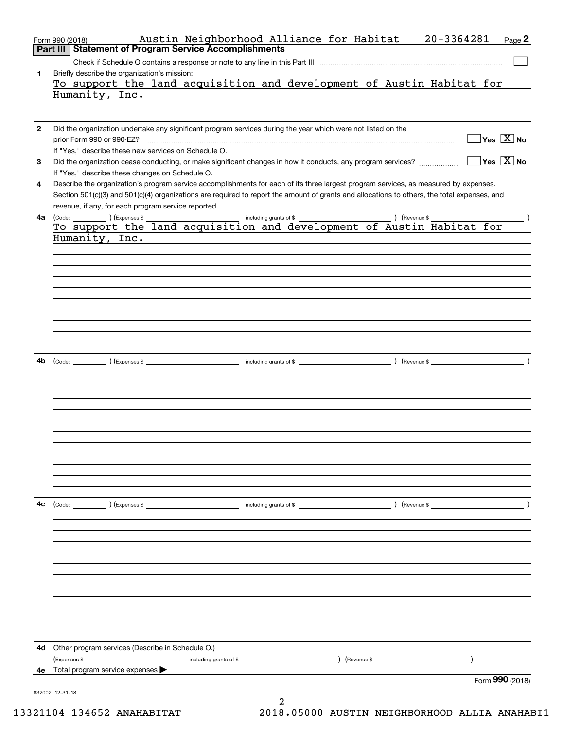Form 990 (2018) Austin Neighborhood Alliance for Habitat 20-3364281 Page 2

## Part III Statement of Program Service Accomplishments

Check if Schedule O contains a response or note to any line in this Part III ☐

**1** Briefly describe the organization's mission:

To support the land acquisition and development of Austin Habitat for Humanity, Inc.

**2** Did the organization undertake any significant program services during the year which were not listed on the prior Form 990 or 990-EZ? ☐ Yes ☒ No

If "Yes," describe these new services on Schedule O.

**3** Did the organization cease conducting, or make significant changes in how it conducts, any program services? ☐ Yes ☒ No

If "Yes," describe these changes on Schedule O.

**4** Describe the organization's program service accomplishments for each of its three largest program services, as measured by expenses. Section 501(c)(3) and 501(c)(4) organizations are required to report the amount of grants and allocations to others, the total expenses, and revenue, if any, for each program service reported.

**4a** (Code: ) (Expenses $ including grants of $ ) (Revenue $ )

To support the land acquisition and development of Austin Habitat for Humanity, Inc.

**4b** (Code: ) (Expenses $ including grants of $ ) (Revenue $ )

**4c** (Code: ) (Expenses $ including grants of $ ) (Revenue $ )

**4d** Other program services (Describe in Schedule O.)

(Expenses $ including grants of $ ) (Revenue $ )

**4e** Total program service expenses ▶

Form **990** (2018)

832002 12-31-18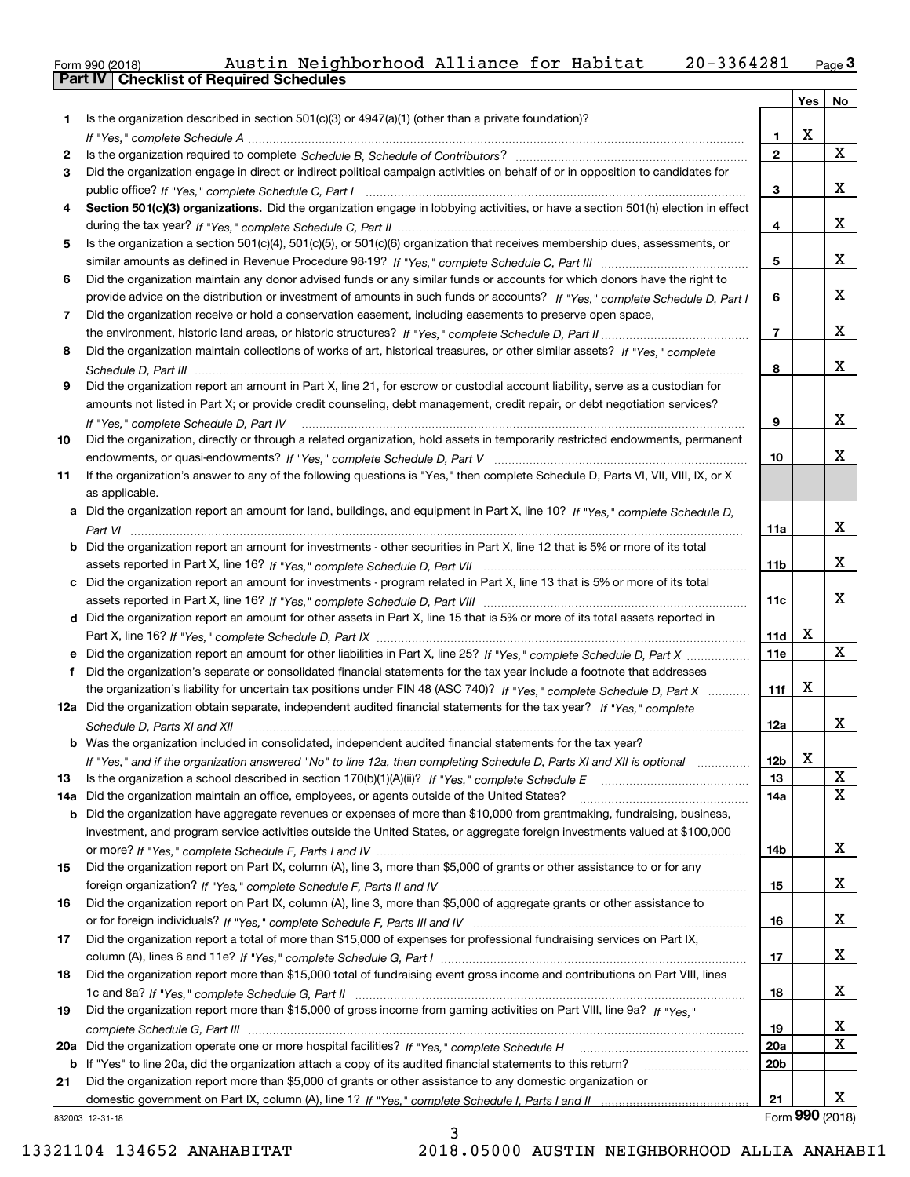Form 990 (2018) Austin Neighborhood Alliance for Habitat 20-3364281 Page 3

## Part IV Checklist of Required Schedules

| | | | Yes | No |
|---|---|---|---|---|
| 1 | Is the organization described in section 501(c)(3) or 4947(a)(1) (other than a private foundation)? *If "Yes," complete Schedule A* | 1 | X | |
| 2 | Is the organization required to complete *Schedule B, Schedule of Contributors*? | 2 | | X |
| 3 | Did the organization engage in direct or indirect political campaign activities on behalf of or in opposition to candidates for public office? *If "Yes," complete Schedule C, Part I* | 3 | | X |
| 4 | **Section 501(c)(3) organizations.** Did the organization engage in lobbying activities, or have a section 501(h) election in effect during the tax year? *If "Yes," complete Schedule C, Part II* | 4 | | X |
| 5 | Is the organization a section 501(c)(4), 501(c)(5), or 501(c)(6) organization that receives membership dues, assessments, or similar amounts as defined in Revenue Procedure 98-19? *If "Yes," complete Schedule C, Part III* | 5 | | X |
| 6 | Did the organization maintain any donor advised funds or any similar funds or accounts for which donors have the right to provide advice on the distribution or investment of amounts in such funds or accounts? *If "Yes," complete Schedule D, Part I* | 6 | | X |
| 7 | Did the organization receive or hold a conservation easement, including easements to preserve open space, the environment, historic land areas, or historic structures? *If "Yes," complete Schedule D, Part II* | 7 | | X |
| 8 | Did the organization maintain collections of works of art, historical treasures, or other similar assets? *If "Yes," complete Schedule D, Part III* | 8 | | X |
| 9 | Did the organization report an amount in Part X, line 21, for escrow or custodial account liability, serve as a custodian for amounts not listed in Part X; or provide credit counseling, debt management, credit repair, or debt negotiation services? *If "Yes," complete Schedule D, Part IV* | 9 | | X |
| 10 | Did the organization, directly or through a related organization, hold assets in temporarily restricted endowments, permanent endowments, or quasi-endowments? *If "Yes," complete Schedule D, Part V* | 10 | | X |
| 11 | If the organization's answer to any of the following questions is "Yes," then complete Schedule D, Parts VI, VII, VIII, IX, or X as applicable. | | | |
| a | Did the organization report an amount for land, buildings, and equipment in Part X, line 10? *If "Yes," complete Schedule D, Part VI* | 11a | | X |
| b | Did the organization report an amount for investments - other securities in Part X, line 12 that is 5% or more of its total assets reported in Part X, line 16? *If "Yes," complete Schedule D, Part VII* | 11b | | X |
| c | Did the organization report an amount for investments - program related in Part X, line 13 that is 5% or more of its total assets reported in Part X, line 16? *If "Yes," complete Schedule D, Part VIII* | 11c | | X |
| d | Did the organization report an amount for other assets in Part X, line 15 that is 5% or more of its total assets reported in Part X, line 16? *If "Yes," complete Schedule D, Part IX* | 11d | X | |
| e | Did the organization report an amount for other liabilities in Part X, line 25? *If "Yes," complete Schedule D, Part X* | 11e | | X |
| f | Did the organization's separate or consolidated financial statements for the tax year include a footnote that addresses the organization's liability for uncertain tax positions under FIN 48 (ASC 740)? *If "Yes," complete Schedule D, Part X* | 11f | X | |
| 12a | Did the organization obtain separate, independent audited financial statements for the tax year? *If "Yes," complete Schedule D, Parts XI and XII* | 12a | | X |
| b | Was the organization included in consolidated, independent audited financial statements for the tax year? *If "Yes," and if the organization answered "No" to line 12a, then completing Schedule D, Parts XI and XII is optional* | 12b | X | |
| 13 | Is the organization a school described in section 170(b)(1)(A)(ii)? *If "Yes," complete Schedule E* | 13 | | X |
| 14a | Did the organization maintain an office, employees, or agents outside of the United States? | 14a | | X |
| b | Did the organization have aggregate revenues or expenses of more than $10,000 from grantmaking, fundraising, business, investment, and program service activities outside the United States, or aggregate foreign investments valued at $100,000 or more? *If "Yes," complete Schedule F, Parts I and IV* | 14b | | X |
| 15 | Did the organization report on Part IX, column (A), line 3, more than $5,000 of grants or other assistance to or for any foreign organization? *If "Yes," complete Schedule F, Parts II and IV* | 15 | | X |
| 16 | Did the organization report on Part IX, column (A), line 3, more than $5,000 of aggregate grants or other assistance to or for foreign individuals? *If "Yes," complete Schedule F, Parts III and IV* | 16 | | X |
| 17 | Did the organization report a total of more than $15,000 of expenses for professional fundraising services on Part IX, column (A), lines 6 and 11e? *If "Yes," complete Schedule G, Part I* | 17 | | X |
| 18 | Did the organization report more than $15,000 total of fundraising event gross income and contributions on Part VIII, lines 1c and 8a? *If "Yes," complete Schedule G, Part II* | 18 | | X |
| 19 | Did the organization report more than $15,000 of gross income from gaming activities on Part VIII, line 9a? *If "Yes," complete Schedule G, Part III* | 19 | | X |
| 20a | Did the organization operate one or more hospital facilities? *If "Yes," complete Schedule H* | 20a | | X |
| b | If "Yes" to line 20a, did the organization attach a copy of its audited financial statements to this return? | 20b | | |
| 21 | Did the organization report more than $5,000 of grants or other assistance to any domestic organization or domestic government on Part IX, column (A), line 1? *If "Yes," complete Schedule I, Parts I and II* | 21 | | X |

832003 12-31-18 Form **990** (2018)

13321104 134652 ANAHABITAT 2018.05000 AUSTIN NEIGHBORHOOD ALLIA ANAHABI1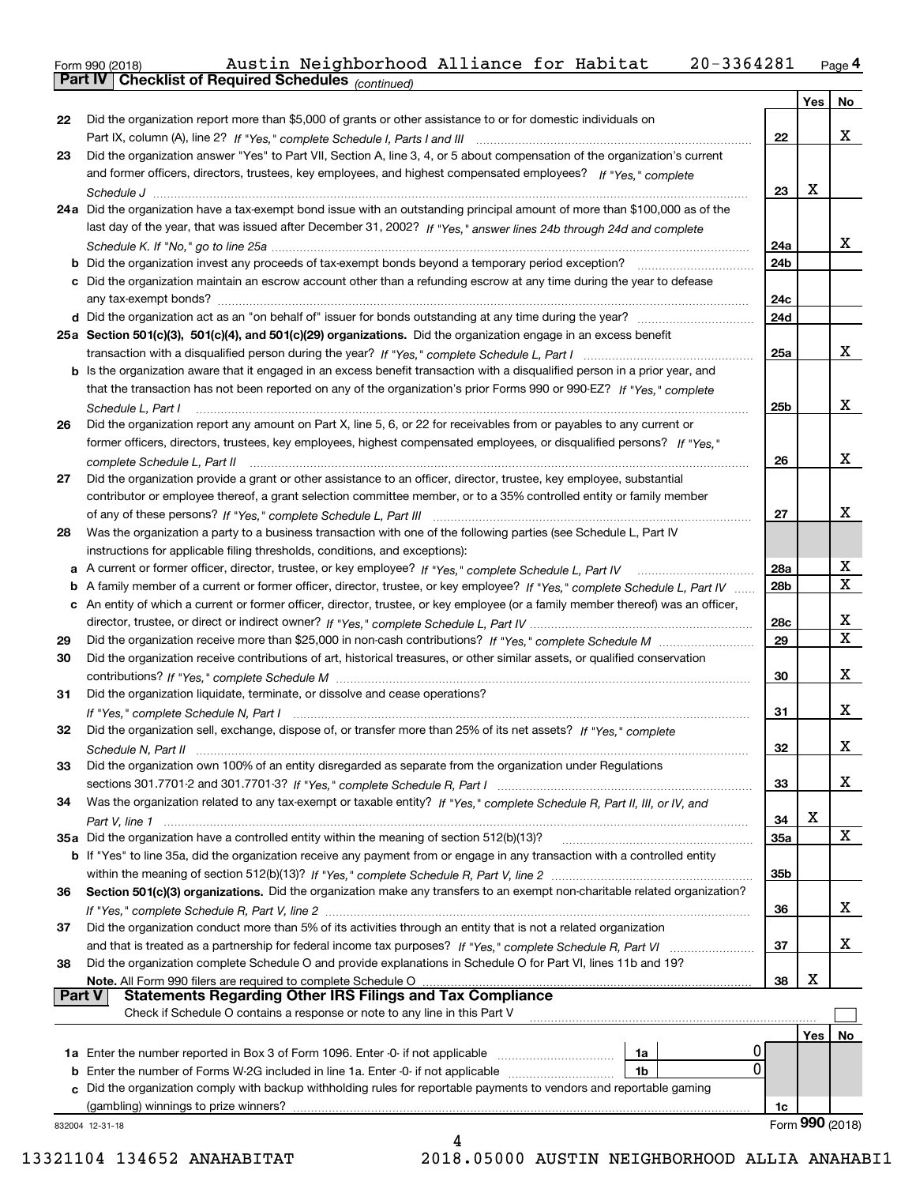Form 990 (2018) Austin Neighborhood Alliance for Habitat 20-3364281 Page 4

**Part IV Checklist of Required Schedules** *(continued)*

| | | | Yes | No |
|---|---|---|---|---|
| 22 | Did the organization report more than $5,000 of grants or other assistance to or for domestic individuals on Part IX, column (A), line 2? *If "Yes," complete Schedule I, Parts I and III* | 22 | | X |
| 23 | Did the organization answer "Yes" to Part VII, Section A, line 3, 4, or 5 about compensation of the organization's current and former officers, directors, trustees, key employees, and highest compensated employees? *If "Yes," complete Schedule J* | 23 | X | |
| 24a | Did the organization have a tax-exempt bond issue with an outstanding principal amount of more than $100,000 as of the last day of the year, that was issued after December 31, 2002? *If "Yes," answer lines 24b through 24d and complete Schedule K. If "No," go to line 25a* | 24a | | X |
| b | Did the organization invest any proceeds of tax-exempt bonds beyond a temporary period exception? | 24b | | |
| c | Did the organization maintain an escrow account other than a refunding escrow at any time during the year to defease any tax-exempt bonds? | 24c | | |
| d | Did the organization act as an "on behalf of" issuer for bonds outstanding at any time during the year? | 24d | | |
| 25a | **Section 501(c)(3), 501(c)(4), and 501(c)(29) organizations.** Did the organization engage in an excess benefit transaction with a disqualified person during the year? *If "Yes," complete Schedule L, Part I* | 25a | | X |
| b | Is the organization aware that it engaged in an excess benefit transaction with a disqualified person in a prior year, and that the transaction has not been reported on any of the organization's prior Forms 990 or 990-EZ? *If "Yes," complete Schedule L, Part I* | 25b | | X |
| 26 | Did the organization report any amount on Part X, line 5, 6, or 22 for receivables from or payables to any current or former officers, directors, trustees, key employees, highest compensated employees, or disqualified persons? *If "Yes," complete Schedule L, Part II* | 26 | | X |
| 27 | Did the organization provide a grant or other assistance to an officer, director, trustee, key employee, substantial contributor or employee thereof, a grant selection committee member, or to a 35% controlled entity or family member of any of these persons? *If "Yes," complete Schedule L, Part III* | 27 | | X |
| 28 | Was the organization a party to a business transaction with one of the following parties (see Schedule L, Part IV instructions for applicable filing thresholds, conditions, and exceptions): | | | |
| a | A current or former officer, director, trustee, or key employee? *If "Yes," complete Schedule L, Part IV* | 28a | | X |
| b | A family member of a current or former officer, director, trustee, or key employee? *If "Yes," complete Schedule L, Part IV* | 28b | | X |
| c | An entity of which a current or former officer, director, trustee, or key employee (or a family member thereof) was an officer, director, trustee, or direct or indirect owner? *If "Yes," complete Schedule L, Part IV* | 28c | | X |
| 29 | Did the organization receive more than $25,000 in non-cash contributions? *If "Yes," complete Schedule M* | 29 | | X |
| 30 | Did the organization receive contributions of art, historical treasures, or other similar assets, or qualified conservation contributions? *If "Yes," complete Schedule M* | 30 | | X |
| 31 | Did the organization liquidate, terminate, or dissolve and cease operations? *If "Yes," complete Schedule N, Part I* | 31 | | X |
| 32 | Did the organization sell, exchange, dispose of, or transfer more than 25% of its net assets? *If "Yes," complete Schedule N, Part II* | 32 | | X |
| 33 | Did the organization own 100% of an entity disregarded as separate from the organization under Regulations sections 301.7701-2 and 301.7701-3? *If "Yes," complete Schedule R, Part I* | 33 | | X |
| 34 | Was the organization related to any tax-exempt or taxable entity? *If "Yes," complete Schedule R, Part II, III, or IV, and Part V, line 1* | 34 | X | |
| 35a | Did the organization have a controlled entity within the meaning of section 512(b)(13)? | 35a | | X |
| b | If "Yes" to line 35a, did the organization receive any payment from or engage in any transaction with a controlled entity within the meaning of section 512(b)(13)? *If "Yes," complete Schedule R, Part V, line 2* | 35b | | |
| 36 | **Section 501(c)(3) organizations.** Did the organization make any transfers to an exempt non-charitable related organization? *If "Yes," complete Schedule R, Part V, line 2* | 36 | | X |
| 37 | Did the organization conduct more than 5% of its activities through an entity that is not a related organization and that is treated as a partnership for federal income tax purposes? *If "Yes," complete Schedule R, Part VI* | 37 | | X |
| 38 | Did the organization complete Schedule O and provide explanations in Schedule O for Part VI, lines 11b and 19? **Note.** All Form 990 filers are required to complete Schedule O | 38 | X | |

**Part V Statements Regarding Other IRS Filings and Tax Compliance**

Check if Schedule O contains a response or note to any line in this Part V ☐

| | | | | | Yes | No |
|---|---|---|---|---|---|---|
| 1a | Enter the number reported in Box 3 of Form 1096. Enter -0- if not applicable | 1a | 0 | | | |
| b | Enter the number of Forms W-2G included in line 1a. Enter -0- if not applicable | 1b | 0 | | | |
| c | Did the organization comply with backup withholding rules for reportable payments to vendors and reportable gaming (gambling) winnings to prize winners? | | | 1c | | |

832004 12-31-18

Form **990** (2018)

13321104 134652 ANAHABITAT 2018.05000 AUSTIN NEIGHBORHOOD ALLIA ANAHABI1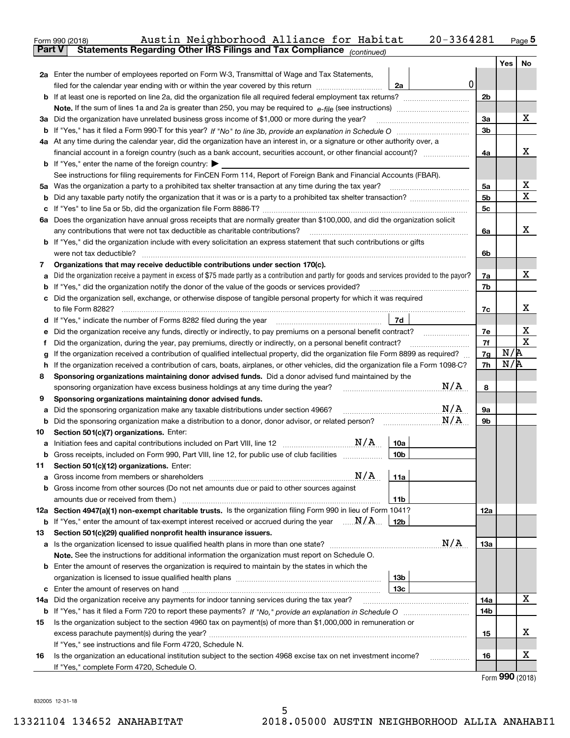Form 990 (2018) Austin Neighborhood Alliance for Habitat 20-3364281 Page 5

**Part V Statements Regarding Other IRS Filings and Tax Compliance** *(continued)*

| | | | | Yes | No |
|---|---|---|---|---|---|
| **2a** | Enter the number of employees reported on Form W-3, Transmittal of Wage and Tax Statements, filed for the calendar year ending with or within the year covered by this return | 2a 0 | | | |
| **b** | If at least one is reported on line 2a, did the organization file all required federal employment tax returns? | | 2b | | |
| | **Note.** If the sum of lines 1a and 2a is greater than 250, you may be required to *e-file* (see instructions) | | | | |
| **3a** | Did the organization have unrelated business gross income of $1,000 or more during the year? | | 3a | | X |
| **b** | If "Yes," has it filed a Form 990-T for this year? *If "No" to line 3b, provide an explanation in Schedule O* | | 3b | | |
| **4a** | At any time during the calendar year, did the organization have an interest in, or a signature or other authority over, a financial account in a foreign country (such as a bank account, securities account, or other financial account)? | | 4a | | X |
| **b** | If "Yes," enter the name of the foreign country: ▶ | | | | |
| | See instructions for filing requirements for FinCEN Form 114, Report of Foreign Bank and Financial Accounts (FBAR). | | | | |
| **5a** | Was the organization a party to a prohibited tax shelter transaction at any time during the tax year? | | 5a | | X |
| **b** | Did any taxable party notify the organization that it was or is a party to a prohibited tax shelter transaction? | | 5b | | X |
| **c** | If "Yes" to line 5a or 5b, did the organization file Form 8886-T? | | 5c | | |
| **6a** | Does the organization have annual gross receipts that are normally greater than $100,000, and did the organization solicit any contributions that were not tax deductible as charitable contributions? | | 6a | | X |
| **b** | If "Yes," did the organization include with every solicitation an express statement that such contributions or gifts were not tax deductible? | | 6b | | |
| **7** | **Organizations that may receive deductible contributions under section 170(c).** | | | | |
| **a** | Did the organization receive a payment in excess of $75 made partly as a contribution and partly for goods and services provided to the payor? | | 7a | | X |
| **b** | If "Yes," did the organization notify the donor of the value of the goods or services provided? | | 7b | | |
| **c** | Did the organization sell, exchange, or otherwise dispose of tangible personal property for which it was required to file Form 8282? | | 7c | | X |
| **d** | If "Yes," indicate the number of Forms 8282 filed during the year | 7d | | | |
| **e** | Did the organization receive any funds, directly or indirectly, to pay premiums on a personal benefit contract? | | 7e | | X |
| **f** | Did the organization, during the year, pay premiums, directly or indirectly, on a personal benefit contract? | | 7f | | X |
| **g** | If the organization received a contribution of qualified intellectual property, did the organization file Form 8899 as required? | | 7g | N/A | |
| **h** | If the organization received a contribution of cars, boats, airplanes, or other vehicles, did the organization file a Form 1098-C? | | 7h | N/A | |
| **8** | **Sponsoring organizations maintaining donor advised funds.** Did a donor advised fund maintained by the sponsoring organization have excess business holdings at any time during the year? N/A | | 8 | | |
| **9** | **Sponsoring organizations maintaining donor advised funds.** | | | | |
| **a** | Did the sponsoring organization make any taxable distributions under section 4966? N/A | | 9a | | |
| **b** | Did the sponsoring organization make a distribution to a donor, donor advisor, or related person? N/A | | 9b | | |
| **10** | **Section 501(c)(7) organizations.** Enter: | | | | |
| **a** | Initiation fees and capital contributions included on Part VIII, line 12 N/A | 10a | | | |
| **b** | Gross receipts, included on Form 990, Part VIII, line 12, for public use of club facilities | 10b | | | |
| **11** | **Section 501(c)(12) organizations.** Enter: | | | | |
| **a** | Gross income from members or shareholders N/A | 11a | | | |
| **b** | Gross income from other sources (Do not net amounts due or paid to other sources against amounts due or received from them.) | 11b | | | |
| **12a** | **Section 4947(a)(1) non-exempt charitable trusts.** Is the organization filing Form 990 in lieu of Form 1041? | | 12a | | |
| **b** | If "Yes," enter the amount of tax-exempt interest received or accrued during the year N/A | 12b | | | |
| **13** | **Section 501(c)(29) qualified nonprofit health insurance issuers.** | | | | |
| **a** | Is the organization licensed to issue qualified health plans in more than one state? N/A | | 13a | | |
| | **Note.** See the instructions for additional information the organization must report on Schedule O. | | | | |
| **b** | Enter the amount of reserves the organization is required to maintain by the states in which the organization is licensed to issue qualified health plans | 13b | | | |
| **c** | Enter the amount of reserves on hand | 13c | | | |
| **14a** | Did the organization receive any payments for indoor tanning services during the tax year? | | 14a | | X |
| **b** | If "Yes," has it filed a Form 720 to report these payments? *If "No," provide an explanation in Schedule O* | | 14b | | |
| **15** | Is the organization subject to the section 4960 tax on payment(s) of more than $1,000,000 in remuneration or excess parachute payment(s) during the year? | | 15 | | X |
| | If "Yes," see instructions and file Form 4720, Schedule N. | | | | |
| **16** | Is the organization an educational institution subject to the section 4968 excise tax on net investment income? | | 16 | | X |
| | If "Yes," complete Form 4720, Schedule O. | | | | |

Form **990** (2018)

832005 12-31-18

13321104 134652 ANAHABITAT 2018.05000 AUSTIN NEIGHBORHOOD ALLIA ANAHABI1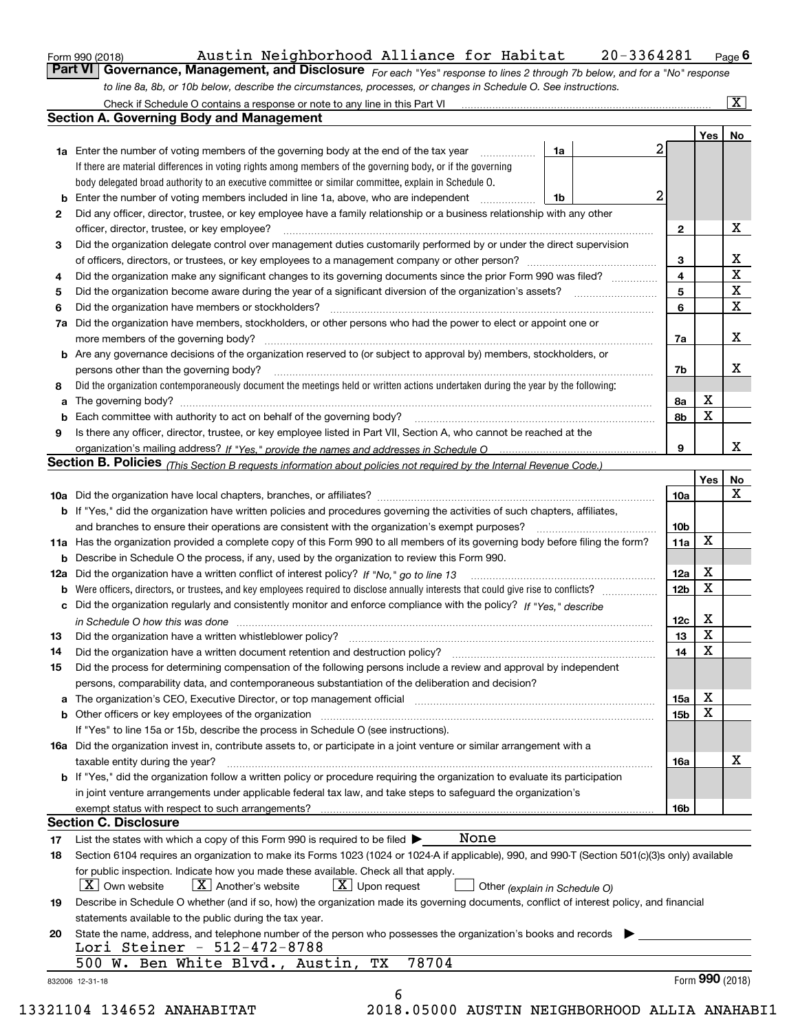Form 990 (2018) Austin Neighborhood Alliance for Habitat 20-3364281 Page 6

**Part VI Governance, Management, and Disclosure** *For each "Yes" response to lines 2 through 7b below, and for a "No" response to line 8a, 8b, or 10b below, describe the circumstances, processes, or changes in Schedule O. See instructions.*

Check if Schedule O contains a response or note to any line in this Part VI [X]

## Section A. Governing Body and Management

| | | | | Yes | No |
|---|---|---|---|---|---|
| 1a | Enter the number of voting members of the governing body at the end of the tax year | 1a | 2 | | |
| | If there are material differences in voting rights among members of the governing body, or if the governing body delegated broad authority to an executive committee or similar committee, explain in Schedule O. | | | | |
| b | Enter the number of voting members included in line 1a, above, who are independent | 1b | 2 | | |
| 2 | Did any officer, director, trustee, or key employee have a family relationship or a business relationship with any other officer, director, trustee, or key employee? | 2 | | | X |
| 3 | Did the organization delegate control over management duties customarily performed by or under the direct supervision of officers, directors, or trustees, or key employees to a management company or other person? | 3 | | | X |
| 4 | Did the organization make any significant changes to its governing documents since the prior Form 990 was filed? | 4 | | | X |
| 5 | Did the organization become aware during the year of a significant diversion of the organization's assets? | 5 | | | X |
| 6 | Did the organization have members or stockholders? | 6 | | | X |
| 7a | Did the organization have members, stockholders, or other persons who had the power to elect or appoint one or more members of the governing body? | 7a | | | X |
| b | Are any governance decisions of the organization reserved to (or subject to approval by) members, stockholders, or persons other than the governing body? | 7b | | | X |
| 8 | Did the organization contemporaneously document the meetings held or written actions undertaken during the year by the following: | | | | |
| a | The governing body? | 8a | | X | |
| b | Each committee with authority to act on behalf of the governing body? | 8b | | X | |
| 9 | Is there any officer, director, trustee, or key employee listed in Part VII, Section A, who cannot be reached at the organization's mailing address? *If "Yes," provide the names and addresses in Schedule O* | 9 | | | X |

## Section B. Policies *(This Section B requests information about policies not required by the Internal Revenue Code.)*

| | | | Yes | No |
|---|---|---|---|---|
| 10a | Did the organization have local chapters, branches, or affiliates? | 10a | | X |
| b | If "Yes," did the organization have written policies and procedures governing the activities of such chapters, affiliates, and branches to ensure their operations are consistent with the organization's exempt purposes? | 10b | | |
| 11a | Has the organization provided a complete copy of this Form 990 to all members of its governing body before filing the form? | 11a | X | |
| b | Describe in Schedule O the process, if any, used by the organization to review this Form 990. | | | |
| 12a | Did the organization have a written conflict of interest policy? *If "No," go to line 13* | 12a | X | |
| b | Were officers, directors, or trustees, and key employees required to disclose annually interests that could give rise to conflicts? | 12b | X | |
| c | Did the organization regularly and consistently monitor and enforce compliance with the policy? *If "Yes," describe in Schedule O how this was done* | 12c | X | |
| 13 | Did the organization have a written whistleblower policy? | 13 | X | |
| 14 | Did the organization have a written document retention and destruction policy? | 14 | X | |
| 15 | Did the process for determining compensation of the following persons include a review and approval by independent persons, comparability data, and contemporaneous substantiation of the deliberation and decision? | | | |
| a | The organization's CEO, Executive Director, or top management official | 15a | X | |
| b | Other officers or key employees of the organization | 15b | X | |
| | If "Yes" to line 15a or 15b, describe the process in Schedule O (see instructions). | | | |
| 16a | Did the organization invest in, contribute assets to, or participate in a joint venture or similar arrangement with a taxable entity during the year? | 16a | | X |
| b | If "Yes," did the organization follow a written policy or procedure requiring the organization to evaluate its participation in joint venture arrangements under applicable federal tax law, and take steps to safeguard the organization's exempt status with respect to such arrangements? | 16b | | |

## Section C. Disclosure

17 List the states with which a copy of this Form 990 is required to be filed ▶ None

18 Section 6104 requires an organization to make its Forms 1023 (1024 or 1024-A if applicable), 990, and 990-T (Section 501(c)(3)s only) available for public inspection. Indicate how you made these available. Check all that apply.

[X] Own website [X] Another's website [X] Upon request [ ] Other *(explain in Schedule O)*

19 Describe in Schedule O whether (and if so, how) the organization made its governing documents, conflict of interest policy, and financial statements available to the public during the tax year.

20 State the name, address, and telephone number of the person who possesses the organization's books and records ▶

Lori Steiner - 512-472-8788
500 W. Ben White Blvd., Austin, TX 78704

832006 12-31-18 Form 990 (2018)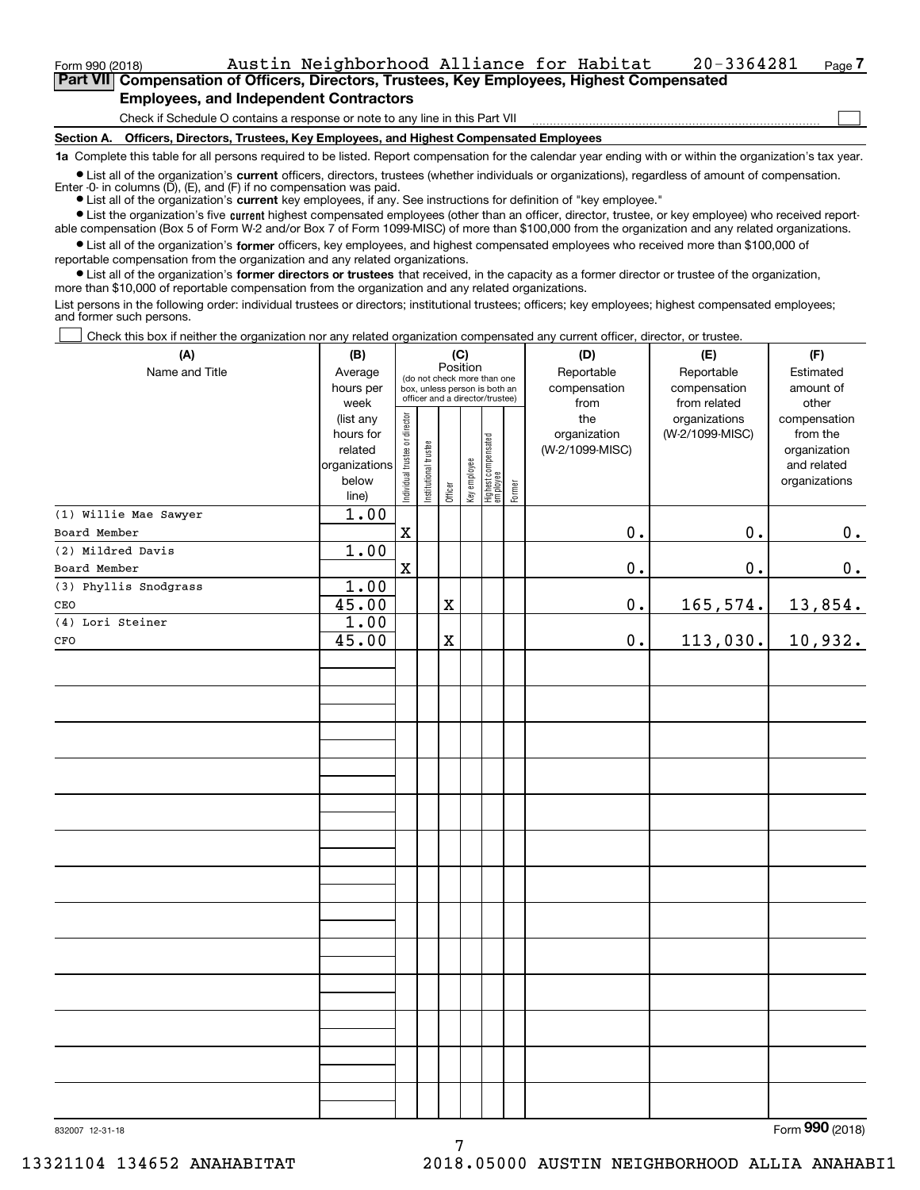Form 990 (2018) Austin Neighborhood Alliance for Habitat 20-3364281 Page 7

## Part VII Compensation of Officers, Directors, Trustees, Key Employees, Highest Compensated Employees, and Independent Contractors

Check if Schedule O contains a response or note to any line in this Part VII ☐

### Section A. Officers, Directors, Trustees, Key Employees, and Highest Compensated Employees

**1a** Complete this table for all persons required to be listed. Report compensation for the calendar year ending with or within the organization's tax year.

- List all of the organization's **current** officers, directors, trustees (whether individuals or organizations), regardless of amount of compensation. Enter -0- in columns (D), (E), and (F) if no compensation was paid.
- List all of the organization's **current** key employees, if any. See instructions for definition of "key employee."
- List the organization's five **current** highest compensated employees (other than an officer, director, trustee, or key employee) who received reportable compensation (Box 5 of Form W-2 and/or Box 7 of Form 1099-MISC) of more than $100,000 from the organization and any related organizations.
- List all of the organization's **former** officers, key employees, and highest compensated employees who received more than $100,000 of reportable compensation from the organization and any related organizations.
- List all of the organization's **former directors or trustees** that received, in the capacity as a former director or trustee of the organization, more than $10,000 of reportable compensation from the organization and any related organizations.

List persons in the following order: individual trustees or directors; institutional trustees; officers; key employees; highest compensated employees; and former such persons.

☐ Check this box if neither the organization nor any related organization compensated any current officer, director, or trustee.

| (A) Name and Title | (B) Average hours per week (list any hours for related organizations below line) | (C) Position: Individual trustee or director | Institutional trustee | Officer | Key employee | Highest compensated employee | Former | (D) Reportable compensation from the organization (W-2/1099-MISC) | (E) Reportable compensation from related organizations (W-2/1099-MISC) | (F) Estimated amount of other compensation from the organization and related organizations |
|---|---|---|---|---|---|---|---|---|---|---|
| (1) Willie Mae Sawyer<br>Board Member | 1.00 | X | | | | | | 0. | 0. | 0. |
| (2) Mildred Davis<br>Board Member | 1.00 | X | | | | | | 0. | 0. | 0. |
| (3) Phyllis Snodgrass<br>CEO | 1.00<br>45.00 | | | X | | | | 0. | 165,574. | 13,854. |
| (4) Lori Steiner<br>CFO | 1.00<br>45.00 | | | X | | | | 0. | 113,030. | 10,932. |

832007 12-31-18

Form 990 (2018)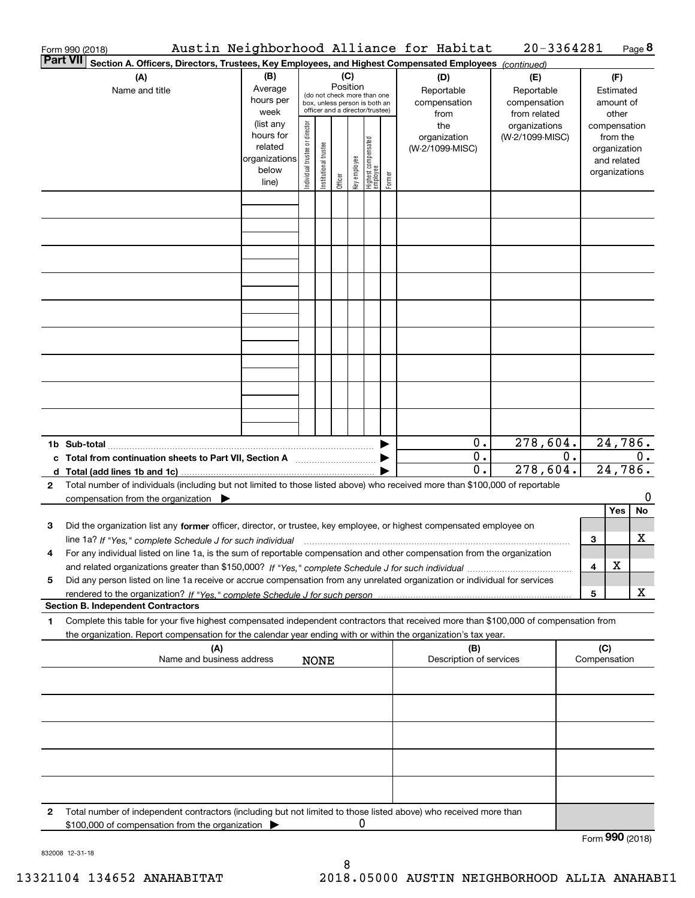Form 990 (2018) Austin Neighborhood Alliance for Habitat 20-3364281 Page 8

## Part VII Section A. Officers, Directors, Trustees, Key Employees, and Highest Compensated Employees *(continued)*

| (A) Name and title | (B) Average hours per week (list any hours for related organizations below line) | (C) Position (do not check more than one box, unless person is both an officer and a director/trustee): Individual trustee or director | Institutional trustee | Officer | Key employee | Highest compensated employee | Former | (D) Reportable compensation from the organization (W-2/1099-MISC) | (E) Reportable compensation from related organizations (W-2/1099-MISC) | (F) Estimated amount of other compensation from the organization and related organizations |
|---|---|---|---|---|---|---|---|---|---|---|
| | | | | | | | | | | |
| | | | | | | | | | | |
| | | | | | | | | | | |
| | | | | | | | | | | |
| | | | | | | | | | | |
| | | | | | | | | | | |
| | | | | | | | | | | |
| | | | | | | | | | | |
| | | | | | | | | | | |
| **1b Sub-total** | | | | | | | | 0. | 278,604. | 24,786. |
| **c Total from continuation sheets to Part VII, Section A** | | | | | | | | 0. | 0. | 0. |
| **d Total (add lines 1b and 1c)** | | | | | | | | 0. | 278,604. | 24,786. |

**2** Total number of individuals (including but not limited to those listed above) who received more than $100,000 of reportable compensation from the organization ▶ 0

| | | | Yes | No |
|---|---|---|---|---|
| **3** | Did the organization list any **former** officer, director, or trustee, key employee, or highest compensated employee on line 1a? *If "Yes," complete Schedule J for such individual* | 3 | | X |
| **4** | For any individual listed on line 1a, is the sum of reportable compensation and other compensation from the organization and related organizations greater than $150,000? *If "Yes," complete Schedule J for such individual* | 4 | X | |
| **5** | Did any person listed on line 1a receive or accrue compensation from any unrelated organization or individual for services rendered to the organization? *If "Yes," complete Schedule J for such person* | 5 | | X |

### Section B. Independent Contractors

**1** Complete this table for your five highest compensated independent contractors that received more than $100,000 of compensation from the organization. Report compensation for the calendar year ending with or within the organization's tax year.

| (A) Name and business address | (B) Description of services | (C) Compensation |
|---|---|---|
| NONE | | |
| | | |
| | | |
| | | |
| | | |

**2** Total number of independent contractors (including but not limited to those listed above) who received more than $100,000 of compensation from the organization ▶ 0

Form **990** (2018)

832008 12-31-18

13321104 134652 ANAHABITAT 2018.05000 AUSTIN NEIGHBORHOOD ALLIA ANAHABI1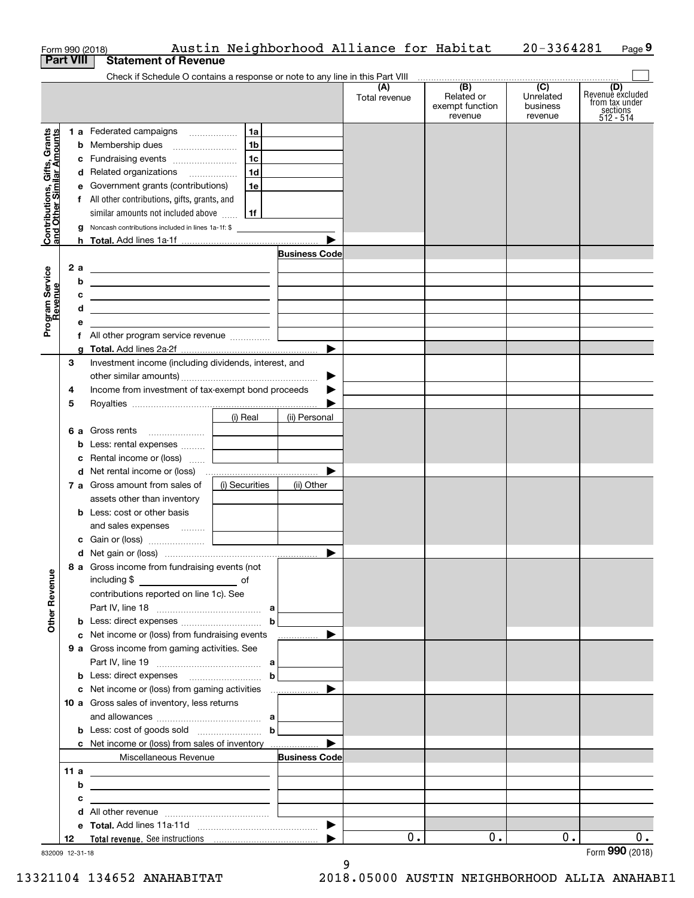Form 990 (2018) Austin Neighborhood Alliance for Habitat 20-3364281 Page 9

## Part VIII Statement of Revenue

Check if Schedule O contains a response or note to any line in this Part VIII

| | | | (A) Total revenue | (B) Related or exempt function revenue | (C) Unrelated business revenue | (D) Revenue excluded from tax under sections 512 - 514 |
|---|---|---|---|---|---|---|
| **Contributions, Gifts, Grants and Other Similar Amounts** | 1 a Federated campaigns | 1a | | | | |
| | b Membership dues | 1b | | | | |
| | c Fundraising events | 1c | | | | |
| | d Related organizations | 1d | | | | |
| | e Government grants (contributions) | 1e | | | | |
| | f All other contributions, gifts, grants, and similar amounts not included above | 1f | | | | |
| | g Noncash contributions included in lines 1a-1f: $ | | | | | |
| | h Total. Add lines 1a-1f | | | | | |
| **Program Service Revenue** | | Business Code | | | | |
| | 2 a | | | | | |
| | b | | | | | |
| | c | | | | | |
| | d | | | | | |
| | e | | | | | |
| | f All other program service revenue | | | | | |
| | g Total. Add lines 2a-2f | | | | | |
| **Other Revenue** | 3 Investment income (including dividends, interest, and other similar amounts) | | | | | |
| | 4 Income from investment of tax-exempt bond proceeds | | | | | |
| | 5 Royalties | | | | | |
| | | (i) Real / (ii) Personal | | | | |
| | 6 a Gross rents | | | | | |
| | b Less: rental expenses | | | | | |
| | c Rental income or (loss) | | | | | |
| | d Net rental income or (loss) | | | | | |
| | | (i) Securities / (ii) Other | | | | |
| | 7 a Gross amount from sales of assets other than inventory | | | | | |
| | b Less: cost or other basis and sales expenses | | | | | |
| | c Gain or (loss) | | | | | |
| | d Net gain or (loss) | | | | | |
| | 8 a Gross income from fundraising events (not including $ of contributions reported on line 1c). See Part IV, line 18 | a | | | | |
| | b Less: direct expenses | b | | | | |
| | c Net income or (loss) from fundraising events | | | | | |
| | 9 a Gross income from gaming activities. See Part IV, line 19 | a | | | | |
| | b Less: direct expenses | b | | | | |
| | c Net income or (loss) from gaming activities | | | | | |
| | 10 a Gross sales of inventory, less returns and allowances | a | | | | |
| | b Less: cost of goods sold | b | | | | |
| | c Net income or (loss) from sales of inventory | | | | | |
| | Miscellaneous Revenue | Business Code | | | | |
| | 11 a | | | | | |
| | b | | | | | |
| | c | | | | | |
| | d All other revenue | | | | | |
| | e Total. Add lines 11a-11d | | | | | |
| | 12 Total revenue. See instructions | | 0. | 0. | 0. | 0. |

832009 12-31-18 Form 990 (2018)

13321104 134652 ANAHABITAT 2018.05000 AUSTIN NEIGHBORHOOD ALLIA ANAHABI1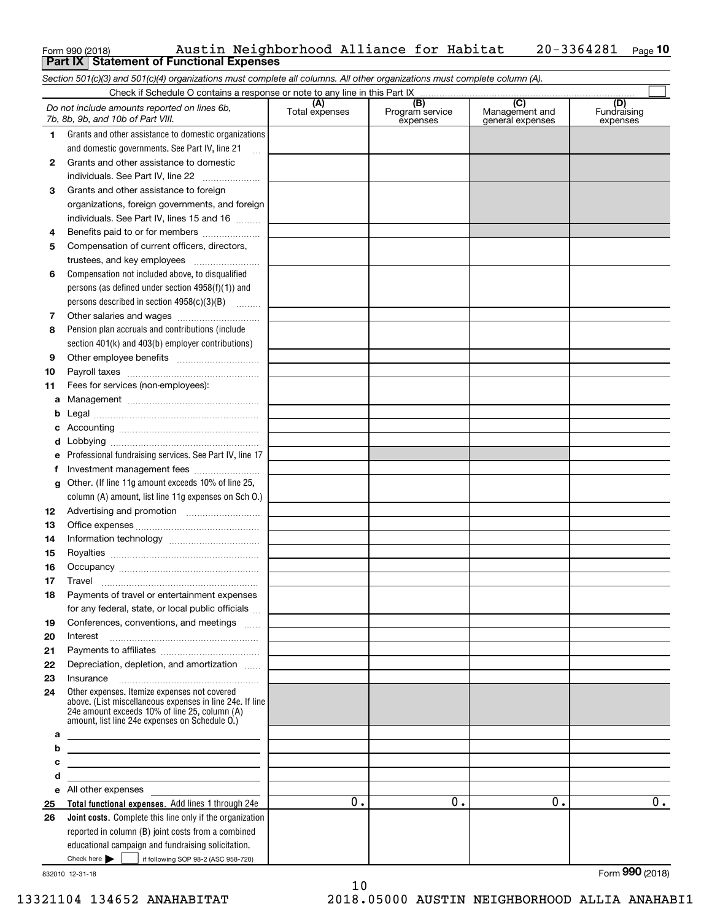Form 990 (2018) Austin Neighborhood Alliance for Habitat 20-3364281 Page **10**

**Part IX Statement of Functional Expenses**

*Section 501(c)(3) and 501(c)(4) organizations must complete all columns. All other organizations must complete column (A).*

Check if Schedule O contains a response or note to any line in this Part IX ☐

| *Do not include amounts reported on lines 6b, 7b, 8b, 9b, and 10b of Part VIII.* | (A) Total expenses | (B) Program service expenses | (C) Management and general expenses | (D) Fundraising expenses |
|---|---|---|---|---|
| **1** Grants and other assistance to domestic organizations and domestic governments. See Part IV, line 21 | | | | |
| **2** Grants and other assistance to domestic individuals. See Part IV, line 22 | | | | |
| **3** Grants and other assistance to foreign organizations, foreign governments, and foreign individuals. See Part IV, lines 15 and 16 | | | | |
| **4** Benefits paid to or for members | | | | |
| **5** Compensation of current officers, directors, trustees, and key employees | | | | |
| **6** Compensation not included above, to disqualified persons (as defined under section 4958(f)(1)) and persons described in section 4958(c)(3)(B) | | | | |
| **7** Other salaries and wages | | | | |
| **8** Pension plan accruals and contributions (include section 401(k) and 403(b) employer contributions) | | | | |
| **9** Other employee benefits | | | | |
| **10** Payroll taxes | | | | |
| **11** Fees for services (non-employees): | | | | |
| **a** Management | | | | |
| **b** Legal | | | | |
| **c** Accounting | | | | |
| **d** Lobbying | | | | |
| **e** Professional fundraising services. See Part IV, line 17 | | | | |
| **f** Investment management fees | | | | |
| **g** Other. (If line 11g amount exceeds 10% of line 25, column (A) amount, list line 11g expenses on Sch O.) | | | | |
| **12** Advertising and promotion | | | | |
| **13** Office expenses | | | | |
| **14** Information technology | | | | |
| **15** Royalties | | | | |
| **16** Occupancy | | | | |
| **17** Travel | | | | |
| **18** Payments of travel or entertainment expenses for any federal, state, or local public officials | | | | |
| **19** Conferences, conventions, and meetings | | | | |
| **20** Interest | | | | |
| **21** Payments to affiliates | | | | |
| **22** Depreciation, depletion, and amortization | | | | |
| **23** Insurance | | | | |
| **24** Other expenses. Itemize expenses not covered above. (List miscellaneous expenses in line 24e. If line 24e amount exceeds 10% of line 25, column (A) amount, list line 24e expenses on Schedule O.) | | | | |
| **a** | | | | |
| **b** | | | | |
| **c** | | | | |
| **d** | | | | |
| **e** All other expenses | | | | |
| **25 Total functional expenses.** Add lines 1 through 24e | 0. | 0. | 0. | 0. |
| **26 Joint costs.** Complete this line only if the organization reported in column (B) joint costs from a combined educational campaign and fundraising solicitation. Check here ☐ if following SOP 98-2 (ASC 958-720) | | | | |

832010 12-31-18

Form **990** (2018)

13321104 134652 ANAHABITAT 2018.05000 AUSTIN NEIGHBORHOOD ALLIA ANAHABI1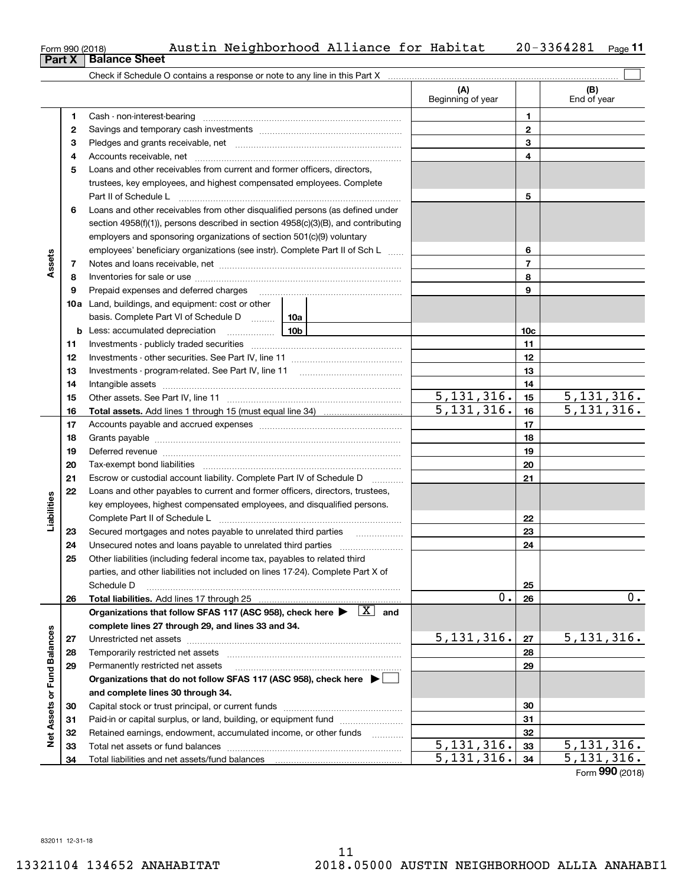Form 990 (2018) Austin Neighborhood Alliance for Habitat 20-3364281

## Part X Balance Sheet

Check if Schedule O contains a response or note to any line in this Part X ☐

| | | | (A) Beginning of year | | (B) End of year |
|---|---|---|---|---|---|
| Assets | 1 | Cash - non-interest-bearing | | 1 | |
| | 2 | Savings and temporary cash investments | | 2 | |
| | 3 | Pledges and grants receivable, net | | 3 | |
| | 4 | Accounts receivable, net | | 4 | |
| | 5 | Loans and other receivables from current and former officers, directors, trustees, key employees, and highest compensated employees. Complete Part II of Schedule L | | 5 | |
| | 6 | Loans and other receivables from other disqualified persons (as defined under section 4958(f)(1)), persons described in section 4958(c)(3)(B), and contributing employers and sponsoring organizations of section 501(c)(9) voluntary employees' beneficiary organizations (see instr). Complete Part II of Sch L | | 6 | |
| | 7 | Notes and loans receivable, net | | 7 | |
| | 8 | Inventories for sale or use | | 8 | |
| | 9 | Prepaid expenses and deferred charges | | 9 | |
| | 10a | Land, buildings, and equipment: cost or other basis. Complete Part VI of Schedule D 10a | | | |
| | b | Less: accumulated depreciation 10b | | 10c | |
| | 11 | Investments - publicly traded securities | | 11 | |
| | 12 | Investments - other securities. See Part IV, line 11 | | 12 | |
| | 13 | Investments - program-related. See Part IV, line 11 | | 13 | |
| | 14 | Intangible assets | | 14 | |
| | 15 | Other assets. See Part IV, line 11 | 5,131,316. | 15 | 5,131,316. |
| | 16 | **Total assets.** Add lines 1 through 15 (must equal line 34) | 5,131,316. | 16 | 5,131,316. |
| Liabilities | 17 | Accounts payable and accrued expenses | | 17 | |
| | 18 | Grants payable | | 18 | |
| | 19 | Deferred revenue | | 19 | |
| | 20 | Tax-exempt bond liabilities | | 20 | |
| | 21 | Escrow or custodial account liability. Complete Part IV of Schedule D | | 21 | |
| | 22 | Loans and other payables to current and former officers, directors, trustees, key employees, highest compensated employees, and disqualified persons. Complete Part II of Schedule L | | 22 | |
| | 23 | Secured mortgages and notes payable to unrelated third parties | | 23 | |
| | 24 | Unsecured notes and loans payable to unrelated third parties | | 24 | |
| | 25 | Other liabilities (including federal income tax, payables to related third parties, and other liabilities not included on lines 17-24). Complete Part X of Schedule D | | 25 | |
| | 26 | **Total liabilities.** Add lines 17 through 25 | 0. | 26 | 0. |
| Net Assets or Fund Balances | | **Organizations that follow SFAS 117 (ASC 958), check here ▶ [X] and complete lines 27 through 29, and lines 33 and 34.** | | | |
| | 27 | Unrestricted net assets | 5,131,316. | 27 | 5,131,316. |
| | 28 | Temporarily restricted net assets | | 28 | |
| | 29 | Permanently restricted net assets | | 29 | |
| | | **Organizations that do not follow SFAS 117 (ASC 958), check here ▶ ☐ and complete lines 30 through 34.** | | | |
| | 30 | Capital stock or trust principal, or current funds | | 30 | |
| | 31 | Paid-in or capital surplus, or land, building, or equipment fund | | 31 | |
| | 32 | Retained earnings, endowment, accumulated income, or other funds | | 32 | |
| | 33 | Total net assets or fund balances | 5,131,316. | 33 | 5,131,316. |
| | 34 | Total liabilities and net assets/fund balances | 5,131,316. | 34 | 5,131,316. |

Form **990** (2018)

832011 12-31-18

13321104 134652 ANAHABITAT 2018.05000 AUSTIN NEIGHBORHOOD ALLIA ANAHABI1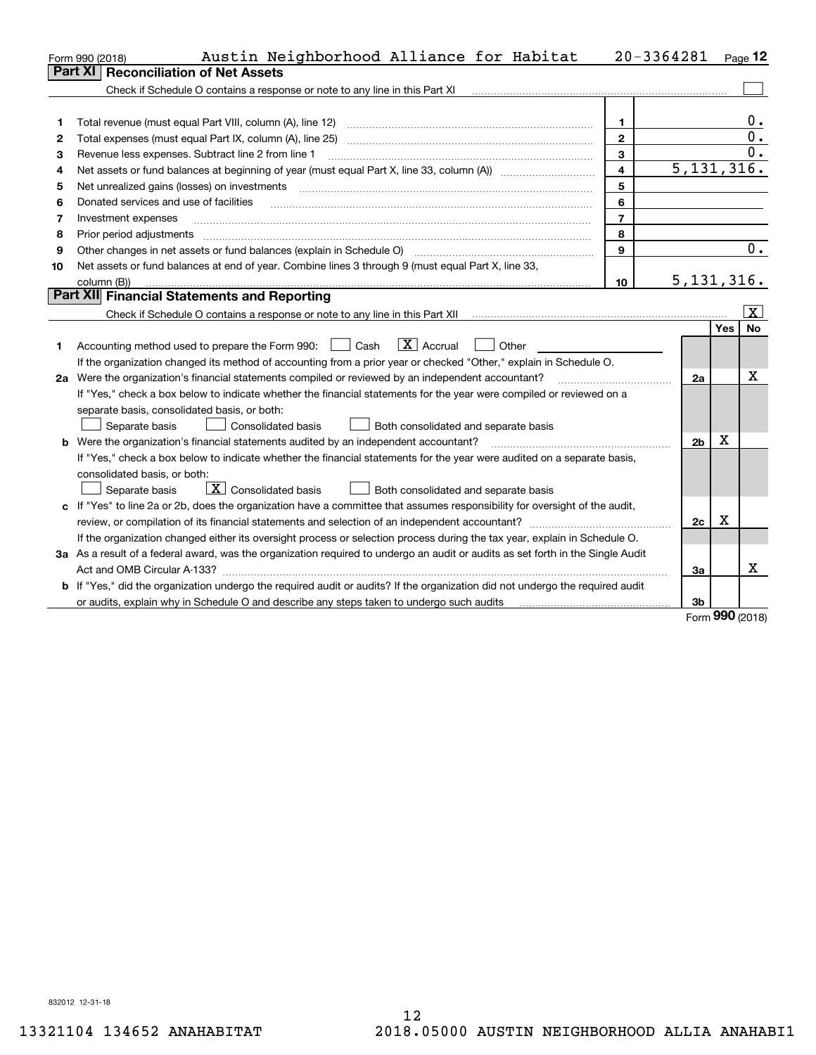Form 990 (2018) Austin Neighborhood Alliance for Habitat 20-3364281

## Part XI Reconciliation of Net Assets

Check if Schedule O contains a response or note to any line in this Part XI ☐

| | | | |
|---|---|---|---|
| 1 | Total revenue (must equal Part VIII, column (A), line 12) | 1 | 0. |
| 2 | Total expenses (must equal Part IX, column (A), line 25) | 2 | 0. |
| 3 | Revenue less expenses. Subtract line 2 from line 1 | 3 | 0. |
| 4 | Net assets or fund balances at beginning of year (must equal Part X, line 33, column (A)) | 4 | 5,131,316. |
| 5 | Net unrealized gains (losses) on investments | 5 | |
| 6 | Donated services and use of facilities | 6 | |
| 7 | Investment expenses | 7 | |
| 8 | Prior period adjustments | 8 | |
| 9 | Other changes in net assets or fund balances (explain in Schedule O) | 9 | 0. |
| 10 | Net assets or fund balances at end of year. Combine lines 3 through 9 (must equal Part X, line 33, column (B)) | 10 | 5,131,316. |

## Part XII Financial Statements and Reporting

Check if Schedule O contains a response or note to any line in this Part XII ☒

| | | | Yes | No |
|---|---|---|---|---|
| 1 | Accounting method used to prepare the Form 990: ☐ Cash ☒ Accrual ☐ Other<br>If the organization changed its method of accounting from a prior year or checked "Other," explain in Schedule O. | | | |
| 2a | Were the organization's financial statements compiled or reviewed by an independent accountant?<br>If "Yes," check a box below to indicate whether the financial statements for the year were compiled or reviewed on a separate basis, consolidated basis, or both:<br>☐ Separate basis ☐ Consolidated basis ☐ Both consolidated and separate basis | 2a | | X |
| b | Were the organization's financial statements audited by an independent accountant?<br>If "Yes," check a box below to indicate whether the financial statements for the year were audited on a separate basis, consolidated basis, or both:<br>☐ Separate basis ☒ Consolidated basis ☐ Both consolidated and separate basis | 2b | X | |
| c | If "Yes" to line 2a or 2b, does the organization have a committee that assumes responsibility for oversight of the audit, review, or compilation of its financial statements and selection of an independent accountant?<br>If the organization changed either its oversight process or selection process during the tax year, explain in Schedule O. | 2c | X | |
| 3a | As a result of a federal award, was the organization required to undergo an audit or audits as set forth in the Single Audit Act and OMB Circular A-133? | 3a | | X |
| b | If "Yes," did the organization undergo the required audit or audits? If the organization did not undergo the required audit or audits, explain why in Schedule O and describe any steps taken to undergo such audits | 3b | | |

Form 990 (2018)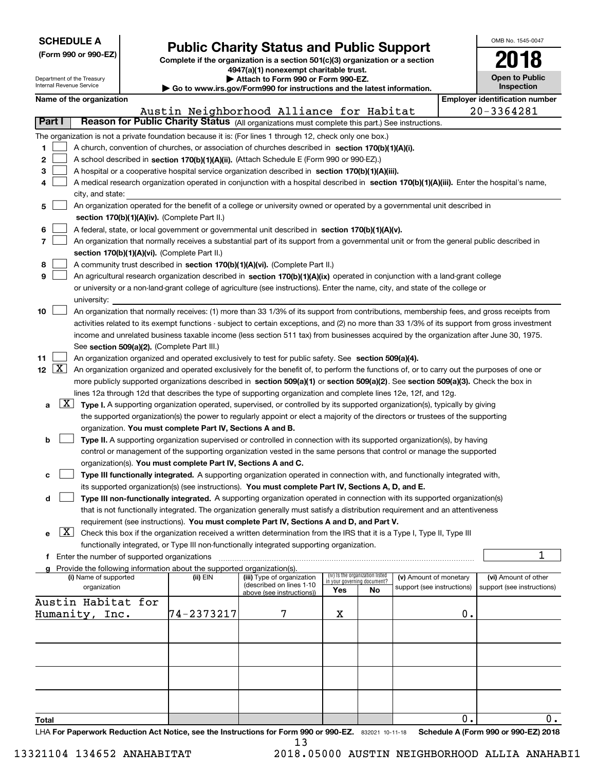**SCHEDULE A**
**(Form 990 or 990-EZ)**

Department of the Treasury
Internal Revenue Service

# Public Charity Status and Public Support

**Complete if the organization is a section 501(c)(3) organization or a section 4947(a)(1) nonexempt charitable trust.**
**▶ Attach to Form 990 or Form 990-EZ.**
**▶ Go to www.irs.gov/Form990 for instructions and the latest information.**

OMB No. 1545-0047
**2018**
**Open to Public Inspection**

**Name of the organization**: Austin Neighborhood Alliance for Habitat
**Employer identification number**: 20-3364281

## Part I Reason for Public Charity Status (All organizations must complete this part.) See instructions.

The organization is not a private foundation because it is: (For lines 1 through 12, check only one box.)

1. [ ] A church, convention of churches, or association of churches described in **section 170(b)(1)(A)(i).**
2. [ ] A school described in **section 170(b)(1)(A)(ii).** (Attach Schedule E (Form 990 or 990-EZ).)
3. [ ] A hospital or a cooperative hospital service organization described in **section 170(b)(1)(A)(iii).**
4. [ ] A medical research organization operated in conjunction with a hospital described in **section 170(b)(1)(A)(iii).** Enter the hospital's name, city, and state:
5. [ ] An organization operated for the benefit of a college or university owned or operated by a governmental unit described in **section 170(b)(1)(A)(iv).** (Complete Part II.)
6. [ ] A federal, state, or local government or governmental unit described in **section 170(b)(1)(A)(v).**
7. [ ] An organization that normally receives a substantial part of its support from a governmental unit or from the general public described in **section 170(b)(1)(A)(vi).** (Complete Part II.)
8. [ ] A community trust described in **section 170(b)(1)(A)(vi).** (Complete Part II.)
9. [ ] An agricultural research organization described in **section 170(b)(1)(A)(ix)** operated in conjunction with a land-grant college or university or a non-land-grant college of agriculture (see instructions). Enter the name, city, and state of the college or university:
10. [ ] An organization that normally receives: (1) more than 33 1/3% of its support from contributions, membership fees, and gross receipts from activities related to its exempt functions - subject to certain exceptions, and (2) no more than 33 1/3% of its support from gross investment income and unrelated business taxable income (less section 511 tax) from businesses acquired by the organization after June 30, 1975. See **section 509(a)(2).** (Complete Part III.)
11. [ ] An organization organized and operated exclusively to test for public safety. See **section 509(a)(4).**
12. [X] An organization organized and operated exclusively for the benefit of, to perform the functions of, or to carry out the purposes of one or more publicly supported organizations described in **section 509(a)(1)** or **section 509(a)(2)**. See **section 509(a)(3).** Check the box in lines 12a through 12d that describes the type of supporting organization and complete lines 12e, 12f, and 12g.
   - **a** [X] **Type I.** A supporting organization operated, supervised, or controlled by its supported organization(s), typically by giving the supported organization(s) the power to regularly appoint or elect a majority of the directors or trustees of the supporting organization. **You must complete Part IV, Sections A and B.**
   - **b** [ ] **Type II.** A supporting organization supervised or controlled in connection with its supported organization(s), by having control or management of the supporting organization vested in the same persons that control or manage the supported organization(s). **You must complete Part IV, Sections A and C.**
   - **c** [ ] **Type III functionally integrated.** A supporting organization operated in connection with, and functionally integrated with, its supported organization(s) (see instructions). **You must complete Part IV, Sections A, D, and E.**
   - **d** [ ] **Type III non-functionally integrated.** A supporting organization operated in connection with its supported organization(s) that is not functionally integrated. The organization generally must satisfy a distribution requirement and an attentiveness requirement (see instructions). **You must complete Part IV, Sections A and D, and Part V.**
   - **e** [X] Check this box if the organization received a written determination from the IRS that it is a Type I, Type II, Type III functionally integrated, or Type III non-functionally integrated supporting organization.
   - **f** Enter the number of supported organizations: 1
   - **g** Provide the following information about the supported organization(s).

| (i) Name of supported organization | (ii) EIN | (iii) Type of organization (described on lines 1-10 above (see instructions)) | (iv) Is the organization listed in your governing document? Yes | No | (v) Amount of monetary support (see instructions) | (vi) Amount of other support (see instructions) |
|---|---|---|---|---|---|---|
| Austin Habitat for Humanity, Inc. | 74-2373217 | 7 | X | | 0. | |
| | | | | | | |
| | | | | | | |
| | | | | | | |
| | | | | | | |
| **Total** | | | | | 0. | 0. |

LHA **For Paperwork Reduction Act Notice, see the Instructions for Form 990 or 990-EZ.** 832021 10-11-18 **Schedule A (Form 990 or 990-EZ) 2018**

13321104 134652 ANAHABITAT 2018.05000 AUSTIN NEIGHBORHOOD ALLIA ANAHABI1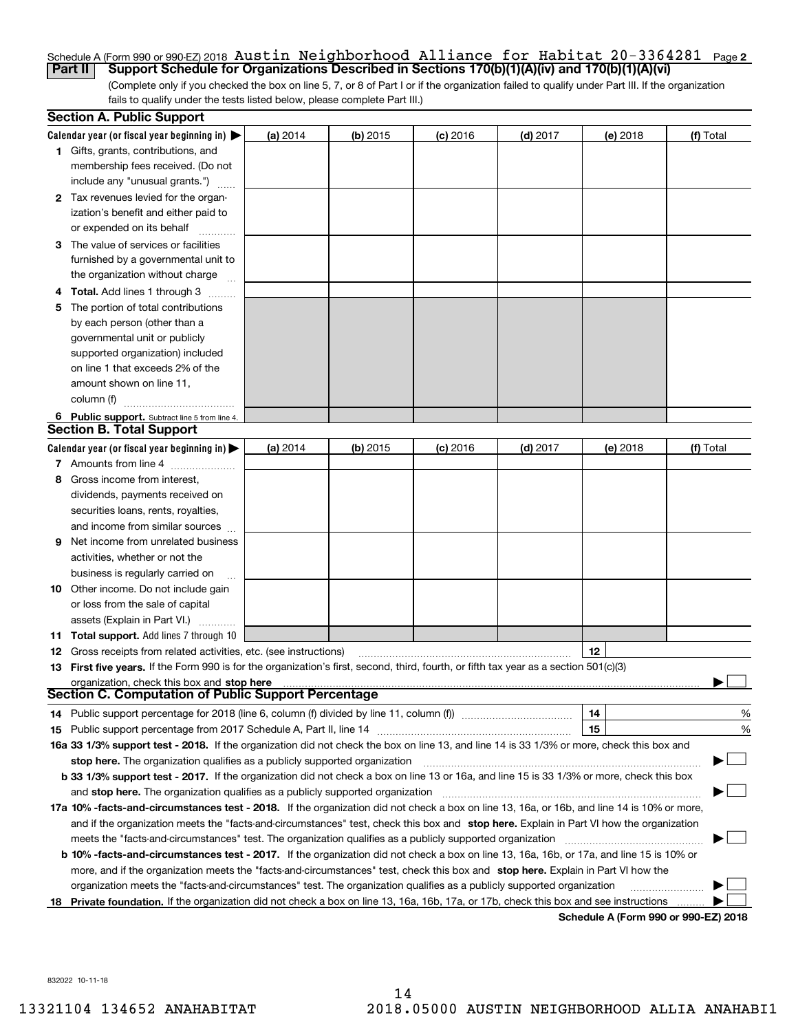Schedule A (Form 990 or 990-EZ) 2018 Austin Neighborhood Alliance for Habitat 20-3364281 Page **2**

## Part II Support Schedule for Organizations Described in Sections 170(b)(1)(A)(iv) and 170(b)(1)(A)(vi)

(Complete only if you checked the box on line 5, 7, or 8 of Part I or if the organization failed to qualify under Part III. If the organization fails to qualify under the tests listed below, please complete Part III.)

### Section A. Public Support

| Calendar year (or fiscal year beginning in) ▶ | (a) 2014 | (b) 2015 | (c) 2016 | (d) 2017 | (e) 2018 | (f) Total |
|---|---|---|---|---|---|---|
| **1** Gifts, grants, contributions, and membership fees received. (Do not include any "unusual grants.") | | | | | | |
| **2** Tax revenues levied for the organization's benefit and either paid to or expended on its behalf | | | | | | |
| **3** The value of services or facilities furnished by a governmental unit to the organization without charge | | | | | | |
| **4 Total.** Add lines 1 through 3 | | | | | | |
| **5** The portion of total contributions by each person (other than a governmental unit or publicly supported organization) included on line 1 that exceeds 2% of the amount shown on line 11, column (f) | | | | | | |
| **6 Public support.** Subtract line 5 from line 4. | | | | | | |

### Section B. Total Support

| Calendar year (or fiscal year beginning in) ▶ | (a) 2014 | (b) 2015 | (c) 2016 | (d) 2017 | (e) 2018 | (f) Total |
|---|---|---|---|---|---|---|
| **7** Amounts from line 4 | | | | | | |
| **8** Gross income from interest, dividends, payments received on securities loans, rents, royalties, and income from similar sources | | | | | | |
| **9** Net income from unrelated business activities, whether or not the business is regularly carried on | | | | | | |
| **10** Other income. Do not include gain or loss from the sale of capital assets (Explain in Part VI.) | | | | | | |
| **11 Total support.** Add lines 7 through 10 | | | | | | |

**12** Gross receipts from related activities, etc. (see instructions) **12**

**13 First five years.** If the Form 990 is for the organization's first, second, third, fourth, or fifth tax year as a section 501(c)(3) organization, check this box and **stop here** ▶ ☐

### Section C. Computation of Public Support Percentage

**14** Public support percentage for 2018 (line 6, column (f) divided by line 11, column (f)) **14** %

**15** Public support percentage from 2017 Schedule A, Part II, line 14 **15** %

**16a 33 1/3% support test - 2018.** If the organization did not check the box on line 13, and line 14 is 33 1/3% or more, check this box and **stop here.** The organization qualifies as a publicly supported organization ▶ ☐

**b 33 1/3% support test - 2017.** If the organization did not check a box on line 13 or 16a, and line 15 is 33 1/3% or more, check this box and **stop here.** The organization qualifies as a publicly supported organization ▶ ☐

**17a 10% -facts-and-circumstances test - 2018.** If the organization did not check a box on line 13, 16a, or 16b, and line 14 is 10% or more, and if the organization meets the "facts-and-circumstances" test, check this box and **stop here.** Explain in Part VI how the organization meets the "facts-and-circumstances" test. The organization qualifies as a publicly supported organization ▶ ☐

**b 10% -facts-and-circumstances test - 2017.** If the organization did not check a box on line 13, 16a, 16b, or 17a, and line 15 is 10% or more, and if the organization meets the "facts-and-circumstances" test, check this box and **stop here.** Explain in Part VI how the organization meets the "facts-and-circumstances" test. The organization qualifies as a publicly supported organization ▶ ☐

**18 Private foundation.** If the organization did not check a box on line 13, 16a, 16b, 17a, or 17b, check this box and see instructions ▶ ☐

**Schedule A (Form 990 or 990-EZ) 2018**

832022 10-11-18

13321104 134652 ANAHABITAT 2018.05000 AUSTIN NEIGHBORHOOD ALLIA ANAHABI1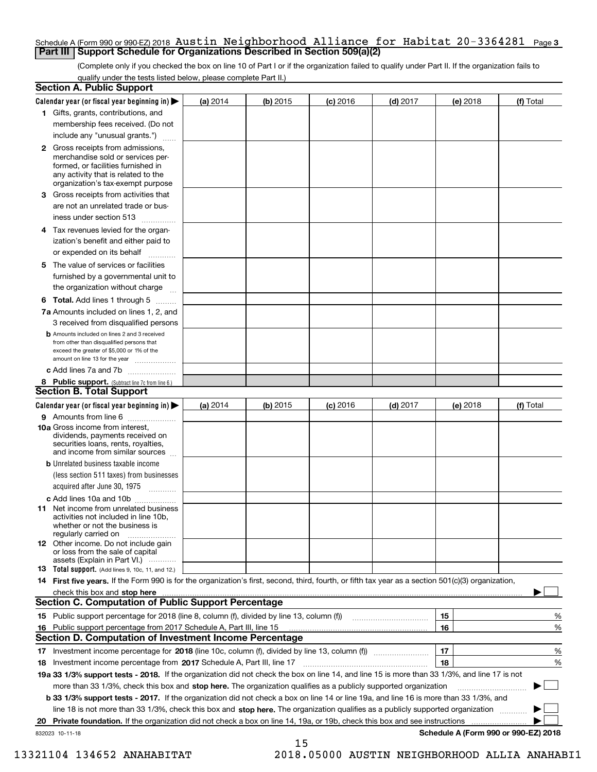Schedule A (Form 990 or 990-EZ) 2018 Austin Neighborhood Alliance for Habitat 20-3364281 Page **3**

## Part III | Support Schedule for Organizations Described in Section 509(a)(2)

(Complete only if you checked the box on line 10 of Part I or if the organization failed to qualify under Part II. If the organization fails to qualify under the tests listed below, please complete Part II.)

### Section A. Public Support

| Calendar year (or fiscal year beginning in) ▶ | (a) 2014 | (b) 2015 | (c) 2016 | (d) 2017 | (e) 2018 | (f) Total |
|---|---|---|---|---|---|---|
| **1** Gifts, grants, contributions, and membership fees received. (Do not include any "unusual grants.") | | | | | | |
| **2** Gross receipts from admissions, merchandise sold or services performed, or facilities furnished in any activity that is related to the organization's tax-exempt purpose | | | | | | |
| **3** Gross receipts from activities that are not an unrelated trade or business under section 513 | | | | | | |
| **4** Tax revenues levied for the organization's benefit and either paid to or expended on its behalf | | | | | | |
| **5** The value of services or facilities furnished by a governmental unit to the organization without charge | | | | | | |
| **6 Total.** Add lines 1 through 5 | | | | | | |
| **7a** Amounts included on lines 1, 2, and 3 received from disqualified persons | | | | | | |
| **b** Amounts included on lines 2 and 3 received from other than disqualified persons that exceed the greater of $5,000 or 1% of the amount on line 13 for the year | | | | | | |
| **c** Add lines 7a and 7b | | | | | | |
| **8 Public support.** (Subtract line 7c from line 6.) | | | | | | |

### Section B. Total Support

| Calendar year (or fiscal year beginning in) ▶ | (a) 2014 | (b) 2015 | (c) 2016 | (d) 2017 | (e) 2018 | (f) Total |
|---|---|---|---|---|---|---|
| **9** Amounts from line 6 | | | | | | |
| **10a** Gross income from interest, dividends, payments received on securities loans, rents, royalties, and income from similar sources | | | | | | |
| **b** Unrelated business taxable income (less section 511 taxes) from businesses acquired after June 30, 1975 | | | | | | |
| **c** Add lines 10a and 10b | | | | | | |
| **11** Net income from unrelated business activities not included in line 10b, whether or not the business is regularly carried on | | | | | | |
| **12** Other income. Do not include gain or loss from the sale of capital assets (Explain in Part VI.) | | | | | | |
| **13 Total support.** (Add lines 9, 10c, 11, and 12.) | | | | | | |

**14 First five years.** If the Form 990 is for the organization's first, second, third, fourth, or fifth tax year as a section 501(c)(3) organization, check this box and **stop here** ▶ ☐

### Section C. Computation of Public Support Percentage

| | | | |
|---|---|---|---|
| **15** Public support percentage for 2018 (line 8, column (f), divided by line 13, column (f)) | 15 | | % |
| **16** Public support percentage from 2017 Schedule A, Part III, line 15 | 16 | | % |

### Section D. Computation of Investment Income Percentage

| | | | |
|---|---|---|---|
| **17** Investment income percentage for **2018** (line 10c, column (f), divided by line 13, column (f)) | 17 | | % |
| **18** Investment income percentage from **2017** Schedule A, Part III, line 17 | 18 | | % |

**19a 33 1/3% support tests - 2018.** If the organization did not check the box on line 14, and line 15 is more than 33 1/3%, and line 17 is not more than 33 1/3%, check this box and **stop here.** The organization qualifies as a publicly supported organization ▶ ☐

**b 33 1/3% support tests - 2017.** If the organization did not check a box on line 14 or line 19a, and line 16 is more than 33 1/3%, and line 18 is not more than 33 1/3%, check this box and **stop here.** The organization qualifies as a publicly supported organization ▶ ☐

**20 Private foundation.** If the organization did not check a box on line 14, 19a, or 19b, check this box and see instructions ▶ ☐

832023 10-11-18 **Schedule A (Form 990 or 990-EZ) 2018**

13321104 134652 ANAHABITAT 2018.05000 AUSTIN NEIGHBORHOOD ALLIA ANAHABI1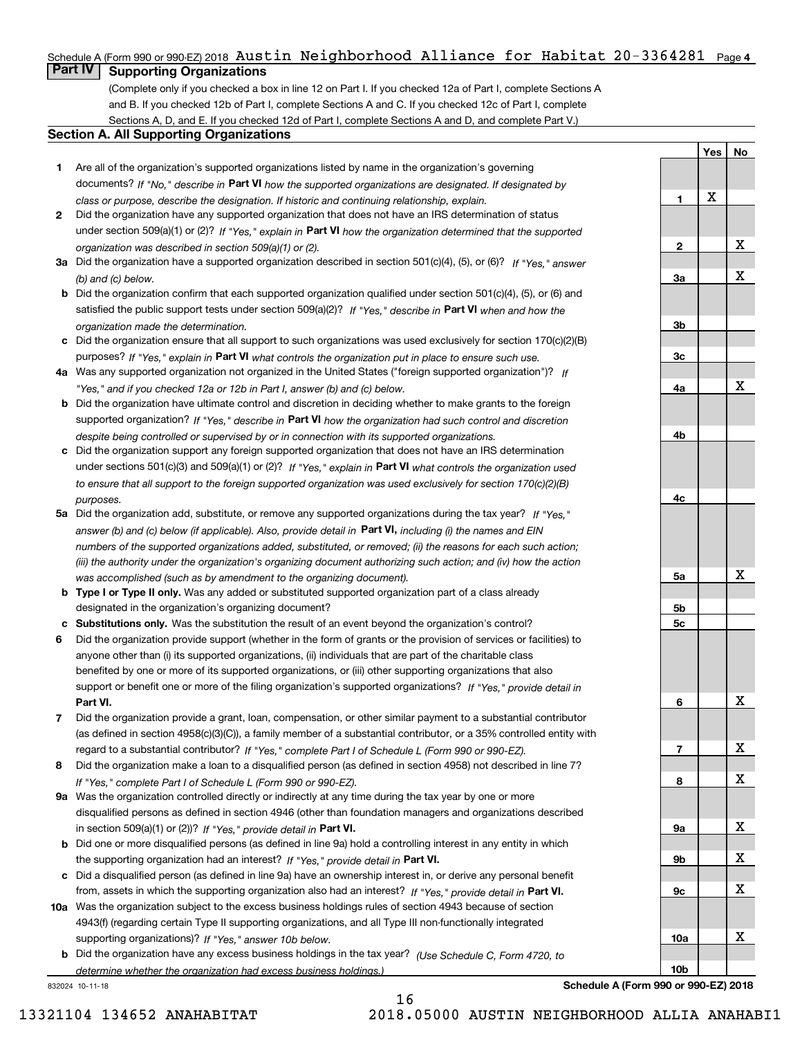Schedule A (Form 990 or 990-EZ) 2018 Austin Neighborhood Alliance for Habitat 20-3364281 Page 4

## Part IV Supporting Organizations

(Complete only if you checked a box in line 12 on Part I. If you checked 12a of Part I, complete Sections A and B. If you checked 12b of Part I, complete Sections A and C. If you checked 12c of Part I, complete Sections A, D, and E. If you checked 12d of Part I, complete Sections A and D, and complete Part V.)

### Section A. All Supporting Organizations

| | | Line | Yes | No |
|---|---|---|---|---|
| 1 | Are all of the organization's supported organizations listed by name in the organization's governing documents? *If "No," describe in* **Part VI** *how the supported organizations are designated. If designated by class or purpose, describe the designation. If historic and continuing relationship, explain.* | 1 | X | |
| 2 | Did the organization have any supported organization that does not have an IRS determination of status under section 509(a)(1) or (2)? *If "Yes," explain in* **Part VI** *how the organization determined that the supported organization was described in section 509(a)(1) or (2).* | 2 | | X |
| 3a | Did the organization have a supported organization described in section 501(c)(4), (5), or (6)? *If "Yes," answer (b) and (c) below.* | 3a | | X |
| b | Did the organization confirm that each supported organization qualified under section 501(c)(4), (5), or (6) and satisfied the public support tests under section 509(a)(2)? *If "Yes," describe in* **Part VI** *when and how the organization made the determination.* | 3b | | |
| c | Did the organization ensure that all support to such organizations was used exclusively for section 170(c)(2)(B) purposes? *If "Yes," explain in* **Part VI** *what controls the organization put in place to ensure such use.* | 3c | | |
| 4a | Was any supported organization not organized in the United States ("foreign supported organization")? *If "Yes," and if you checked 12a or 12b in Part I, answer (b) and (c) below.* | 4a | | X |
| b | Did the organization have ultimate control and discretion in deciding whether to make grants to the foreign supported organization? *If "Yes," describe in* **Part VI** *how the organization had such control and discretion despite being controlled or supervised by or in connection with its supported organizations.* | 4b | | |
| c | Did the organization support any foreign supported organization that does not have an IRS determination under sections 501(c)(3) and 509(a)(1) or (2)? *If "Yes," explain in* **Part VI** *what controls the organization used to ensure that all support to the foreign supported organization was used exclusively for section 170(c)(2)(B) purposes.* | 4c | | |
| 5a | Did the organization add, substitute, or remove any supported organizations during the tax year? *If "Yes," answer (b) and (c) below (if applicable). Also, provide detail in* **Part VI,** *including (i) the names and EIN numbers of the supported organizations added, substituted, or removed; (ii) the reasons for each such action; (iii) the authority under the organization's organizing document authorizing such action; and (iv) how the action was accomplished (such as by amendment to the organizing document).* | 5a | | X |
| b | **Type I or Type II only.** Was any added or substituted supported organization part of a class already designated in the organization's organizing document? | 5b | | |
| c | **Substitutions only.** Was the substitution the result of an event beyond the organization's control? | 5c | | |
| 6 | Did the organization provide support (whether in the form of grants or the provision of services or facilities) to anyone other than (i) its supported organizations, (ii) individuals that are part of the charitable class benefited by one or more of its supported organizations, or (iii) other supporting organizations that also support or benefit one or more of the filing organization's supported organizations? *If "Yes," provide detail in* **Part VI.** | 6 | | X |
| 7 | Did the organization provide a grant, loan, compensation, or other similar payment to a substantial contributor (as defined in section 4958(c)(3)(C)), a family member of a substantial contributor, or a 35% controlled entity with regard to a substantial contributor? *If "Yes," complete Part I of Schedule L (Form 990 or 990-EZ).* | 7 | | X |
| 8 | Did the organization make a loan to a disqualified person (as defined in section 4958) not described in line 7? *If "Yes," complete Part I of Schedule L (Form 990 or 990-EZ).* | 8 | | X |
| 9a | Was the organization controlled directly or indirectly at any time during the tax year by one or more disqualified persons as defined in section 4946 (other than foundation managers and organizations described in section 509(a)(1) or (2))? *If "Yes," provide detail in* **Part VI.** | 9a | | X |
| b | Did one or more disqualified persons (as defined in line 9a) hold a controlling interest in any entity in which the supporting organization had an interest? *If "Yes," provide detail in* **Part VI.** | 9b | | X |
| c | Did a disqualified person (as defined in line 9a) have an ownership interest in, or derive any personal benefit from, assets in which the supporting organization also had an interest? *If "Yes," provide detail in* **Part VI.** | 9c | | X |
| 10a | Was the organization subject to the excess business holdings rules of section 4943 because of section 4943(f) (regarding certain Type II supporting organizations, and all Type III non-functionally integrated supporting organizations)? *If "Yes," answer 10b below.* | 10a | | X |
| b | Did the organization have any excess business holdings in the tax year? *(Use Schedule C, Form 4720, to determine whether the organization had excess business holdings.)* | 10b | | |

832024 10-11-18

**Schedule A (Form 990 or 990-EZ) 2018**

13321104 134652 ANAHABITAT 2018.05000 AUSTIN NEIGHBORHOOD ALLIA ANAHABI1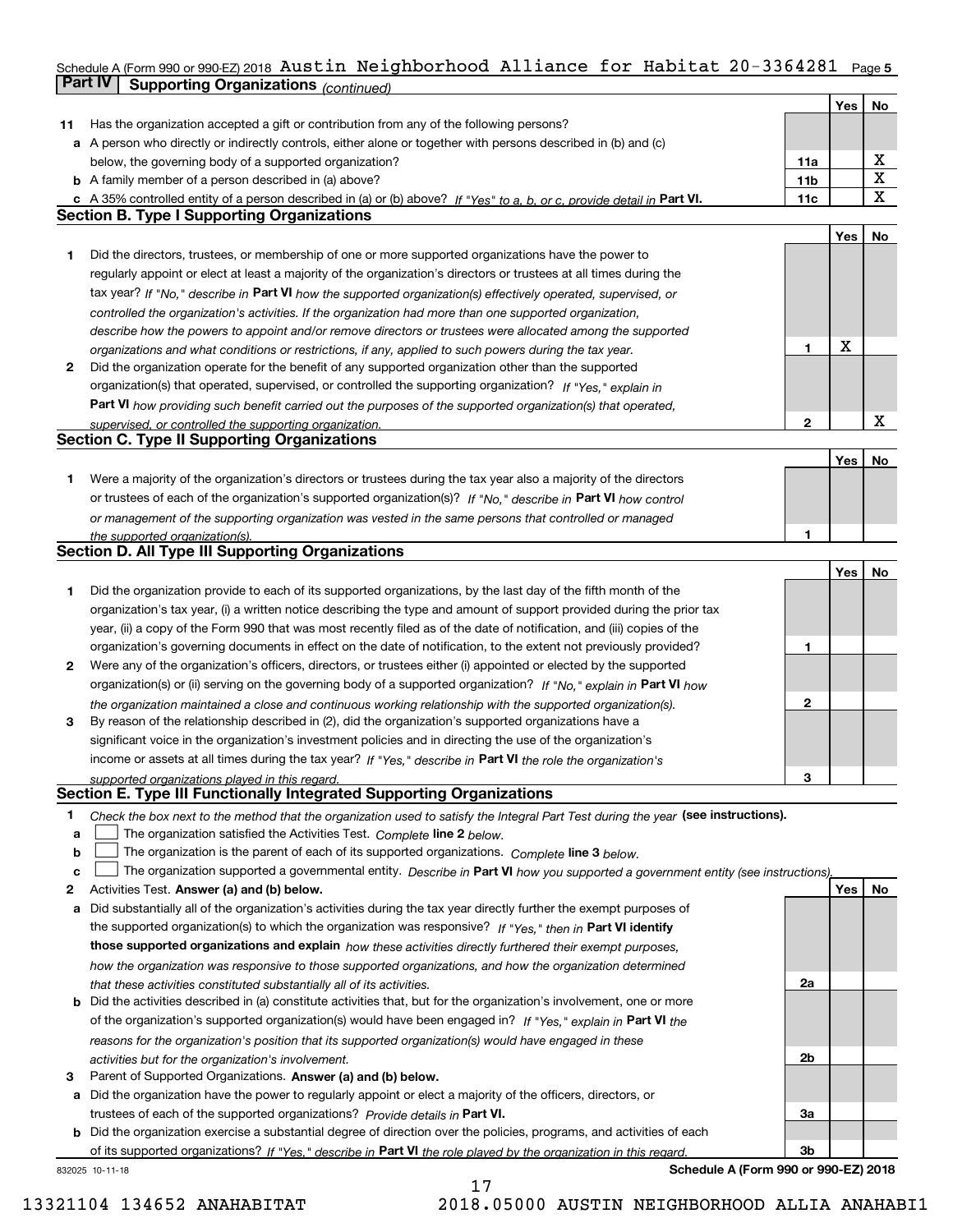Schedule A (Form 990 or 990-EZ) 2018 Austin Neighborhood Alliance for Habitat 20-3364281 Page 5

## Part IV Supporting Organizations *(continued)*

| | | | Yes | No |
|---|---|---|---|---|
| **11** | Has the organization accepted a gift or contribution from any of the following persons? | | | |
| **a** | A person who directly or indirectly controls, either alone or together with persons described in (b) and (c) below, the governing body of a supported organization? | 11a | | X |
| **b** | A family member of a person described in (a) above? | 11b | | X |
| **c** | A 35% controlled entity of a person described in (a) or (b) above? *If "Yes" to a, b, or c, provide detail in* **Part VI.** | 11c | | X |

### Section B. Type I Supporting Organizations

| | | | Yes | No |
|---|---|---|---|---|
| **1** | Did the directors, trustees, or membership of one or more supported organizations have the power to regularly appoint or elect at least a majority of the organization's directors or trustees at all times during the tax year? *If "No," describe in* **Part VI** *how the supported organization(s) effectively operated, supervised, or controlled the organization's activities. If the organization had more than one supported organization, describe how the powers to appoint and/or remove directors or trustees were allocated among the supported organizations and what conditions or restrictions, if any, applied to such powers during the tax year.* | 1 | X | |
| **2** | Did the organization operate for the benefit of any supported organization other than the supported organization(s) that operated, supervised, or controlled the supporting organization? *If "Yes," explain in* **Part VI** *how providing such benefit carried out the purposes of the supported organization(s) that operated, supervised, or controlled the supporting organization.* | 2 | | X |

### Section C. Type II Supporting Organizations

| | | | Yes | No |
|---|---|---|---|---|
| **1** | Were a majority of the organization's directors or trustees during the tax year also a majority of the directors or trustees of each of the organization's supported organization(s)? *If "No," describe in* **Part VI** *how control or management of the supporting organization was vested in the same persons that controlled or managed the supported organization(s).* | 1 | | |

### Section D. All Type III Supporting Organizations

| | | | Yes | No |
|---|---|---|---|---|
| **1** | Did the organization provide to each of its supported organizations, by the last day of the fifth month of the organization's tax year, (i) a written notice describing the type and amount of support provided during the prior tax year, (ii) a copy of the Form 990 that was most recently filed as of the date of notification, and (iii) copies of the organization's governing documents in effect on the date of notification, to the extent not previously provided? | 1 | | |
| **2** | Were any of the organization's officers, directors, or trustees either (i) appointed or elected by the supported organization(s) or (ii) serving on the governing body of a supported organization? *If "No," explain in* **Part VI** *how the organization maintained a close and continuous working relationship with the supported organization(s).* | 2 | | |
| **3** | By reason of the relationship described in (2), did the organization's supported organizations have a significant voice in the organization's investment policies and in directing the use of the organization's income or assets at all times during the tax year? *If "Yes," describe in* **Part VI** *the role the organization's supported organizations played in this regard.* | 3 | | |

### Section E. Type III Functionally Integrated Supporting Organizations

**1** *Check the box next to the method that the organization used to satisfy the Integral Part Test during the year* **(see instructions).**

**a** ☐ The organization satisfied the Activities Test. *Complete* **line 2** *below.*

**b** ☐ The organization is the parent of each of its supported organizations. *Complete* **line 3** *below.*

**c** ☐ The organization supported a governmental entity. *Describe in* **Part VI** *how you supported a government entity (see instructions).*

| | | | Yes | No |
|---|---|---|---|---|
| **2** | Activities Test. **Answer (a) and (b) below.** | | | |
| **a** | Did substantially all of the organization's activities during the tax year directly further the exempt purposes of the supported organization(s) to which the organization was responsive? *If "Yes," then in* **Part VI identify those supported organizations and explain** *how these activities directly furthered their exempt purposes, how the organization was responsive to those supported organizations, and how the organization determined that these activities constituted substantially all of its activities.* | 2a | | |
| **b** | Did the activities described in (a) constitute activities that, but for the organization's involvement, one or more of the organization's supported organization(s) would have been engaged in? *If "Yes," explain in* **Part VI** *the reasons for the organization's position that its supported organization(s) would have engaged in these activities but for the organization's involvement.* | 2b | | |
| **3** | Parent of Supported Organizations. **Answer (a) and (b) below.** | | | |
| **a** | Did the organization have the power to regularly appoint or elect a majority of the officers, directors, or trustees of each of the supported organizations? *Provide details in* **Part VI.** | 3a | | |
| **b** | Did the organization exercise a substantial degree of direction over the policies, programs, and activities of each of its supported organizations? *If "Yes," describe in* **Part VI** *the role played by the organization in this regard.* | 3b | | |

832025 10-11-18

**Schedule A (Form 990 or 990-EZ) 2018**

13321104 134652 ANAHABITAT 2018.05000 AUSTIN NEIGHBORHOOD ALLIA ANAHABI1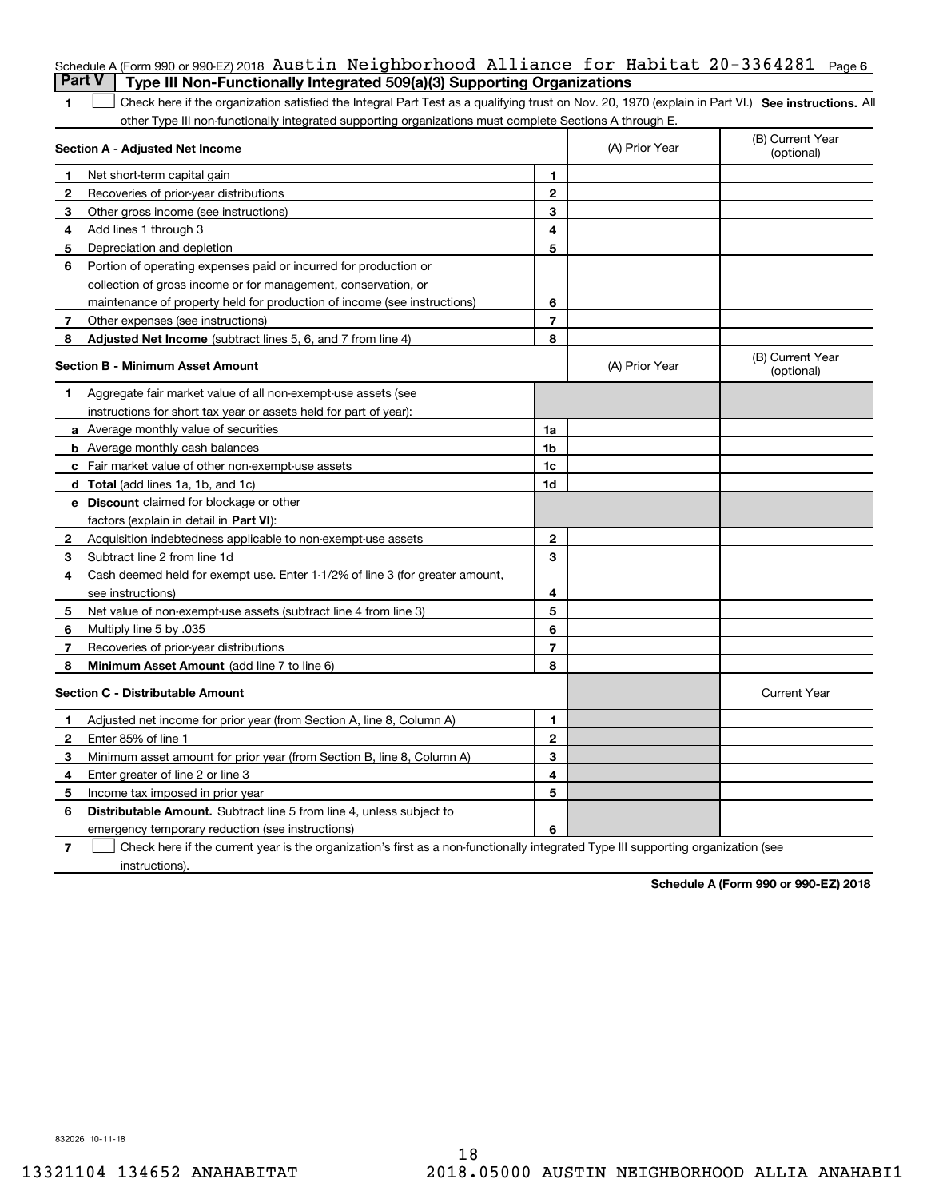Schedule A (Form 990 or 990-EZ) 2018 Austin Neighborhood Alliance for Habitat 20-3364281 Page 6

## Part V Type III Non-Functionally Integrated 509(a)(3) Supporting Organizations

1 ☐ Check here if the organization satisfied the Integral Part Test as a qualifying trust on Nov. 20, 1970 (explain in Part VI.) **See instructions.** All other Type III non-functionally integrated supporting organizations must complete Sections A through E.

| **Section A - Adjusted Net Income** | | | (A) Prior Year | (B) Current Year (optional) |
|---|---|---|---|---|
| 1 | Net short-term capital gain | 1 | | |
| 2 | Recoveries of prior-year distributions | 2 | | |
| 3 | Other gross income (see instructions) | 3 | | |
| 4 | Add lines 1 through 3 | 4 | | |
| 5 | Depreciation and depletion | 5 | | |
| 6 | Portion of operating expenses paid or incurred for production or collection of gross income or for management, conservation, or maintenance of property held for production of income (see instructions) | 6 | | |
| 7 | Other expenses (see instructions) | 7 | | |
| 8 | **Adjusted Net Income** (subtract lines 5, 6, and 7 from line 4) | 8 | | |

| **Section B - Minimum Asset Amount** | | | (A) Prior Year | (B) Current Year (optional) |
|---|---|---|---|---|
| 1 | Aggregate fair market value of all non-exempt-use assets (see instructions for short tax year or assets held for part of year): | | | |
| a | Average monthly value of securities | 1a | | |
| b | Average monthly cash balances | 1b | | |
| c | Fair market value of other non-exempt-use assets | 1c | | |
| d | **Total** (add lines 1a, 1b, and 1c) | 1d | | |
| e | **Discount** claimed for blockage or other factors (explain in detail in **Part VI**): | | | |
| 2 | Acquisition indebtedness applicable to non-exempt-use assets | 2 | | |
| 3 | Subtract line 2 from line 1d | 3 | | |
| 4 | Cash deemed held for exempt use. Enter 1-1/2% of line 3 (for greater amount, see instructions) | 4 | | |
| 5 | Net value of non-exempt-use assets (subtract line 4 from line 3) | 5 | | |
| 6 | Multiply line 5 by .035 | 6 | | |
| 7 | Recoveries of prior-year distributions | 7 | | |
| 8 | **Minimum Asset Amount** (add line 7 to line 6) | 8 | | |

| **Section C - Distributable Amount** | | | | Current Year |
|---|---|---|---|---|
| 1 | Adjusted net income for prior year (from Section A, line 8, Column A) | 1 | | |
| 2 | Enter 85% of line 1 | 2 | | |
| 3 | Minimum asset amount for prior year (from Section B, line 8, Column A) | 3 | | |
| 4 | Enter greater of line 2 or line 3 | 4 | | |
| 5 | Income tax imposed in prior year | 5 | | |
| 6 | **Distributable Amount.** Subtract line 5 from line 4, unless subject to emergency temporary reduction (see instructions) | 6 | | |

7 ☐ Check here if the current year is the organization's first as a non-functionally integrated Type III supporting organization (see instructions).

**Schedule A (Form 990 or 990-EZ) 2018**

832026 10-11-18

13321104 134652 ANAHABITAT 2018.05000 AUSTIN NEIGHBORHOOD ALLIA ANAHABI1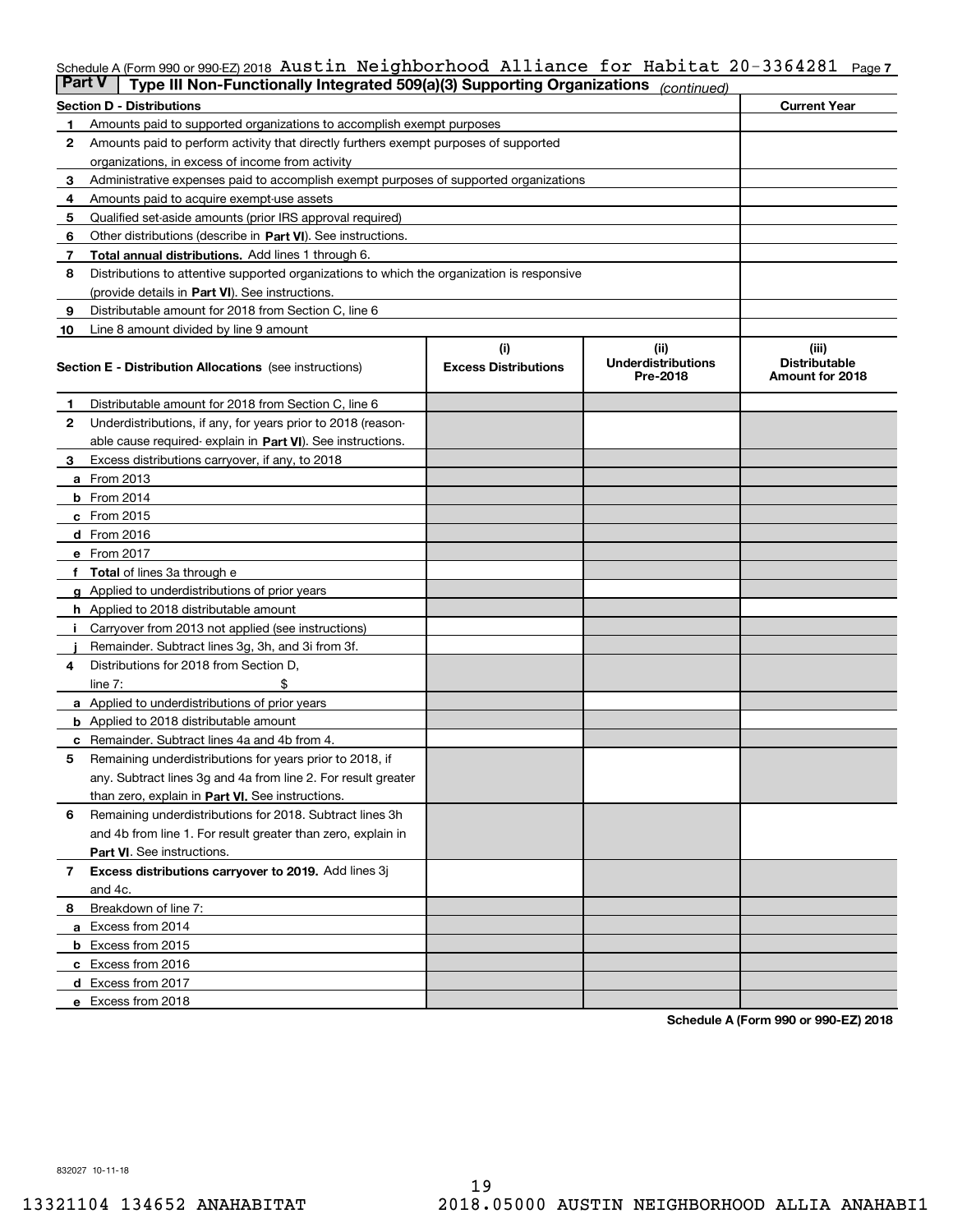Schedule A (Form 990 or 990-EZ) 2018 Austin Neighborhood Alliance for Habitat 20-3364281

## Part V  Type III Non-Functionally Integrated 509(a)(3) Supporting Organizations *(continued)*

| Section D - Distributions | | Current Year |
|---|---|---|
| 1 | Amounts paid to supported organizations to accomplish exempt purposes | |
| 2 | Amounts paid to perform activity that directly furthers exempt purposes of supported organizations, in excess of income from activity | |
| 3 | Administrative expenses paid to accomplish exempt purposes of supported organizations | |
| 4 | Amounts paid to acquire exempt-use assets | |
| 5 | Qualified set-aside amounts (prior IRS approval required) | |
| 6 | Other distributions (describe in **Part VI**). See instructions. | |
| 7 | **Total annual distributions.** Add lines 1 through 6. | |
| 8 | Distributions to attentive supported organizations to which the organization is responsive (provide details in **Part VI**). See instructions. | |
| 9 | Distributable amount for 2018 from Section C, line 6 | |
| 10 | Line 8 amount divided by line 9 amount | |

| | Section E - Distribution Allocations (see instructions) | (i) Excess Distributions | (ii) Underdistributions Pre-2018 | (iii) Distributable Amount for 2018 |
|---|---|---|---|---|
| 1 | Distributable amount for 2018 from Section C, line 6 | | | |
| 2 | Underdistributions, if any, for years prior to 2018 (reasonable cause required- explain in **Part VI**). See instructions. | | | |
| 3 | Excess distributions carryover, if any, to 2018 | | | |
| a | From 2013 | | | |
| b | From 2014 | | | |
| c | From 2015 | | | |
| d | From 2016 | | | |
| e | From 2017 | | | |
| f | **Total** of lines 3a through e | | | |
| g | Applied to underdistributions of prior years | | | |
| h | Applied to 2018 distributable amount | | | |
| i | Carryover from 2013 not applied (see instructions) | | | |
| j | Remainder. Subtract lines 3g, 3h, and 3i from 3f. | | | |
| 4 | Distributions for 2018 from Section D, line 7: $ | | | |
| a | Applied to underdistributions of prior years | | | |
| b | Applied to 2018 distributable amount | | | |
| c | Remainder. Subtract lines 4a and 4b from 4. | | | |
| 5 | Remaining underdistributions for years prior to 2018, if any. Subtract lines 3g and 4a from line 2. For result greater than zero, explain in **Part VI.** See instructions. | | | |
| 6 | Remaining underdistributions for 2018. Subtract lines 3h and 4b from line 1. For result greater than zero, explain in **Part VI**. See instructions. | | | |
| 7 | **Excess distributions carryover to 2019.** Add lines 3j and 4c. | | | |
| 8 | Breakdown of line 7: | | | |
| a | Excess from 2014 | | | |
| b | Excess from 2015 | | | |
| c | Excess from 2016 | | | |
| d | Excess from 2017 | | | |
| e | Excess from 2018 | | | |

**Schedule A (Form 990 or 990-EZ) 2018**

832027 10-11-18

13321104 134652 ANAHABITAT 2018.05000 AUSTIN NEIGHBORHOOD ALLIA ANAHABI1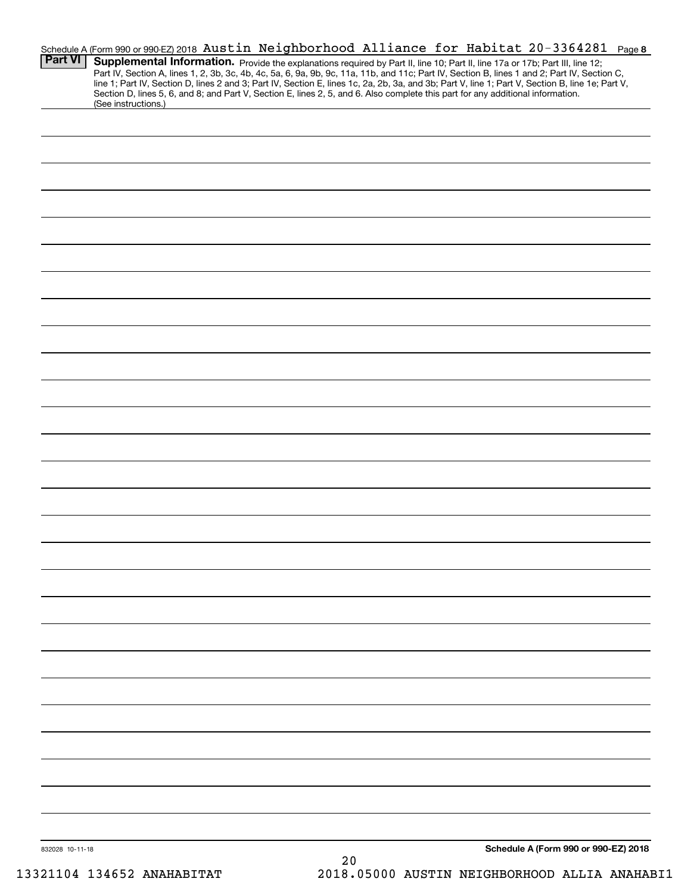Schedule A (Form 990 or 990-EZ) 2018 Austin Neighborhood Alliance for Habitat 20-3364281 Page **8**

**Part VI** **Supplemental Information.** Provide the explanations required by Part II, line 10; Part II, line 17a or 17b; Part III, line 12; Part IV, Section A, lines 1, 2, 3b, 3c, 4b, 4c, 5a, 6, 9a, 9b, 9c, 11a, 11b, and 11c; Part IV, Section B, lines 1 and 2; Part IV, Section C, line 1; Part IV, Section D, lines 2 and 3; Part IV, Section E, lines 1c, 2a, 2b, 3a, and 3b; Part V, line 1; Part V, Section B, line 1e; Part V, Section D, lines 5, 6, and 8; and Part V, Section E, lines 2, 5, and 6. Also complete this part for any additional information. (See instructions.)

832028 10-11-18

**Schedule A (Form 990 or 990-EZ) 2018**

13321104 134652 ANAHABITAT 2018.05000 AUSTIN NEIGHBORHOOD ALLIA ANAHABI1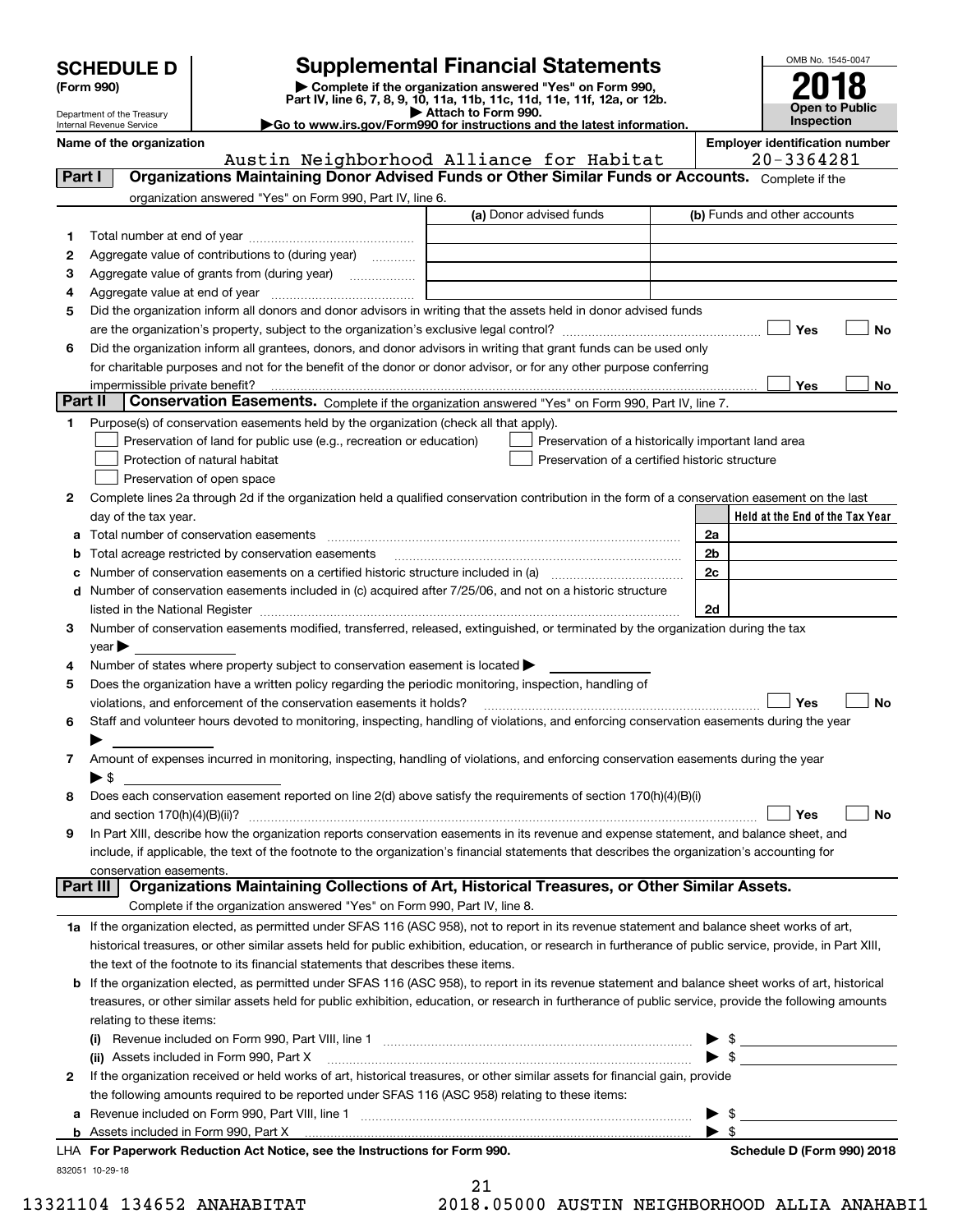# SCHEDULE D (Form 990)

Department of the Treasury
Internal Revenue Service

## Supplemental Financial Statements

▶ Complete if the organization answered "Yes" on Form 990, Part IV, line 6, 7, 8, 9, 10, 11a, 11b, 11c, 11d, 11e, 11f, 12a, or 12b.
▶ Attach to Form 990.
▶Go to www.irs.gov/Form990 for instructions and the latest information.

OMB No. 1545-0047

**2018**

**Open to Public Inspection**

**Name of the organization**
Austin Neighborhood Alliance for Habitat

**Employer identification number**
20-3364281

### Part I — Organizations Maintaining Donor Advised Funds or Other Similar Funds or Accounts.
Complete if the organization answered "Yes" on Form 990, Part IV, line 6.

| | | (a) Donor advised funds | (b) Funds and other accounts |
|---|---|---|---|
| 1 | Total number at end of year | | |
| 2 | Aggregate value of contributions to (during year) | | |
| 3 | Aggregate value of grants from (during year) | | |
| 4 | Aggregate value at end of year | | |

5 Did the organization inform all donors and donor advisors in writing that the assets held in donor advised funds are the organization's property, subject to the organization's exclusive legal control? ☐ Yes ☐ No

6 Did the organization inform all grantees, donors, and donor advisors in writing that grant funds can be used only for charitable purposes and not for the benefit of the donor or donor advisor, or for any other purpose conferring impermissible private benefit? ☐ Yes ☐ No

### Part II — Conservation Easements.
Complete if the organization answered "Yes" on Form 990, Part IV, line 7.

1 Purpose(s) of conservation easements held by the organization (check all that apply).
- ☐ Preservation of land for public use (e.g., recreation or education)
- ☐ Protection of natural habitat
- ☐ Preservation of open space
- ☐ Preservation of a historically important land area
- ☐ Preservation of a certified historic structure

2 Complete lines 2a through 2d if the organization held a qualified conservation contribution in the form of a conservation easement on the last day of the tax year.

| | | | Held at the End of the Tax Year |
|---|---|---|---|
| a | Total number of conservation easements | 2a | |
| b | Total acreage restricted by conservation easements | 2b | |
| c | Number of conservation easements on a certified historic structure included in (a) | 2c | |
| d | Number of conservation easements included in (c) acquired after 7/25/06, and not on a historic structure listed in the National Register | 2d | |

3 Number of conservation easements modified, transferred, released, extinguished, or terminated by the organization during the tax year ▶

4 Number of states where property subject to conservation easement is located ▶

5 Does the organization have a written policy regarding the periodic monitoring, inspection, handling of violations, and enforcement of the conservation easements it holds? ☐ Yes ☐ No

6 Staff and volunteer hours devoted to monitoring, inspecting, handling of violations, and enforcing conservation easements during the year ▶

7 Amount of expenses incurred in monitoring, inspecting, handling of violations, and enforcing conservation easements during the year ▶ $

8 Does each conservation easement reported on line 2(d) above satisfy the requirements of section 170(h)(4)(B)(i) and section 170(h)(4)(B)(ii)? ☐ Yes ☐ No

9 In Part XIII, describe how the organization reports conservation easements in its revenue and expense statement, and balance sheet, and include, if applicable, the text of the footnote to the organization's financial statements that describes the organization's accounting for conservation easements.

### Part III — Organizations Maintaining Collections of Art, Historical Treasures, or Other Similar Assets.
Complete if the organization answered "Yes" on Form 990, Part IV, line 8.

1a If the organization elected, as permitted under SFAS 116 (ASC 958), not to report in its revenue statement and balance sheet works of art, historical treasures, or other similar assets held for public exhibition, education, or research in furtherance of public service, provide, in Part XIII, the text of the footnote to its financial statements that describes these items.

b If the organization elected, as permitted under SFAS 116 (ASC 958), to report in its revenue statement and balance sheet works of art, historical treasures, or other similar assets held for public exhibition, education, or research in furtherance of public service, provide the following amounts relating to these items:

(i) Revenue included on Form 990, Part VIII, line 1 ▶ $

(ii) Assets included in Form 990, Part X ▶ $

2 If the organization received or held works of art, historical treasures, or other similar assets for financial gain, provide the following amounts required to be reported under SFAS 116 (ASC 958) relating to these items:

a Revenue included on Form 990, Part VIII, line 1 ▶ $

b Assets included in Form 990, Part X ▶ $

LHA For Paperwork Reduction Act Notice, see the Instructions for Form 990. **Schedule D (Form 990) 2018**

832051 10-29-18

13321104 134652 ANAHABITAT 2018.05000 AUSTIN NEIGHBORHOOD ALLIA ANAHABI1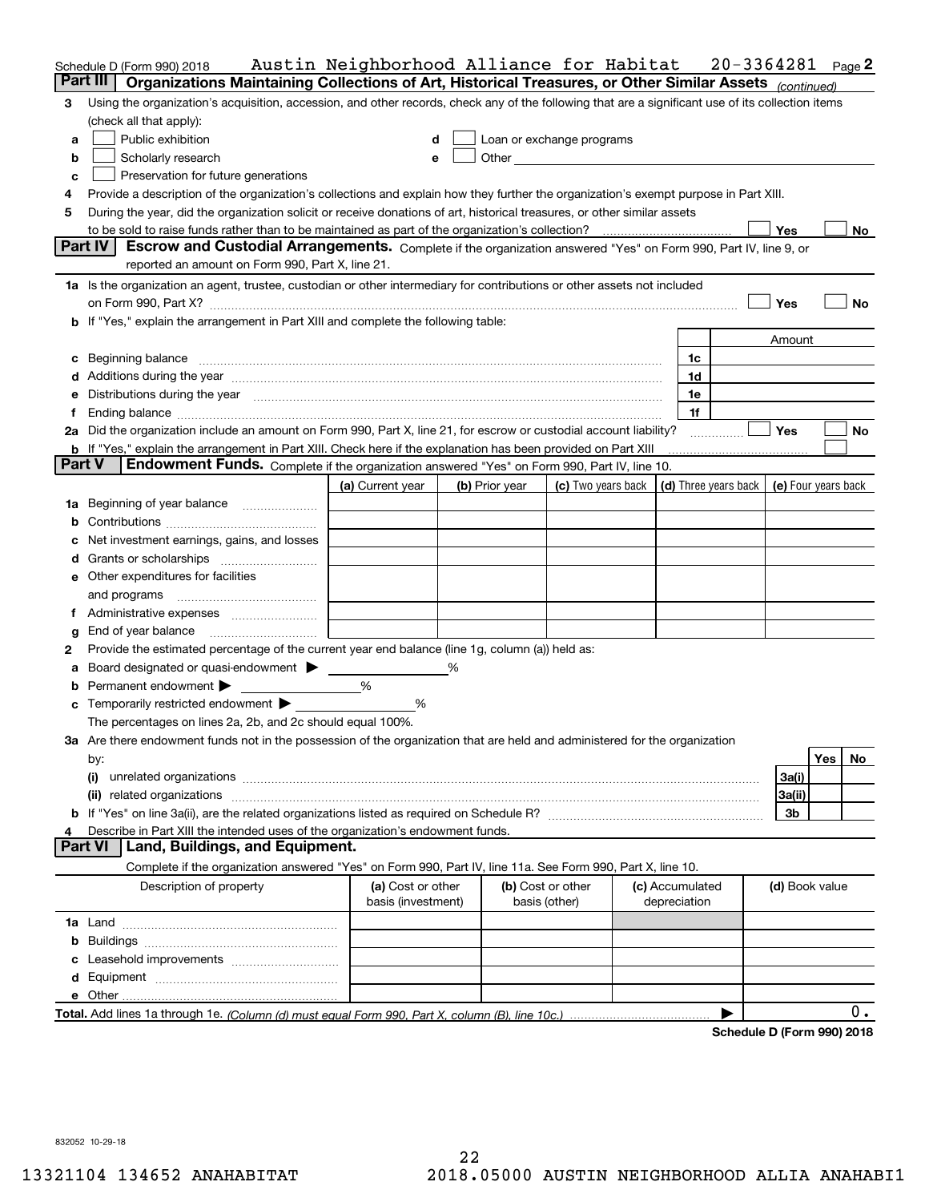Schedule D (Form 990) 2018    Austin Neighborhood Alliance for Habitat    20-3364281    Page 2

## Part III | Organizations Maintaining Collections of Art, Historical Treasures, or Other Similar Assets *(continued)*

**3** Using the organization's acquisition, accession, and other records, check any of the following that are a significant use of its collection items (check all that apply):

- **a** ☐ Public exhibition
- **b** ☐ Scholarly research
- **c** ☐ Preservation for future generations
- **d** ☐ Loan or exchange programs
- **e** ☐ Other

**4** Provide a description of the organization's collections and explain how they further the organization's exempt purpose in Part XIII.

**5** During the year, did the organization solicit or receive donations of art, historical treasures, or other similar assets to be sold to raise funds rather than to be maintained as part of the organization's collection? ☐ Yes ☐ No

## Part IV | Escrow and Custodial Arrangements.

Complete if the organization answered "Yes" on Form 990, Part IV, line 9, or reported an amount on Form 990, Part X, line 21.

**1a** Is the organization an agent, trustee, custodian or other intermediary for contributions or other assets not included on Form 990, Part X? ☐ Yes ☐ No

**b** If "Yes," explain the arrangement in Part XIII and complete the following table:

| | | Amount |
|---|---|---|
| **c** Beginning balance | 1c | |
| **d** Additions during the year | 1d | |
| **e** Distributions during the year | 1e | |
| **f** Ending balance | 1f | |

**2a** Did the organization include an amount on Form 990, Part X, line 21, for escrow or custodial account liability? ☐ Yes ☐ No

**b** If "Yes," explain the arrangement in Part XIII. Check here if the explanation has been provided on Part XIII ☐

## Part V | Endowment Funds.

Complete if the organization answered "Yes" on Form 990, Part IV, line 10.

| | (a) Current year | (b) Prior year | (c) Two years back | (d) Three years back | (e) Four years back |
|---|---|---|---|---|---|
| **1a** Beginning of year balance | | | | | |
| **b** Contributions | | | | | |
| **c** Net investment earnings, gains, and losses | | | | | |
| **d** Grants or scholarships | | | | | |
| **e** Other expenditures for facilities and programs | | | | | |
| **f** Administrative expenses | | | | | |
| **g** End of year balance | | | | | |

**2** Provide the estimated percentage of the current year end balance (line 1g, column (a)) held as:

- **a** Board designated or quasi-endowment ▶ ______ %
- **b** Permanent endowment ▶ ______ %
- **c** Temporarily restricted endowment ▶ ______ %

The percentages on lines 2a, 2b, and 2c should equal 100%.

**3a** Are there endowment funds not in the possession of the organization that are held and administered for the organization by:

| | | Yes | No |
|---|---|---|---|
| **(i)** unrelated organizations | 3a(i) | | |
| **(ii)** related organizations | 3a(ii) | | |
| **b** If "Yes" on line 3a(ii), are the related organizations listed as required on Schedule R? | 3b | | |

**4** Describe in Part XIII the intended uses of the organization's endowment funds.

## Part VI | Land, Buildings, and Equipment.

Complete if the organization answered "Yes" on Form 990, Part IV, line 11a. See Form 990, Part X, line 10.

| Description of property | (a) Cost or other basis (investment) | (b) Cost or other basis (other) | (c) Accumulated depreciation | (d) Book value |
|---|---|---|---|---|
| **1a** Land | | | | |
| **b** Buildings | | | | |
| **c** Leasehold improvements | | | | |
| **d** Equipment | | | | |
| **e** Other | | | | |
| **Total.** Add lines 1a through 1e. *(Column (d) must equal Form 990, Part X, column (B), line 10c.)* ▶ | | | | 0. |

**Schedule D (Form 990) 2018**

832052 10-29-18

13321104 134652 ANAHABITAT    2018.05000 AUSTIN NEIGHBORHOOD ALLIA ANAHABI1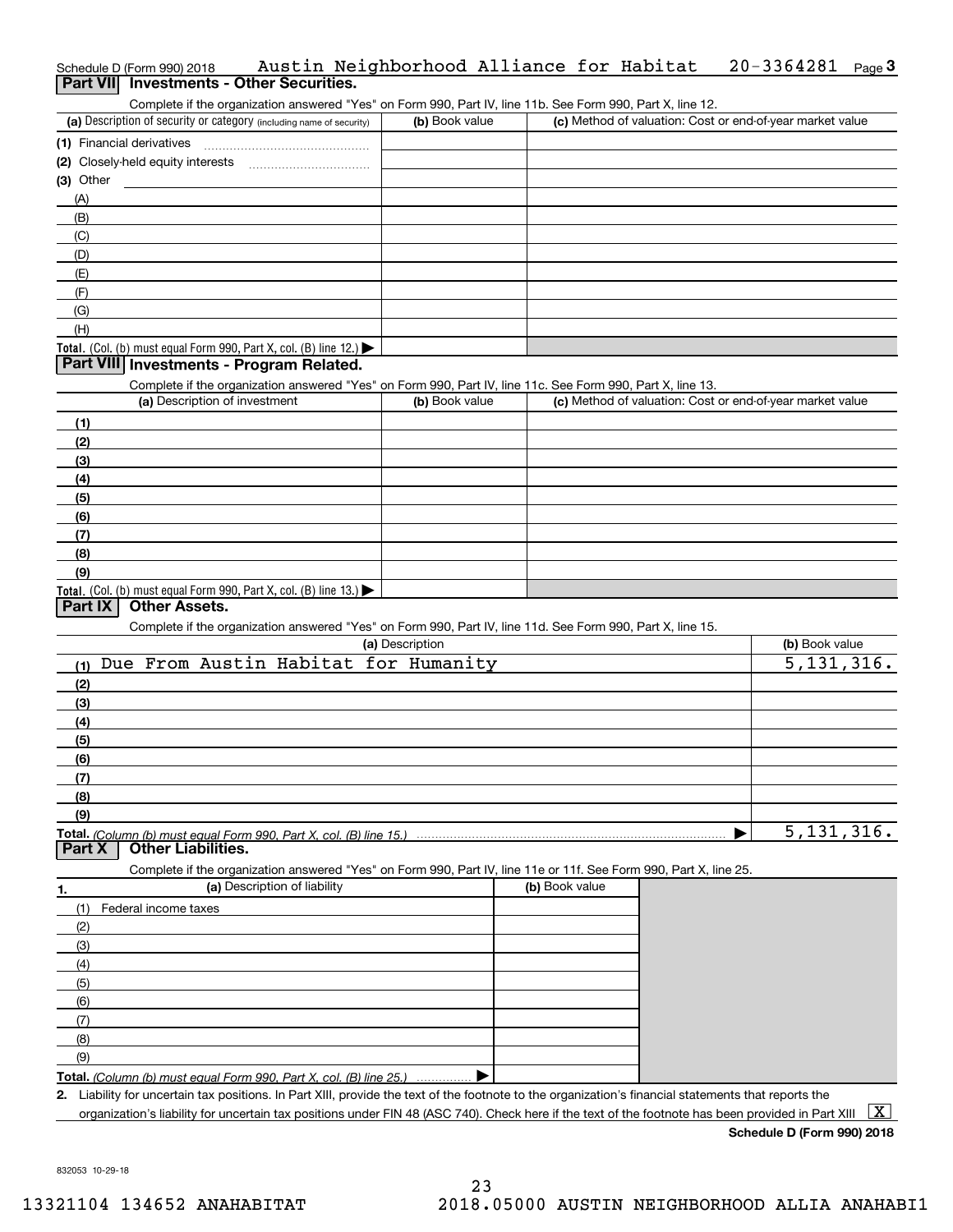Schedule D (Form 990) 2018 Austin Neighborhood Alliance for Habitat 20-3364281 Page 3

## Part VII Investments - Other Securities.

Complete if the organization answered "Yes" on Form 990, Part IV, line 11b. See Form 990, Part X, line 12.

| (a) Description of security or category (including name of security) | (b) Book value | (c) Method of valuation: Cost or end-of-year market value |
|---|---|---|
| (1) Financial derivatives | | |
| (2) Closely-held equity interests | | |
| (3) Other | | |
| (A) | | |
| (B) | | |
| (C) | | |
| (D) | | |
| (E) | | |
| (F) | | |
| (G) | | |
| (H) | | |
| **Total.** (Col. (b) must equal Form 990, Part X, col. (B) line 12.) ▶ | | |

## Part VIII Investments - Program Related.

Complete if the organization answered "Yes" on Form 990, Part IV, line 11c. See Form 990, Part X, line 13.

| (a) Description of investment | (b) Book value | (c) Method of valuation: Cost or end-of-year market value |
|---|---|---|
| (1) | | |
| (2) | | |
| (3) | | |
| (4) | | |
| (5) | | |
| (6) | | |
| (7) | | |
| (8) | | |
| (9) | | |
| **Total.** (Col. (b) must equal Form 990, Part X, col. (B) line 13.) ▶ | | |

## Part IX Other Assets.

Complete if the organization answered "Yes" on Form 990, Part IV, line 11d. See Form 990, Part X, line 15.

| (a) Description | (b) Book value |
|---|---|
| (1) Due From Austin Habitat for Humanity | 5,131,316. |
| (2) | |
| (3) | |
| (4) | |
| (5) | |
| (6) | |
| (7) | |
| (8) | |
| (9) | |
| **Total.** *(Column (b) must equal Form 990, Part X, col. (B) line 15.)* ▶ | 5,131,316. |

## Part X Other Liabilities.

Complete if the organization answered "Yes" on Form 990, Part IV, line 11e or 11f. See Form 990, Part X, line 25.

| 1. (a) Description of liability | (b) Book value |
|---|---|
| (1) Federal income taxes | |
| (2) | |
| (3) | |
| (4) | |
| (5) | |
| (6) | |
| (7) | |
| (8) | |
| (9) | |
| **Total.** *(Column (b) must equal Form 990, Part X, col. (B) line 25.)* ▶ | |

2. Liability for uncertain tax positions. In Part XIII, provide the text of the footnote to the organization's financial statements that reports the organization's liability for uncertain tax positions under FIN 48 (ASC 740). Check here if the text of the footnote has been provided in Part XIII [X]

**Schedule D (Form 990) 2018**

832053 10-29-18

13321104 134652 ANAHABITAT 2018.05000 AUSTIN NEIGHBORHOOD ALLIA ANAHABI1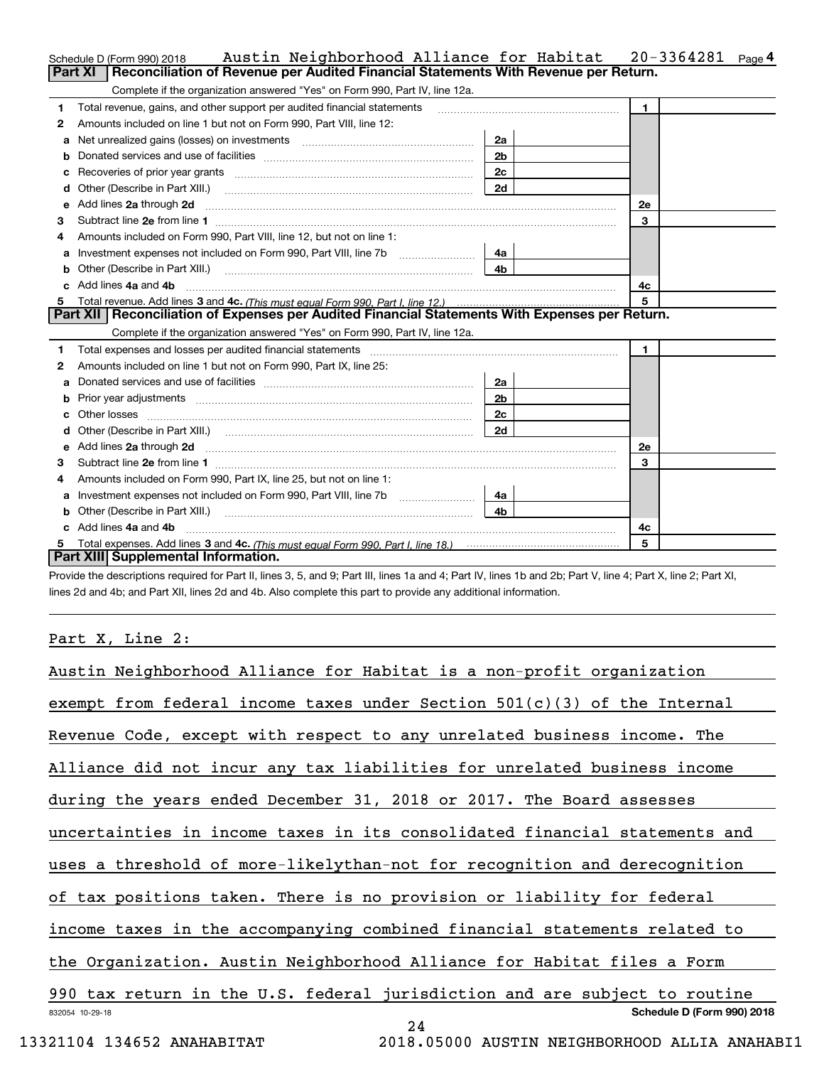Schedule D (Form 990) 2018 Austin Neighborhood Alliance for Habitat 20-3364281 Page 4

## Part XI Reconciliation of Revenue per Audited Financial Statements With Revenue per Return.

Complete if the organization answered "Yes" on Form 990, Part IV, line 12a.

| | | | | | |
|---|---|---|---|---|---|
| 1 | Total revenue, gains, and other support per audited financial statements | | | 1 | |
| 2 | Amounts included on line 1 but not on Form 990, Part VIII, line 12: | | | | |
| a | Net unrealized gains (losses) on investments | 2a | | | |
| b | Donated services and use of facilities | 2b | | | |
| c | Recoveries of prior year grants | 2c | | | |
| d | Other (Describe in Part XIII.) | 2d | | | |
| e | Add lines 2a through 2d | | | 2e | |
| 3 | Subtract line 2e from line 1 | | | 3 | |
| 4 | Amounts included on Form 990, Part VIII, line 12, but not on line 1: | | | | |
| a | Investment expenses not included on Form 990, Part VIII, line 7b | 4a | | | |
| b | Other (Describe in Part XIII.) | 4b | | | |
| c | Add lines 4a and 4b | | | 4c | |
| 5 | Total revenue. Add lines 3 and 4c. *(This must equal Form 990, Part I, line 12.)* | | | 5 | |

## Part XII Reconciliation of Expenses per Audited Financial Statements With Expenses per Return.

Complete if the organization answered "Yes" on Form 990, Part IV, line 12a.

| | | | | | |
|---|---|---|---|---|---|
| 1 | Total expenses and losses per audited financial statements | | | 1 | |
| 2 | Amounts included on line 1 but not on Form 990, Part IX, line 25: | | | | |
| a | Donated services and use of facilities | 2a | | | |
| b | Prior year adjustments | 2b | | | |
| c | Other losses | 2c | | | |
| d | Other (Describe in Part XIII.) | 2d | | | |
| e | Add lines 2a through 2d | | | 2e | |
| 3 | Subtract line 2e from line 1 | | | 3 | |
| 4 | Amounts included on Form 990, Part IX, line 25, but not on line 1: | | | | |
| a | Investment expenses not included on Form 990, Part VIII, line 7b | 4a | | | |
| b | Other (Describe in Part XIII.) | 4b | | | |
| c | Add lines 4a and 4b | | | 4c | |
| 5 | Total expenses. Add lines 3 and 4c. *(This must equal Form 990, Part I, line 18.)* | | | 5 | |

## Part XIII Supplemental Information.

Provide the descriptions required for Part II, lines 3, 5, and 9; Part III, lines 1a and 4; Part IV, lines 1b and 2b; Part V, line 4; Part X, line 2; Part XI, lines 2d and 4b; and Part XII, lines 2d and 4b. Also complete this part to provide any additional information.

Part X, Line 2:

Austin Neighborhood Alliance for Habitat is a non-profit organization exempt from federal income taxes under Section 501(c)(3) of the Internal Revenue Code, except with respect to any unrelated business income. The Alliance did not incur any tax liabilities for unrelated business income during the years ended December 31, 2018 or 2017. The Board assesses uncertainties in income taxes in its consolidated financial statements and uses a threshold of more-likelythan-not for recognition and derecognition of tax positions taken. There is no provision or liability for federal income taxes in the accompanying combined financial statements related to the Organization. Austin Neighborhood Alliance for Habitat files a Form 990 tax return in the U.S. federal jurisdiction and are subject to routine

832054 10-29-18 Schedule D (Form 990) 2018

13321104 134652 ANAHABITAT 2018.05000 AUSTIN NEIGHBORHOOD ALLIA ANAHABI1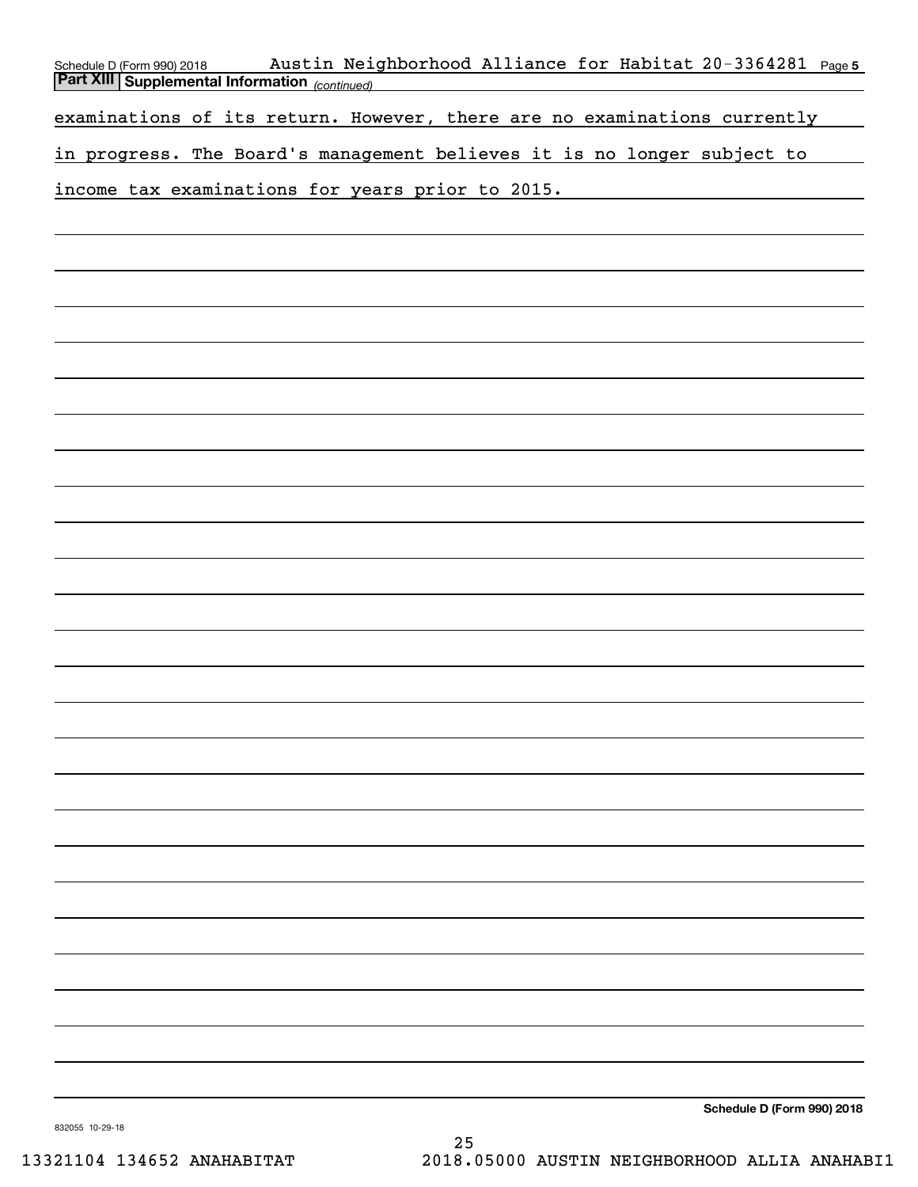## Part XIII Supplemental Information *(continued)*

examinations of its return. However, there are no examinations currently in progress. The Board's management believes it is no longer subject to income tax examinations for years prior to 2015.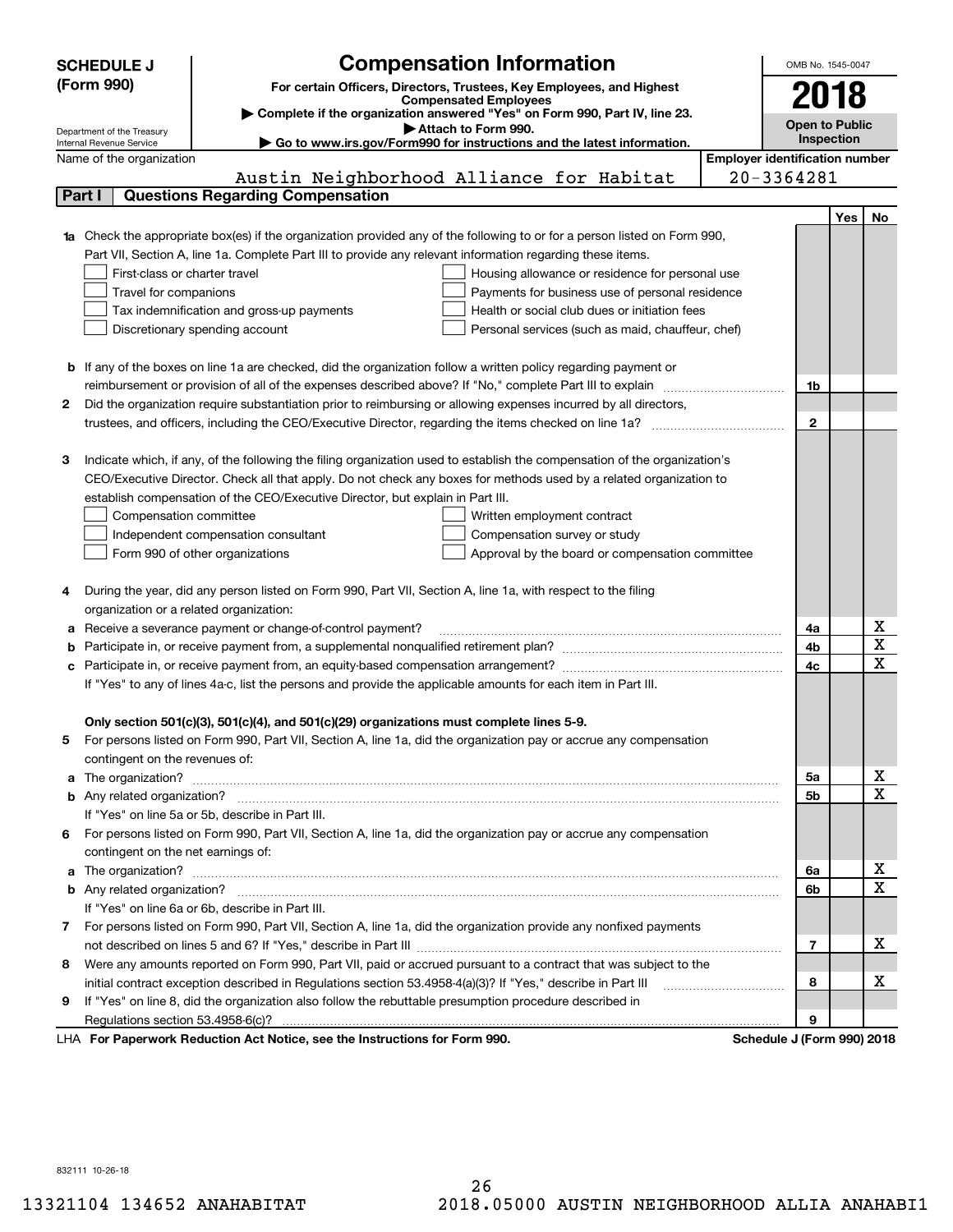**SCHEDULE J (Form 990)**

Department of the Treasury
Internal Revenue Service

# Compensation Information

**For certain Officers, Directors, Trustees, Key Employees, and Highest Compensated Employees**

▶ **Complete if the organization answered "Yes" on Form 990, Part IV, line 23.**

▶ **Attach to Form 990.**

▶ **Go to www.irs.gov/Form990 for instructions and the latest information.**

OMB No. 1545-0047

**2018**

**Open to Public Inspection**

Name of the organization: Austin Neighborhood Alliance for Habitat

**Employer identification number:** 20-3364281

## Part I  Questions Regarding Compensation

| | | | Yes | No |
|---|---|---|---|---|
| **1a** | Check the appropriate box(es) if the organization provided any of the following to or for a person listed on Form 990, Part VII, Section A, line 1a. Complete Part III to provide any relevant information regarding these items.<br>☐ First-class or charter travel ☐ Housing allowance or residence for personal use<br>☐ Travel for companions ☐ Payments for business use of personal residence<br>☐ Tax indemnification and gross-up payments ☐ Health or social club dues or initiation fees<br>☐ Discretionary spending account ☐ Personal services (such as maid, chauffeur, chef) | | | |
| **b** | If any of the boxes on line 1a are checked, did the organization follow a written policy regarding payment or reimbursement or provision of all of the expenses described above? If "No," complete Part III to explain | 1b | | |
| **2** | Did the organization require substantiation prior to reimbursing or allowing expenses incurred by all directors, trustees, and officers, including the CEO/Executive Director, regarding the items checked on line 1a? | 2 | | |
| **3** | Indicate which, if any, of the following the filing organization used to establish the compensation of the organization's CEO/Executive Director. Check all that apply. Do not check any boxes for methods used by a related organization to establish compensation of the CEO/Executive Director, but explain in Part III.<br>☐ Compensation committee ☐ Written employment contract<br>☐ Independent compensation consultant ☐ Compensation survey or study<br>☐ Form 990 of other organizations ☐ Approval by the board or compensation committee | | | |
| **4** | During the year, did any person listed on Form 990, Part VII, Section A, line 1a, with respect to the filing organization or a related organization: | | | |
| **a** | Receive a severance payment or change-of-control payment? | 4a | | X |
| **b** | Participate in, or receive payment from, a supplemental nonqualified retirement plan? | 4b | | X |
| **c** | Participate in, or receive payment from, an equity-based compensation arrangement? | 4c | | X |
| | If "Yes" to any of lines 4a-c, list the persons and provide the applicable amounts for each item in Part III. | | | |
| | **Only section 501(c)(3), 501(c)(4), and 501(c)(29) organizations must complete lines 5-9.** | | | |
| **5** | For persons listed on Form 990, Part VII, Section A, line 1a, did the organization pay or accrue any compensation contingent on the revenues of: | | | |
| **a** | The organization? | 5a | | X |
| **b** | Any related organization? | 5b | | X |
| | If "Yes" on line 5a or 5b, describe in Part III. | | | |
| **6** | For persons listed on Form 990, Part VII, Section A, line 1a, did the organization pay or accrue any compensation contingent on the net earnings of: | | | |
| **a** | The organization? | 6a | | X |
| **b** | Any related organization? | 6b | | X |
| | If "Yes" on line 6a or 6b, describe in Part III. | | | |
| **7** | For persons listed on Form 990, Part VII, Section A, line 1a, did the organization provide any nonfixed payments not described on lines 5 and 6? If "Yes," describe in Part III | 7 | | X |
| **8** | Were any amounts reported on Form 990, Part VII, paid or accrued pursuant to a contract that was subject to the initial contract exception described in Regulations section 53.4958-4(a)(3)? If "Yes," describe in Part III | 8 | | X |
| **9** | If "Yes" on line 8, did the organization also follow the rebuttable presumption procedure described in Regulations section 53.4958-6(c)? | 9 | | |

LHA **For Paperwork Reduction Act Notice, see the Instructions for Form 990.** **Schedule J (Form 990) 2018**

832111 10-26-18

13321104 134652 ANAHABITAT 2018.05000 AUSTIN NEIGHBORHOOD ALLIA ANAHABI1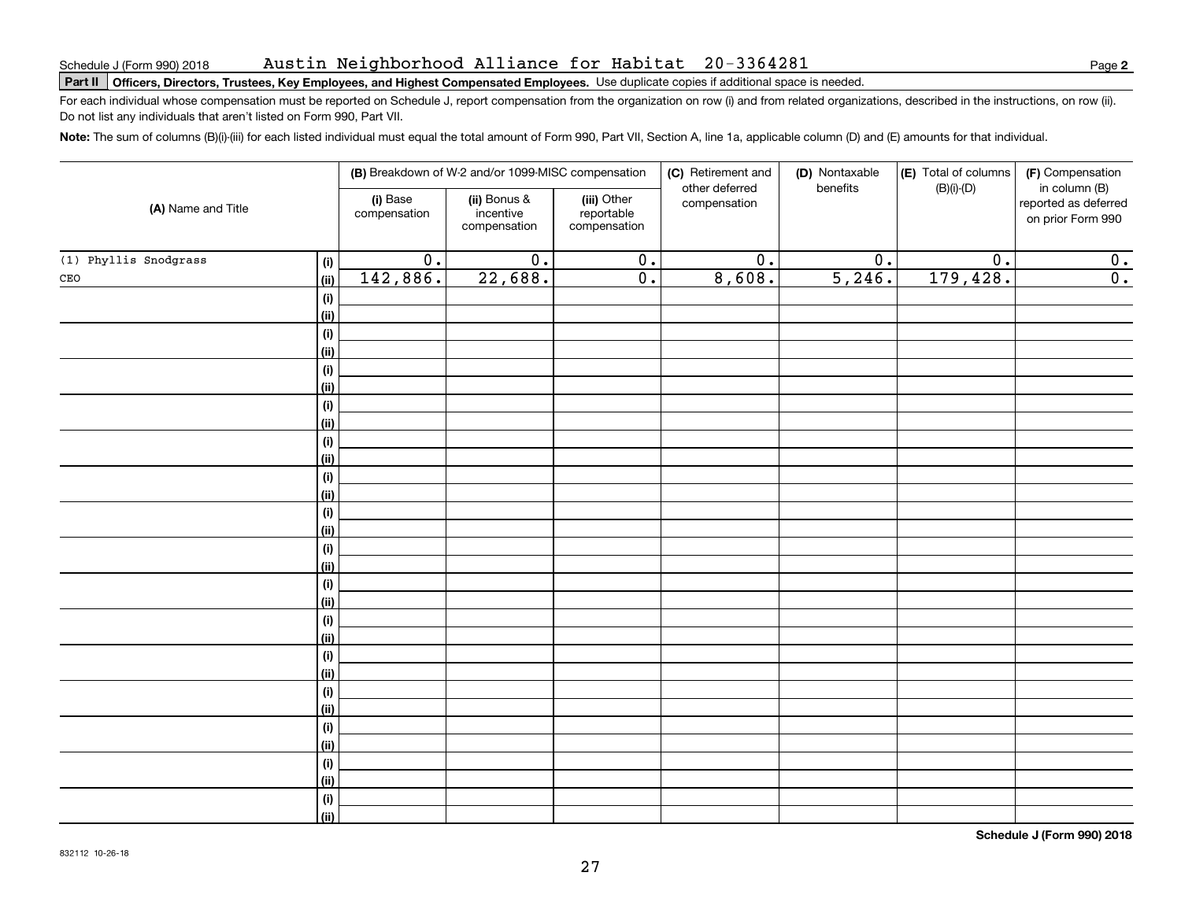Schedule J (Form 990) 2018 Austin Neighborhood Alliance for Habitat 20-3364281 Page **2**

**Part II Officers, Directors, Trustees, Key Employees, and Highest Compensated Employees.** Use duplicate copies if additional space is needed.

For each individual whose compensation must be reported on Schedule J, report compensation from the organization on row (i) and from related organizations, described in the instructions, on row (ii). Do not list any individuals that aren't listed on Form 990, Part VII.

**Note:** The sum of columns (B)(i)-(iii) for each listed individual must equal the total amount of Form 990, Part VII, Section A, line 1a, applicable column (D) and (E) amounts for that individual.

| (A) Name and Title | | (B) Breakdown of W-2 and/or 1099-MISC compensation | | | (C) Retirement and other deferred compensation | (D) Nontaxable benefits | (E) Total of columns (B)(i)-(D) | (F) Compensation in column (B) reported as deferred on prior Form 990 |
|---|---|---|---|---|---|---|---|---|
| | | (i) Base compensation | (ii) Bonus & incentive compensation | (iii) Other reportable compensation | | | | |
| (1) Phyllis Snodgrass | (i) | 0. | 0. | 0. | 0. | 0. | 0. | 0. |
| CEO | (ii) | 142,886. | 22,688. | 0. | 8,608. | 5,246. | 179,428. | 0. |
| | (i) | | | | | | | |
| | (ii) | | | | | | | |
| | (i) | | | | | | | |
| | (ii) | | | | | | | |
| | (i) | | | | | | | |
| | (ii) | | | | | | | |
| | (i) | | | | | | | |
| | (ii) | | | | | | | |
| | (i) | | | | | | | |
| | (ii) | | | | | | | |
| | (i) | | | | | | | |
| | (ii) | | | | | | | |
| | (i) | | | | | | | |
| | (ii) | | | | | | | |
| | (i) | | | | | | | |
| | (ii) | | | | | | | |
| | (i) | | | | | | | |
| | (ii) | | | | | | | |
| | (i) | | | | | | | |
| | (ii) | | | | | | | |
| | (i) | | | | | | | |
| | (ii) | | | | | | | |
| | (i) | | | | | | | |
| | (ii) | | | | | | | |
| | (i) | | | | | | | |
| | (ii) | | | | | | | |
| | (i) | | | | | | | |
| | (ii) | | | | | | | |
| | (i) | | | | | | | |
| | (ii) | | | | | | | |

**Schedule J (Form 990) 2018**

832112 10-26-18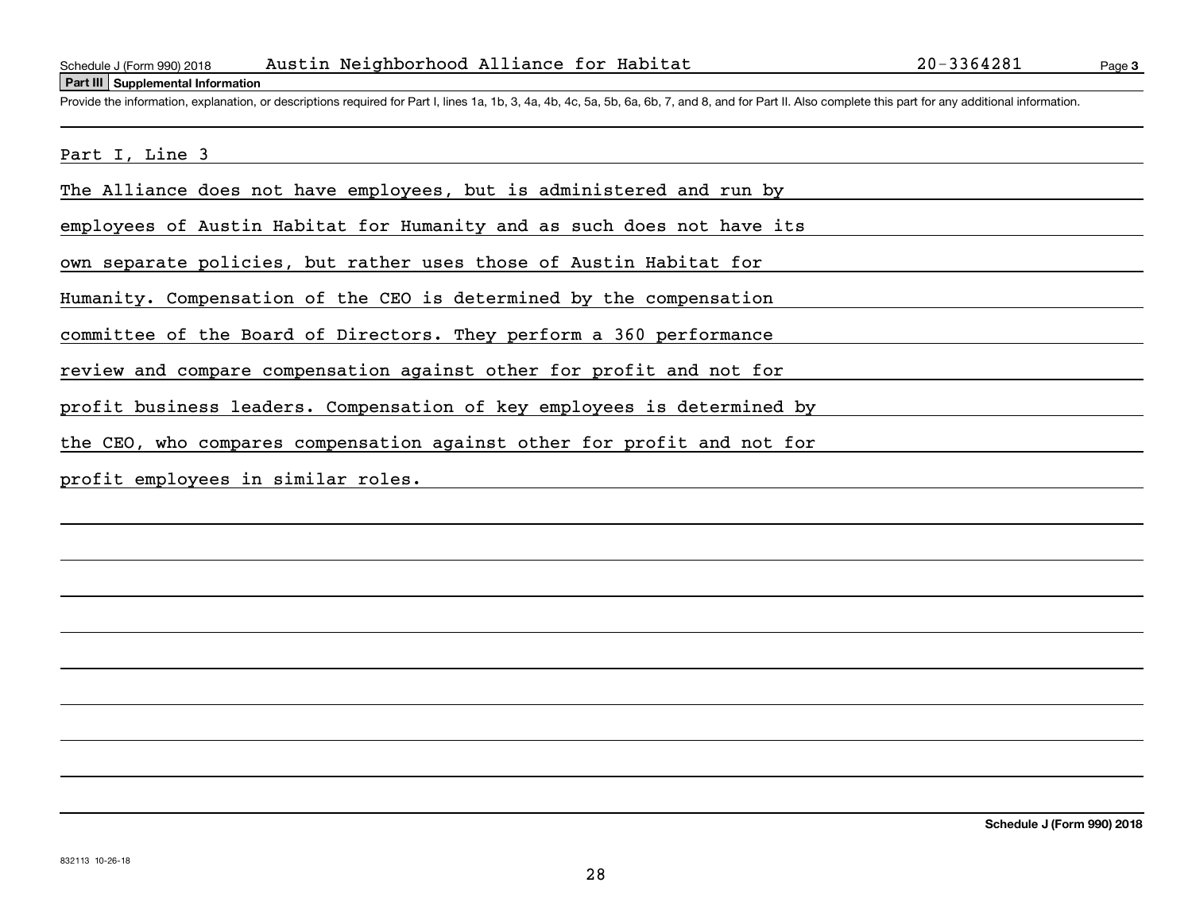Schedule J (Form 990) 2018 Austin Neighborhood Alliance for Habitat 20-3364281 Page **3**

## Part III Supplemental Information

Provide the information, explanation, or descriptions required for Part I, lines 1a, 1b, 3, 4a, 4b, 4c, 5a, 5b, 6a, 6b, 7, and 8, and for Part II. Also complete this part for any additional information.

Part I, Line 3

The Alliance does not have employees, but is administered and run by employees of Austin Habitat for Humanity and as such does not have its own separate policies, but rather uses those of Austin Habitat for Humanity. Compensation of the CEO is determined by the compensation committee of the Board of Directors. They perform a 360 performance review and compare compensation against other for profit and not for profit business leaders. Compensation of key employees is determined by the CEO, who compares compensation against other for profit and not for profit employees in similar roles.

**Schedule J (Form 990) 2018**

832113 10-26-18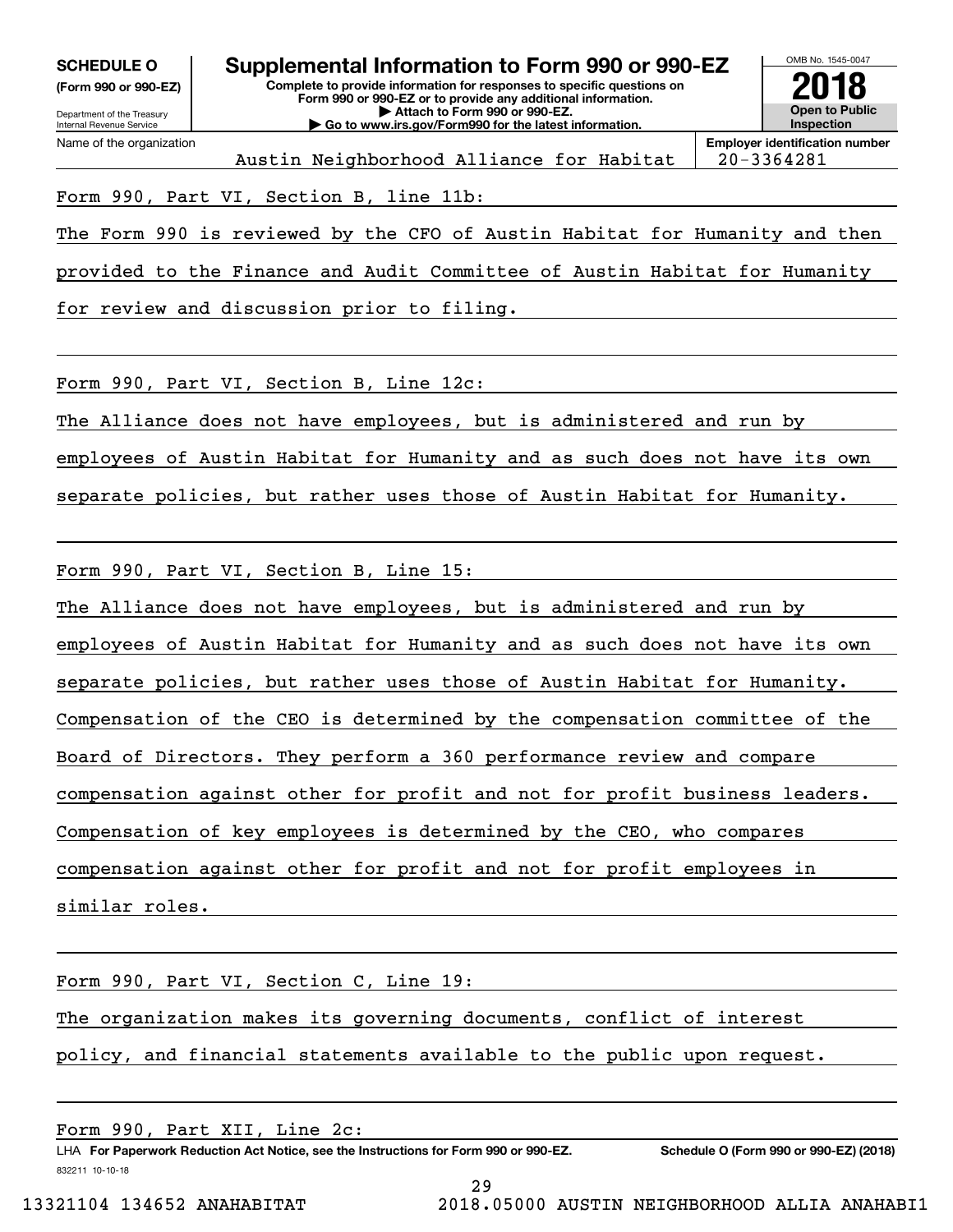**SCHEDULE O** (Form 990 or 990-EZ)

Department of the Treasury
Internal Revenue Service

# Supplemental Information to Form 990 or 990-EZ

**Complete to provide information for responses to specific questions on Form 990 or 990-EZ or to provide any additional information.**
**▶ Attach to Form 990 or 990-EZ.**
**▶ Go to www.irs.gov/Form990 for the latest information.**

OMB No. 1545-0047

**2018**

**Open to Public Inspection**

| Name of the organization | Employer identification number |
|---|---|
| Austin Neighborhood Alliance for Habitat | 20-3364281 |

Form 990, Part VI, Section B, line 11b:

The Form 990 is reviewed by the CFO of Austin Habitat for Humanity and then provided to the Finance and Audit Committee of Austin Habitat for Humanity for review and discussion prior to filing.

Form 990, Part VI, Section B, Line 12c:

The Alliance does not have employees, but is administered and run by employees of Austin Habitat for Humanity and as such does not have its own separate policies, but rather uses those of Austin Habitat for Humanity.

Form 990, Part VI, Section B, Line 15:

The Alliance does not have employees, but is administered and run by employees of Austin Habitat for Humanity and as such does not have its own separate policies, but rather uses those of Austin Habitat for Humanity. Compensation of the CEO is determined by the compensation committee of the Board of Directors. They perform a 360 performance review and compare compensation against other for profit and not for profit business leaders. Compensation of key employees is determined by the CEO, who compares compensation against other for profit and not for profit employees in similar roles.

Form 990, Part VI, Section C, Line 19:

The organization makes its governing documents, conflict of interest policy, and financial statements available to the public upon request.

Form 990, Part XII, Line 2c:

LHA **For Paperwork Reduction Act Notice, see the Instructions for Form 990 or 990-EZ.** **Schedule O (Form 990 or 990-EZ) (2018)**

832211 10-10-18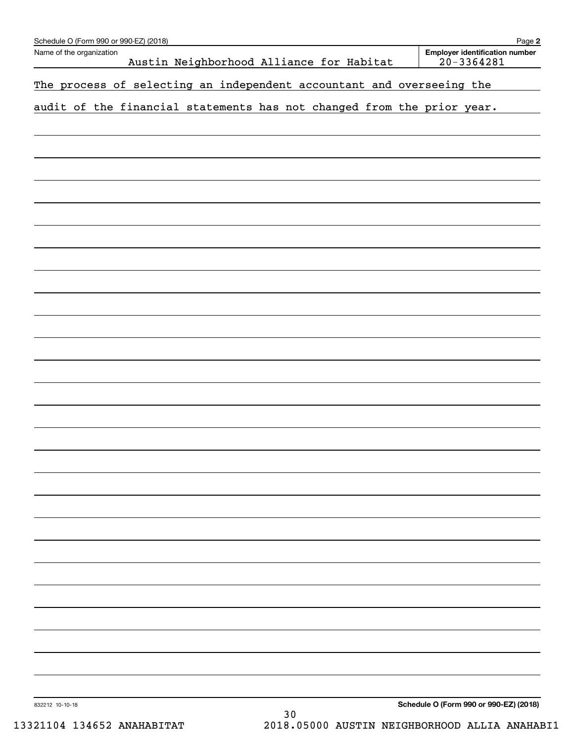Name of the organization: Austin Neighborhood Alliance for Habitat

Employer identification number: 20-3364281

The process of selecting an independent accountant and overseeing the audit of the financial statements has not changed from the prior year.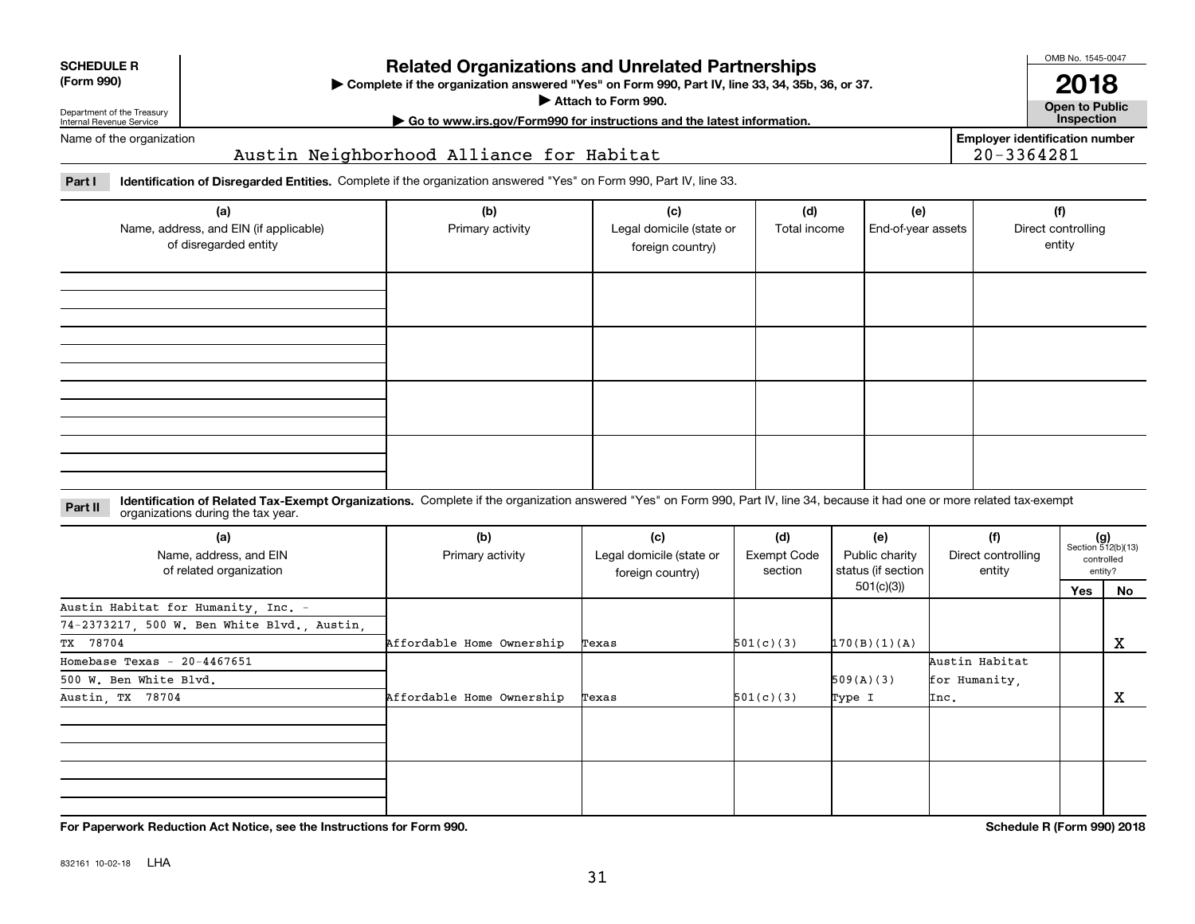**SCHEDULE R**
**(Form 990)**

Department of the Treasury
Internal Revenue Service

# Related Organizations and Unrelated Partnerships

▶ **Complete if the organization answered "Yes" on Form 990, Part IV, line 33, 34, 35b, 36, or 37.**
▶ **Attach to Form 990.**
▶ **Go to www.irs.gov/Form990 for instructions and the latest information.**

OMB No. 1545-0047
**2018**
**Open to Public Inspection**

Name of the organization: Austin Neighborhood Alliance for Habitat

**Employer identification number**: 20-3364281

**Part I** **Identification of Disregarded Entities.** Complete if the organization answered "Yes" on Form 990, Part IV, line 33.

| (a) Name, address, and EIN (if applicable) of disregarded entity | (b) Primary activity | (c) Legal domicile (state or foreign country) | (d) Total income | (e) End-of-year assets | (f) Direct controlling entity |
|---|---|---|---|---|---|
| | | | | | |
| | | | | | |
| | | | | | |
| | | | | | |

**Part II** **Identification of Related Tax-Exempt Organizations.** Complete if the organization answered "Yes" on Form 990, Part IV, line 34, because it had one or more related tax-exempt organizations during the tax year.

| (a) Name, address, and EIN of related organization | (b) Primary activity | (c) Legal domicile (state or foreign country) | (d) Exempt Code section | (e) Public charity status (if section 501(c)(3)) | (f) Direct controlling entity | (g) Section 512(b)(13) controlled entity? Yes | No |
|---|---|---|---|---|---|---|---|
| Austin Habitat for Humanity, Inc. - 74-2373217, 500 W. Ben White Blvd., Austin, TX 78704 | Affordable Home Ownership | Texas | 501(c)(3) | 170(B)(1)(A) | | | X |
| Homebase Texas - 20-4467651 500 W. Ben White Blvd. Austin, TX 78704 | Affordable Home Ownership | Texas | 501(c)(3) | 509(A)(3) Type I | Austin Habitat for Humanity, Inc. | | X |
| | | | | | | | |
| | | | | | | | |

**For Paperwork Reduction Act Notice, see the Instructions for Form 990.** **Schedule R (Form 990) 2018**

832161 10-02-18 LHA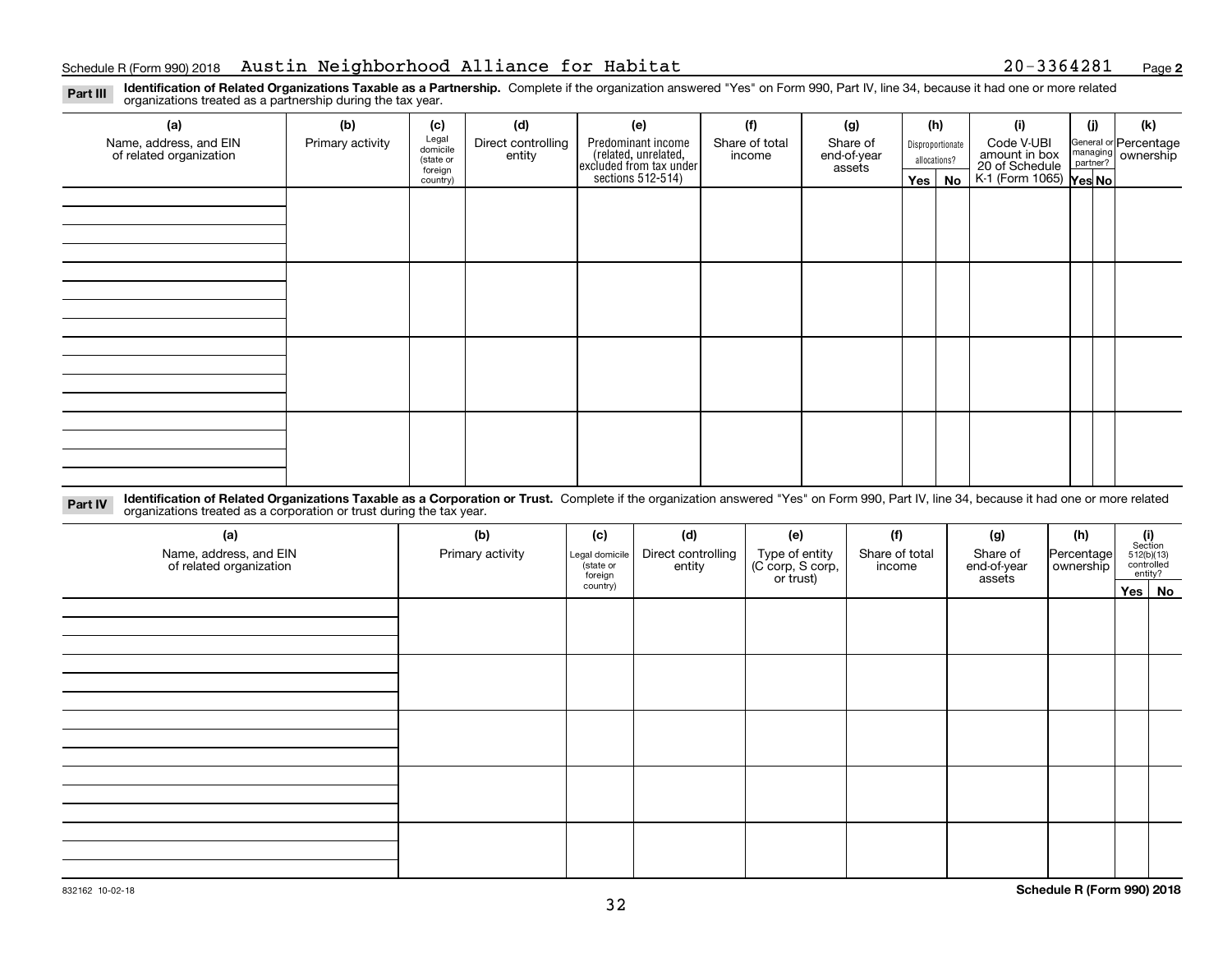Schedule R (Form 990) 2018 Austin Neighborhood Alliance for Habitat 20-3364281 Page **2**

**Part III** **Identification of Related Organizations Taxable as a Partnership.** Complete if the organization answered "Yes" on Form 990, Part IV, line 34, because it had one or more related organizations treated as a partnership during the tax year.

| (a) Name, address, and EIN of related organization | (b) Primary activity | (c) Legal domicile (state or foreign country) | (d) Direct controlling entity | (e) Predominant income (related, unrelated, excluded from tax under sections 512-514) | (f) Share of total income | (g) Share of end-of-year assets | (h) Disproportionate allocations? | | (i) Code V-UBI amount in box 20 of Schedule K-1 (Form 1065) | (j) General or managing partner? | | (k) Percentage ownership |
|---|---|---|---|---|---|---|---|---|---|---|---|---|
| | | | | | | | Yes | No | | Yes | No | |
| | | | | | | | | | | | | |
| | | | | | | | | | | | | |
| | | | | | | | | | | | | |
| | | | | | | | | | | | | |

**Part IV** **Identification of Related Organizations Taxable as a Corporation or Trust.** Complete if the organization answered "Yes" on Form 990, Part IV, line 34, because it had one or more related organizations treated as a corporation or trust during the tax year.

| (a) Name, address, and EIN of related organization | (b) Primary activity | (c) Legal domicile (state or foreign country) | (d) Direct controlling entity | (e) Type of entity (C corp, S corp, or trust) | (f) Share of total income | (g) Share of end-of-year assets | (h) Percentage ownership | (i) Section 512(b)(13) controlled entity? | |
|---|---|---|---|---|---|---|---|---|---|
| | | | | | | | | Yes | No |
| | | | | | | | | | |
| | | | | | | | | | |
| | | | | | | | | | |
| | | | | | | | | | |
| | | | | | | | | | |

832162 10-02-18 **Schedule R (Form 990) 2018**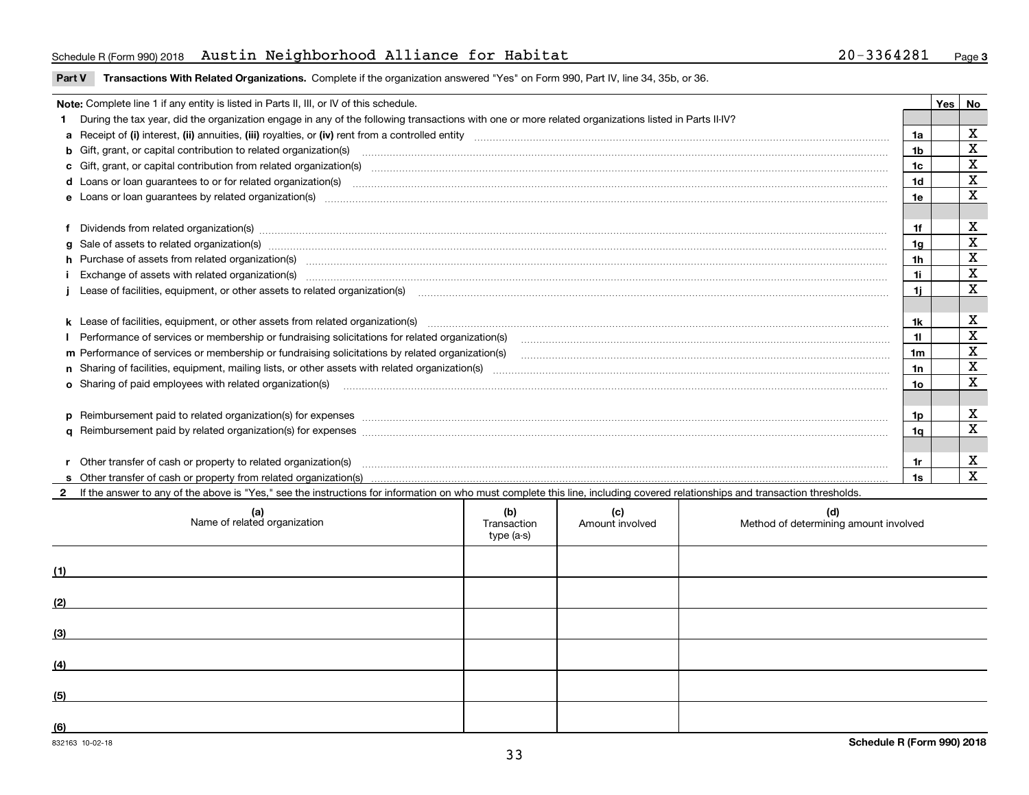Schedule R (Form 990) 2018 Austin Neighborhood Alliance for Habitat 20-3364281 Page 3

**Part V Transactions With Related Organizations.** Complete if the organization answered "Yes" on Form 990, Part IV, line 34, 35b, or 36.

| Note: Complete line 1 if any entity is listed in Parts II, III, or IV of this schedule. | | Yes | No |
|---|---|---|---|
| **1** During the tax year, did the organization engage in any of the following transactions with one or more related organizations listed in Parts II-IV? | | | |
| **a** Receipt of **(i)** interest, **(ii)** annuities, **(iii)** royalties, or **(iv)** rent from a controlled entity | 1a | | X |
| **b** Gift, grant, or capital contribution to related organization(s) | 1b | | X |
| **c** Gift, grant, or capital contribution from related organization(s) | 1c | | X |
| **d** Loans or loan guarantees to or for related organization(s) | 1d | | X |
| **e** Loans or loan guarantees by related organization(s) | 1e | | X |
| **f** Dividends from related organization(s) | 1f | | X |
| **g** Sale of assets to related organization(s) | 1g | | X |
| **h** Purchase of assets from related organization(s) | 1h | | X |
| **i** Exchange of assets with related organization(s) | 1i | | X |
| **j** Lease of facilities, equipment, or other assets to related organization(s) | 1j | | X |
| **k** Lease of facilities, equipment, or other assets from related organization(s) | 1k | | X |
| **l** Performance of services or membership or fundraising solicitations for related organization(s) | 1l | | X |
| **m** Performance of services or membership or fundraising solicitations by related organization(s) | 1m | | X |
| **n** Sharing of facilities, equipment, mailing lists, or other assets with related organization(s) | 1n | | X |
| **o** Sharing of paid employees with related organization(s) | 1o | | X |
| **p** Reimbursement paid to related organization(s) for expenses | 1p | | X |
| **q** Reimbursement paid by related organization(s) for expenses | 1q | | X |
| **r** Other transfer of cash or property to related organization(s) | 1r | | X |
| **s** Other transfer of cash or property from related organization(s) | 1s | | X |

**2** If the answer to any of the above is "Yes," see the instructions for information on who must complete this line, including covered relationships and transaction thresholds.

| | (a) Name of related organization | (b) Transaction type (a-s) | (c) Amount involved | (d) Method of determining amount involved |
|---|---|---|---|---|
| (1) | | | | |
| (2) | | | | |
| (3) | | | | |
| (4) | | | | |
| (5) | | | | |
| (6) | | | | |

832163 10-02-18 **Schedule R (Form 990) 2018**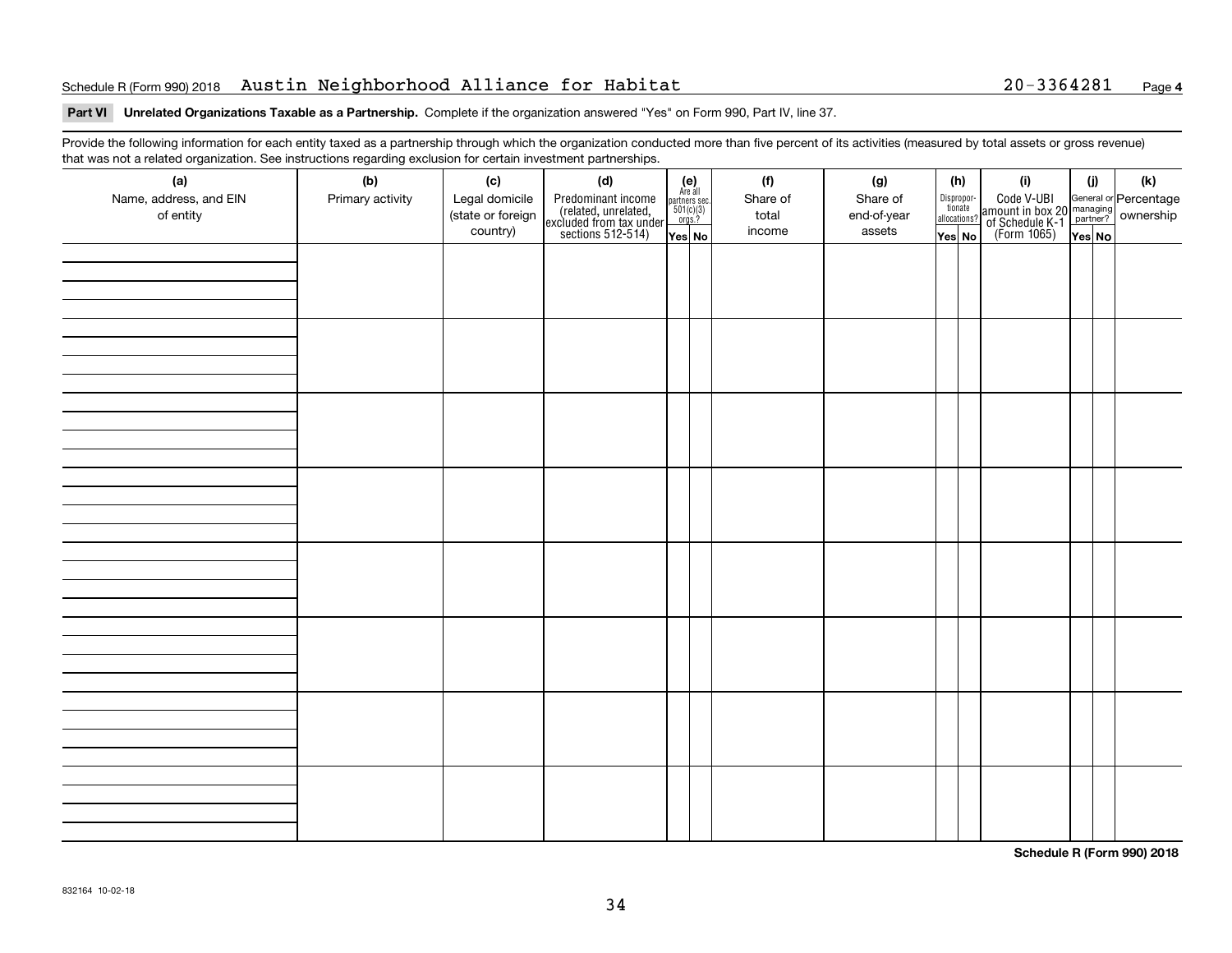Schedule R (Form 990) 2018 Austin Neighborhood Alliance for Habitat 20-3364281

**Part VI Unrelated Organizations Taxable as a Partnership.** Complete if the organization answered "Yes" on Form 990, Part IV, line 37.

Provide the following information for each entity taxed as a partnership through which the organization conducted more than five percent of its activities (measured by total assets or gross revenue) that was not a related organization. See instructions regarding exclusion for certain investment partnerships.

| (a) Name, address, and EIN of entity | (b) Primary activity | (c) Legal domicile (state or foreign country) | (d) Predominant income (related, unrelated, excluded from tax under sections 512-514) | (e) Are all partners sec. 501(c)(3) orgs? Yes | (e) No | (f) Share of total income | (g) Share of end-of-year assets | (h) Disproportionate allocations? Yes | (h) No | (i) Code V-UBI amount in box 20 of Schedule K-1 (Form 1065) | (j) General or managing partner? Yes | (j) No | (k) Percentage ownership |
|---|---|---|---|---|---|---|---|---|---|---|---|---|---|
| | | | | | | | | | | | | | |
| | | | | | | | | | | | | | |
| | | | | | | | | | | | | | |
| | | | | | | | | | | | | | |
| | | | | | | | | | | | | | |
| | | | | | | | | | | | | | |
| | | | | | | | | | | | | | |
| | | | | | | | | | | | | | |

**Schedule R (Form 990) 2018**

832164 10-02-18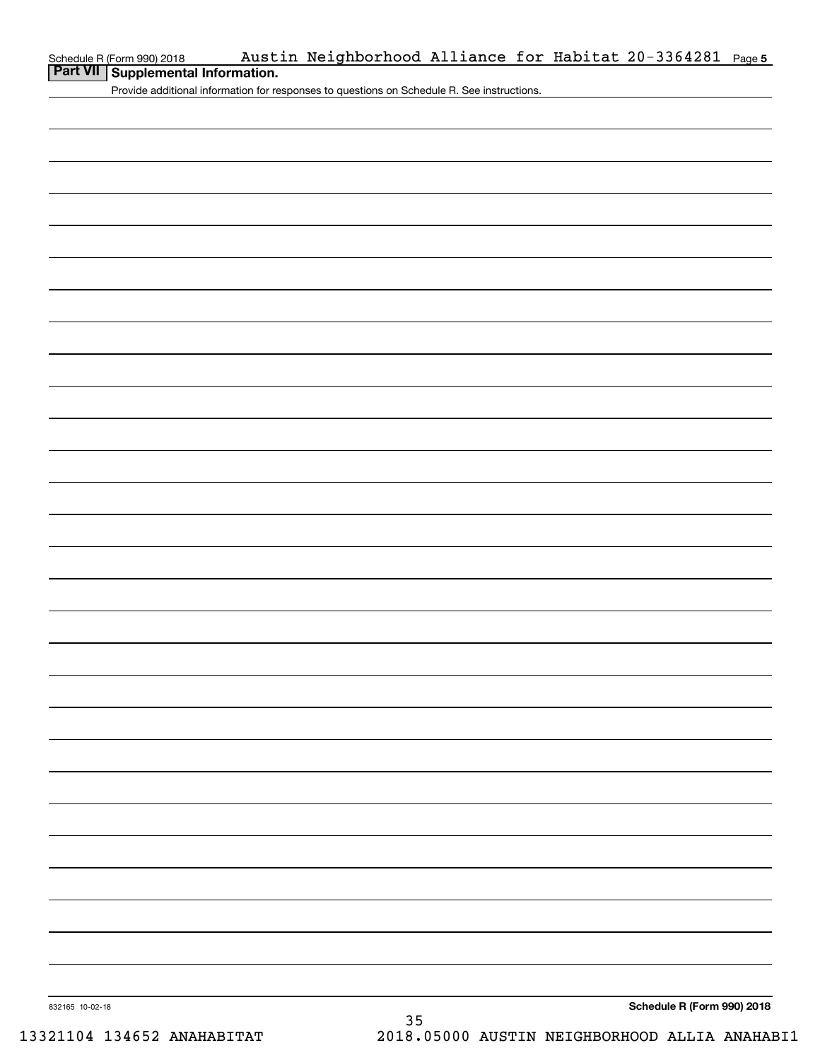Schedule R (Form 990) 2018 Austin Neighborhood Alliance for Habitat 20-3364281 Page 5

## Part VII Supplemental Information.

Provide additional information for responses to questions on Schedule R. See instructions.

832165 10-02-18

Schedule R (Form 990) 2018

13321104 134652 ANAHABITAT 2018.05000 AUSTIN NEIGHBORHOOD ALLIA ANAHABI1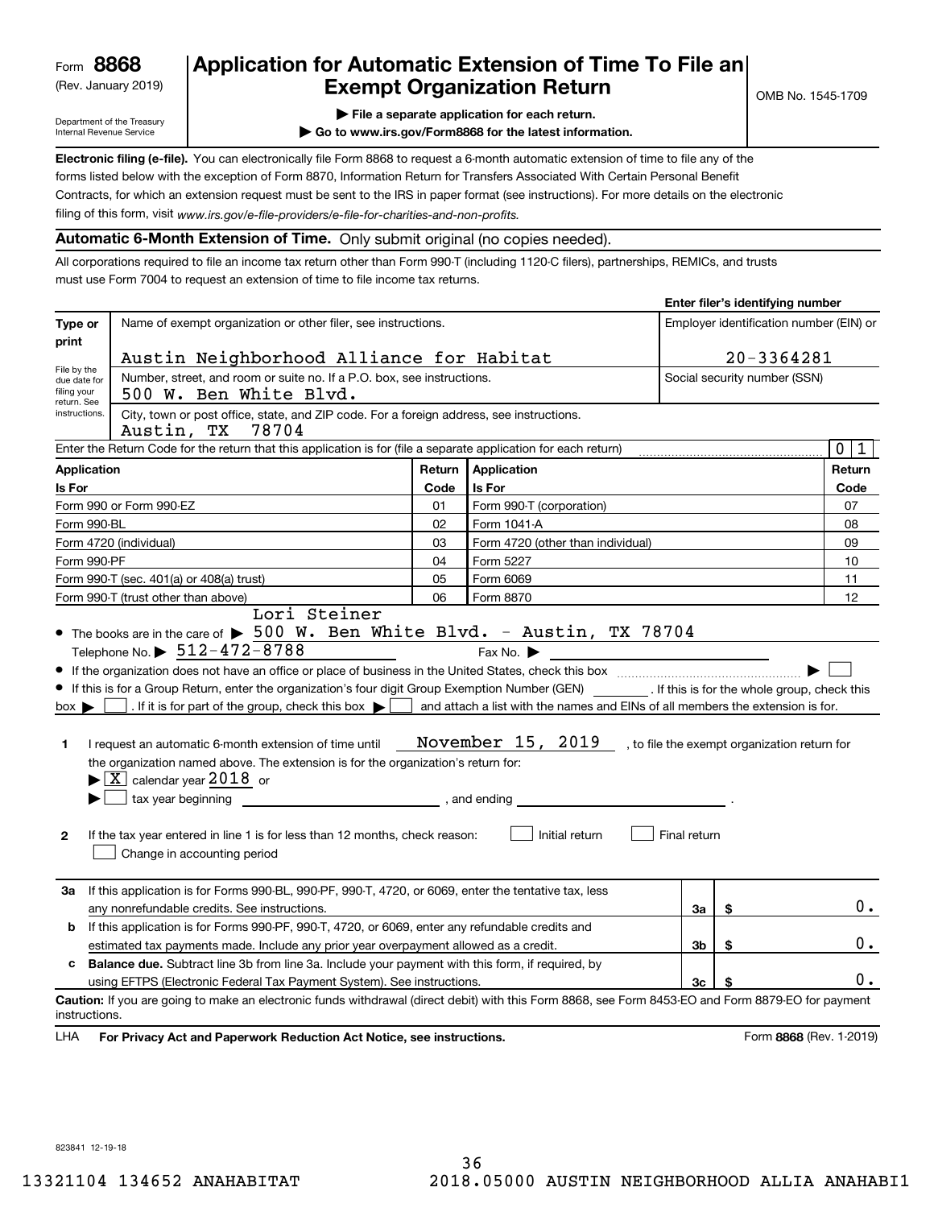Form **8868**
(Rev. January 2019)

Department of the Treasury
Internal Revenue Service

# Application for Automatic Extension of Time To File an Exempt Organization Return

OMB No. 1545-1709

▶ File a separate application for each return.
▶ Go to www.irs.gov/Form8868 for the latest information.

**Electronic filing (e-file).** You can electronically file Form 8868 to request a 6-month automatic extension of time to file any of the forms listed below with the exception of Form 8870, Information Return for Transfers Associated With Certain Personal Benefit Contracts, for which an extension request must be sent to the IRS in paper format (see instructions). For more details on the electronic filing of this form, visit *www.irs.gov/e-file-providers/e-file-for-charities-and-non-profits.*

**Automatic 6-Month Extension of Time.** Only submit original (no copies needed).

All corporations required to file an income tax return other than Form 990-T (including 1120-C filers), partnerships, REMICs, and trusts must use Form 7004 to request an extension of time to file income tax returns.

| | | Enter filer's identifying number |
|---|---|---|
| **Type or print** | Name of exempt organization or other filer, see instructions. Austin Neighborhood Alliance for Habitat | Employer identification number (EIN) or 20-3364281 |
| File by the due date for filing your return. See instructions. | Number, street, and room or suite no. If a P.O. box, see instructions. 500 W. Ben White Blvd. | Social security number (SSN) |
| | City, town or post office, state, and ZIP code. For a foreign address, see instructions. Austin, TX 78704 | |

Enter the Return Code for the return that this application is for (file a separate application for each return) ..... 0 1

| Application Is For | Return Code | Application Is For | Return Code |
|---|---|---|---|
| Form 990 or Form 990-EZ | 01 | Form 990-T (corporation) | 07 |
| Form 990-BL | 02 | Form 1041-A | 08 |
| Form 4720 (individual) | 03 | Form 4720 (other than individual) | 09 |
| Form 990-PF | 04 | Form 5227 | 10 |
| Form 990-T (sec. 401(a) or 408(a) trust) | 05 | Form 6069 | 11 |
| Form 990-T (trust other than above) | 06 | Form 8870 | 12 |

- The books are in the care of ▶ Lori Steiner 500 W. Ben White Blvd. - Austin, TX 78704
  Telephone No. ▶ 512-472-8788   Fax No. ▶
- If the organization does not have an office or place of business in the United States, check this box ▶ ☐
- If this is for a Group Return, enter the organization's four digit Group Exemption Number (GEN) ______. If this is for the whole group, check this box ▶ ☐. If it is for part of the group, check this box ▶ ☐ and attach a list with the names and EINs of all members the extension is for.

**1** I request an automatic 6-month extension of time until November 15, 2019, to file the exempt organization return for the organization named above. The extension is for the organization's return for:
▶ ☒ calendar year 2018 or
▶ ☐ tax year beginning ____________, and ending ____________.

**2** If the tax year entered in line 1 is for less than 12 months, check reason: ☐ Initial return ☐ Final return ☐ Change in accounting period

| | | | |
|---|---|---|---|
| **3a** | If this application is for Forms 990-BL, 990-PF, 990-T, 4720, or 6069, enter the tentative tax, less any nonrefundable credits. See instructions. | 3a | $ 0. |
| **b** | If this application is for Forms 990-PF, 990-T, 4720, or 6069, enter any refundable credits and estimated tax payments made. Include any prior year overpayment allowed as a credit. | 3b | $ 0. |
| **c** | **Balance due.** Subtract line 3b from line 3a. Include your payment with this form, if required, by using EFTPS (Electronic Federal Tax Payment System). See instructions. | 3c | $ 0. |

**Caution:** If you are going to make an electronic funds withdrawal (direct debit) with this Form 8868, see Form 8453-EO and Form 8879-EO for payment instructions.

LHA **For Privacy Act and Paperwork Reduction Act Notice, see instructions.** Form **8868** (Rev. 1-2019)

823841 12-19-18

13321104 134652 ANAHABITAT 2018.05000 AUSTIN NEIGHBORHOOD ALLIA ANAHABI1